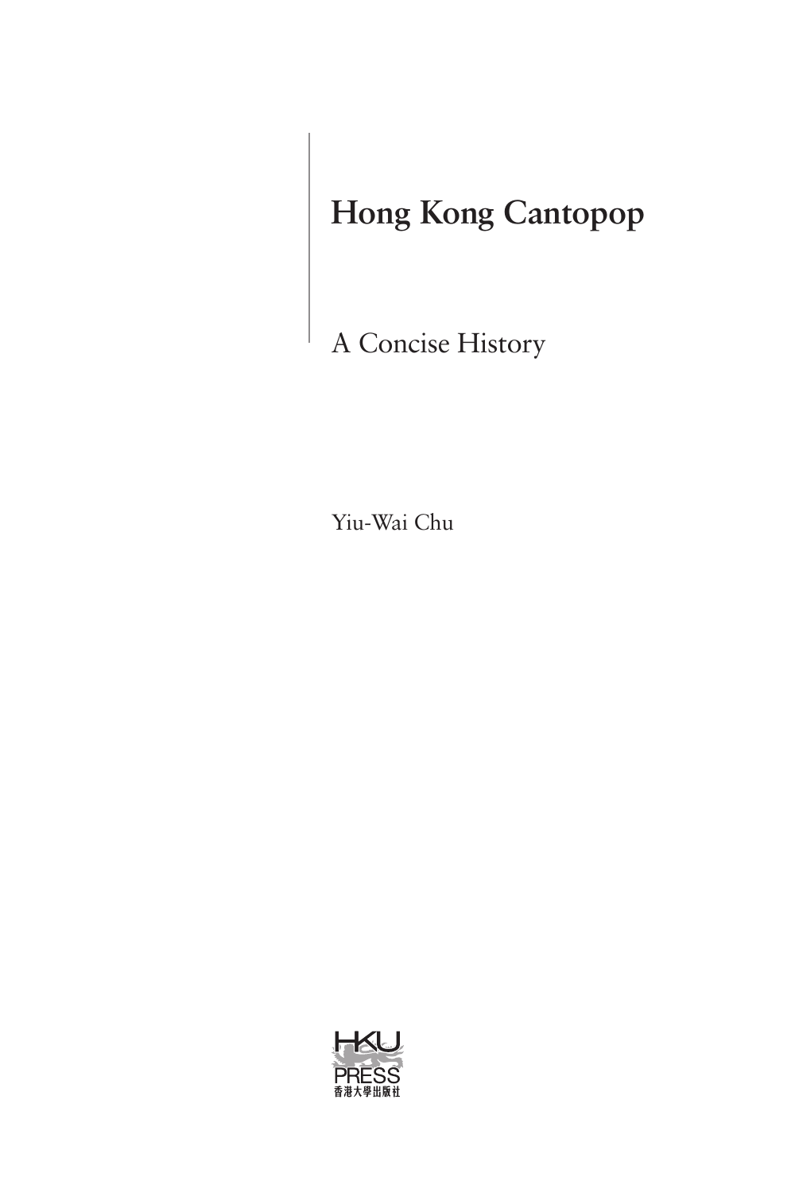# Hong Kong Cantopop

## A Concise History

Yiu-Wai Chu

HKU PRESS
香港大學出版社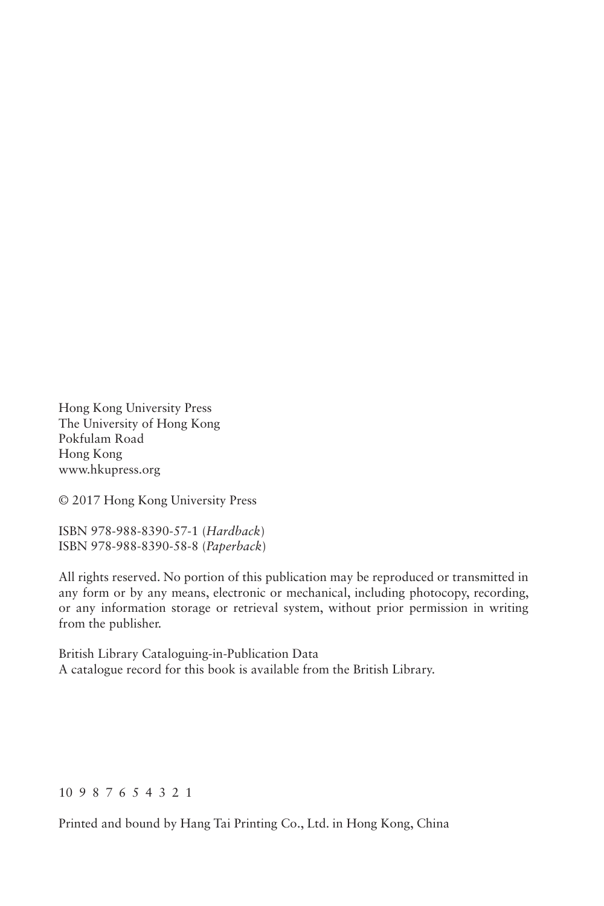Hong Kong University Press
The University of Hong Kong
Pokfulam Road
Hong Kong
www.hkupress.org

© 2017 Hong Kong University Press

ISBN 978-988-8390-57-1 (*Hardback*)
ISBN 978-988-8390-58-8 (*Paperback*)

All rights reserved. No portion of this publication may be reproduced or transmitted in any form or by any means, electronic or mechanical, including photocopy, recording, or any information storage or retrieval system, without prior permission in writing from the publisher.

British Library Cataloguing-in-Publication Data
A catalogue record for this book is available from the British Library.

10 9 8 7 6 5 4 3 2 1

Printed and bound by Hang Tai Printing Co., Ltd. in Hong Kong, China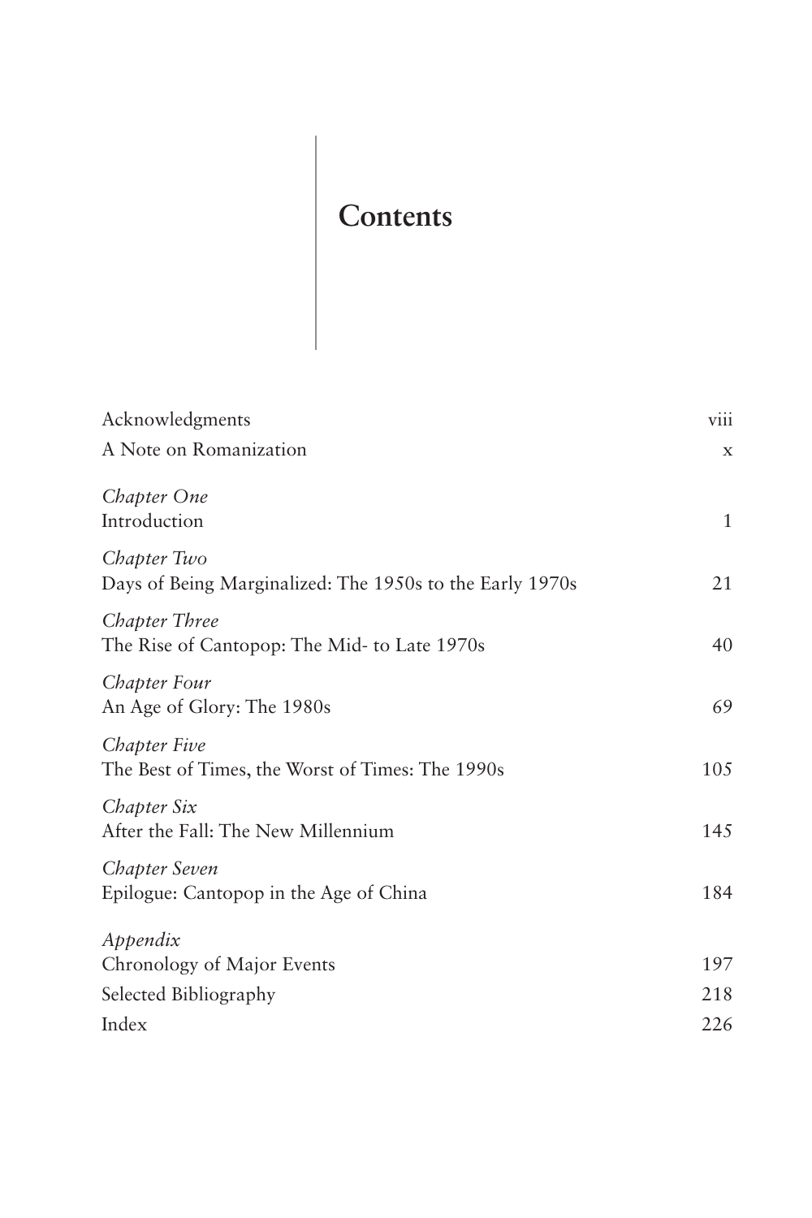# Contents

| | |
|---|---|
| Acknowledgments | viii |
| A Note on Romanization | x |
| *Chapter One*<br>Introduction | 1 |
| *Chapter Two*<br>Days of Being Marginalized: The 1950s to the Early 1970s | 21 |
| *Chapter Three*<br>The Rise of Cantopop: The Mid- to Late 1970s | 40 |
| *Chapter Four*<br>An Age of Glory: The 1980s | 69 |
| *Chapter Five*<br>The Best of Times, the Worst of Times: The 1990s | 105 |
| *Chapter Six*<br>After the Fall: The New Millennium | 145 |
| *Chapter Seven*<br>Epilogue: Cantopop in the Age of China | 184 |
| *Appendix*<br>Chronology of Major Events | 197 |
| Selected Bibliography | 218 |
| Index | 226 |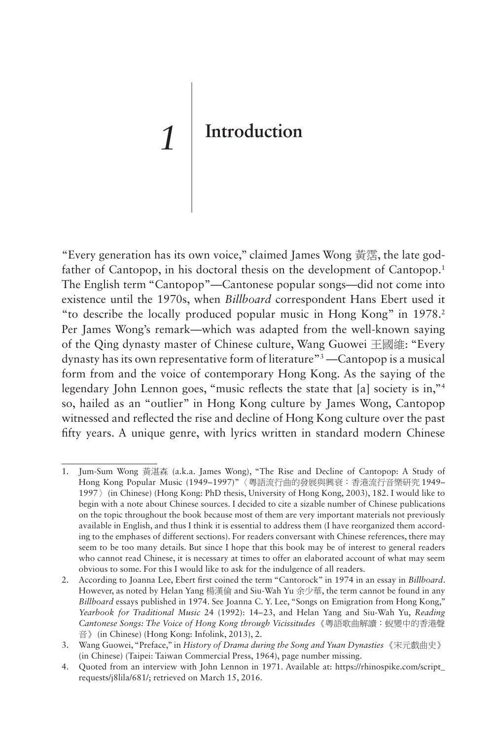# 1 Introduction

"Every generation has its own voice," claimed James Wong 黃霑, the late godfather of Cantopop, in his doctoral thesis on the development of Cantopop.[1] The English term "Cantopop"—Cantonese popular songs—did not come into existence until the 1970s, when *Billboard* correspondent Hans Ebert used it "to describe the locally produced popular music in Hong Kong" in 1978.[2] Per James Wong's remark—which was adapted from the well-known saying of the Qing dynasty master of Chinese culture, Wang Guowei 王國維: "Every dynasty has its own representative form of literature"[3] —Cantopop is a musical form from and the voice of contemporary Hong Kong. As the saying of the legendary John Lennon goes, "music reflects the state that [a] society is in,"[4] so, hailed as an "outlier" in Hong Kong culture by James Wong, Cantopop witnessed and reflected the rise and decline of Hong Kong culture over the past fifty years. A unique genre, with lyrics written in standard modern Chinese

---

1. Jum-Sum Wong 黃湛森 (a.k.a. James Wong), "The Rise and Decline of Cantopop: A Study of Hong Kong Popular Music (1949–1997)"〈粵語流行曲的發展與興衰：香港流行音樂研究 1949–1997〉(in Chinese) (Hong Kong: PhD thesis, University of Hong Kong, 2003), 182. I would like to begin with a note about Chinese sources. I decided to cite a sizable number of Chinese publications on the topic throughout the book because most of them are very important materials not previously available in English, and thus I think it is essential to address them (I have reorganized them according to the emphases of different sections). For readers conversant with Chinese references, there may seem to be too many details. But since I hope that this book may be of interest to general readers who cannot read Chinese, it is necessary at times to offer an elaborated account of what may seem obvious to some. For this I would like to ask for the indulgence of all readers.
2. According to Joanna Lee, Ebert first coined the term "Cantorock" in 1974 in an essay in *Billboard*. However, as noted by Helan Yang 楊漢倫 and Siu-Wah Yu 余少華, the term cannot be found in any *Billboard* essays published in 1974. See Joanna C. Y. Lee, "Songs on Emigration from Hong Kong," *Yearbook for Traditional Music* 24 (1992): 14–23, and Helan Yang and Siu-Wah Yu, *Reading Cantonese Songs: The Voice of Hong Kong through Vicissitudes*《粵語歌曲解讀：蛻變中的香港聲音》(in Chinese) (Hong Kong: Infolink, 2013), 2.
3. Wang Guowei, "Preface," in *History of Drama during the Song and Yuan Dynasties*《宋元戲曲史》(in Chinese) (Taipei: Taiwan Commercial Press, 1964), page number missing.
4. Quoted from an interview with John Lennon in 1971. Available at: https://rhinospike.com/script_requests/j8lila/681/; retrieved on March 15, 2016.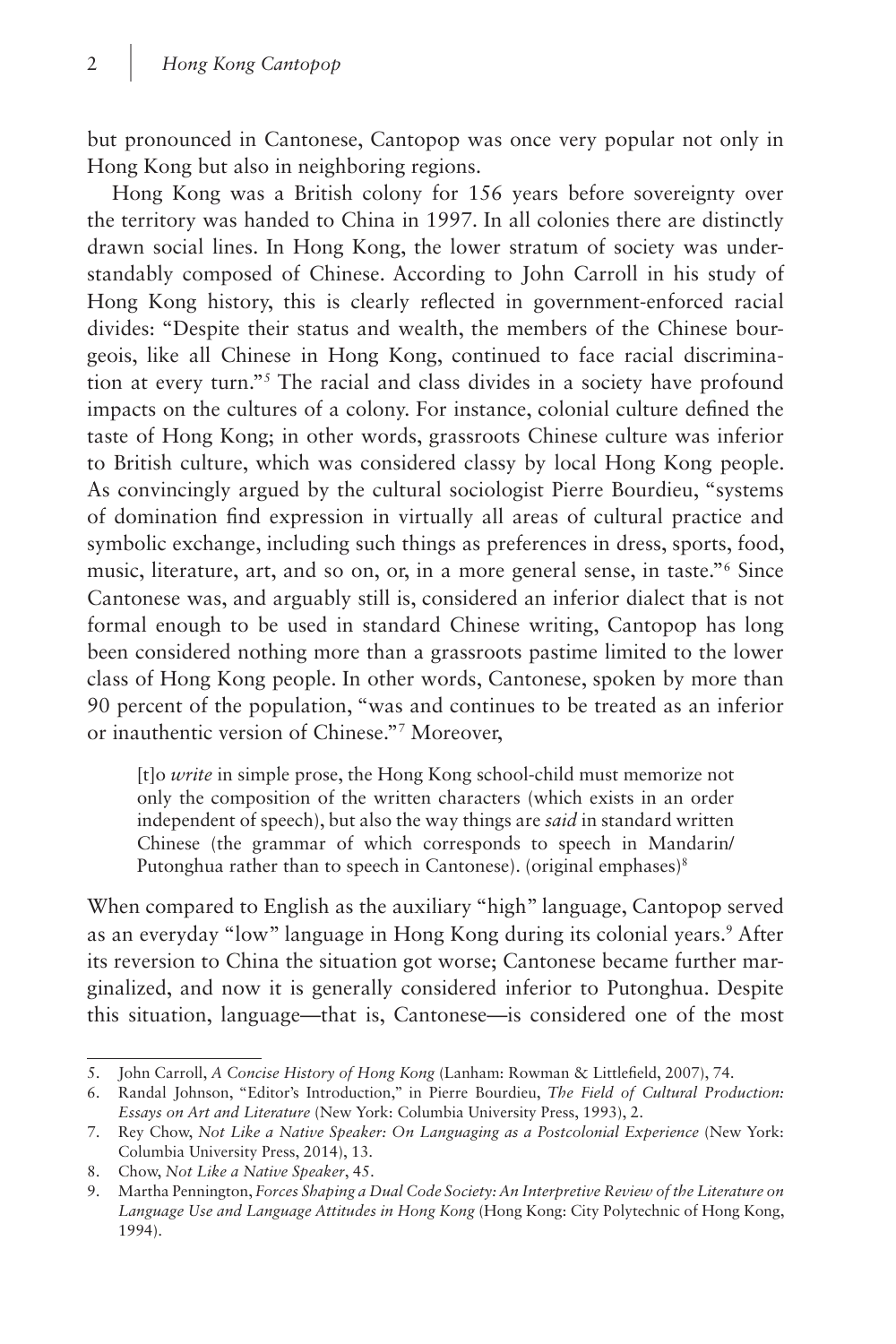but pronounced in Cantonese, Cantopop was once very popular not only in Hong Kong but also in neighboring regions.

Hong Kong was a British colony for 156 years before sovereignty over the territory was handed to China in 1997. In all colonies there are distinctly drawn social lines. In Hong Kong, the lower stratum of society was understandably composed of Chinese. According to John Carroll in his study of Hong Kong history, this is clearly reflected in government-enforced racial divides: "Despite their status and wealth, the members of the Chinese bourgeois, like all Chinese in Hong Kong, continued to face racial discrimination at every turn."[5] The racial and class divides in a society have profound impacts on the cultures of a colony. For instance, colonial culture defined the taste of Hong Kong; in other words, grassroots Chinese culture was inferior to British culture, which was considered classy by local Hong Kong people. As convincingly argued by the cultural sociologist Pierre Bourdieu, "systems of domination find expression in virtually all areas of cultural practice and symbolic exchange, including such things as preferences in dress, sports, food, music, literature, art, and so on, or, in a more general sense, in taste."[6] Since Cantonese was, and arguably still is, considered an inferior dialect that is not formal enough to be used in standard Chinese writing, Cantopop has long been considered nothing more than a grassroots pastime limited to the lower class of Hong Kong people. In other words, Cantonese, spoken by more than 90 percent of the population, "was and continues to be treated as an inferior or inauthentic version of Chinese."[7] Moreover,

> [t]o *write* in simple prose, the Hong Kong school-child must memorize not only the composition of the written characters (which exists in an order independent of speech), but also the way things are *said* in standard written Chinese (the grammar of which corresponds to speech in Mandarin/Putonghua rather than to speech in Cantonese). (original emphases)[8]

When compared to English as the auxiliary "high" language, Cantopop served as an everyday "low" language in Hong Kong during its colonial years.[9] After its reversion to China the situation got worse; Cantonese became further marginalized, and now it is generally considered inferior to Putonghua. Despite this situation, language—that is, Cantonese—is considered one of the most

---

5. John Carroll, *A Concise History of Hong Kong* (Lanham: Rowman & Littlefield, 2007), 74.
6. Randal Johnson, "Editor's Introduction," in Pierre Bourdieu, *The Field of Cultural Production: Essays on Art and Literature* (New York: Columbia University Press, 1993), 2.
7. Rey Chow, *Not Like a Native Speaker: On Languaging as a Postcolonial Experience* (New York: Columbia University Press, 2014), 13.
8. Chow, *Not Like a Native Speaker*, 45.
9. Martha Pennington, *Forces Shaping a Dual Code Society: An Interpretive Review of the Literature on Language Use and Language Attitudes in Hong Kong* (Hong Kong: City Polytechnic of Hong Kong, 1994).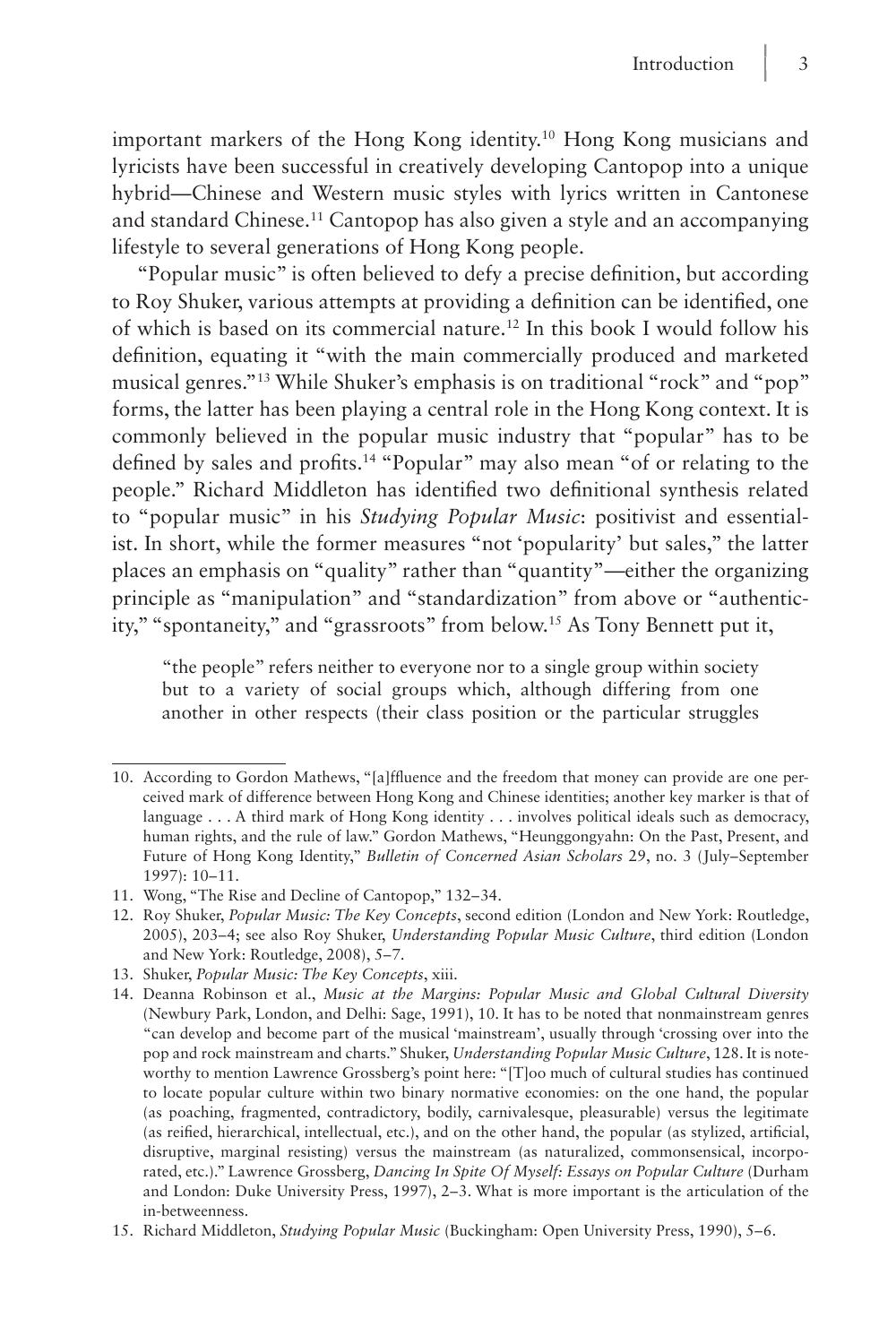important markers of the Hong Kong identity.[10] Hong Kong musicians and lyricists have been successful in creatively developing Cantopop into a unique hybrid—Chinese and Western music styles with lyrics written in Cantonese and standard Chinese.[11] Cantopop has also given a style and an accompanying lifestyle to several generations of Hong Kong people.

"Popular music" is often believed to defy a precise definition, but according to Roy Shuker, various attempts at providing a definition can be identified, one of which is based on its commercial nature.[12] In this book I would follow his definition, equating it "with the main commercially produced and marketed musical genres."[13] While Shuker's emphasis is on traditional "rock" and "pop" forms, the latter has been playing a central role in the Hong Kong context. It is commonly believed in the popular music industry that "popular" has to be defined by sales and profits.[14] "Popular" may also mean "of or relating to the people." Richard Middleton has identified two definitional synthesis related to "popular music" in his *Studying Popular Music*: positivist and essentialist. In short, while the former measures "not 'popularity' but sales," the latter places an emphasis on "quality" rather than "quantity"—either the organizing principle as "manipulation" and "standardization" from above or "authenticity," "spontaneity," and "grassroots" from below.[15] As Tony Bennett put it,

> "the people" refers neither to everyone nor to a single group within society but to a variety of social groups which, although differing from one another in other respects (their class position or the particular struggles

10. According to Gordon Mathews, "[a]ffluence and the freedom that money can provide are one perceived mark of difference between Hong Kong and Chinese identities; another key marker is that of language . . . A third mark of Hong Kong identity . . . involves political ideals such as democracy, human rights, and the rule of law." Gordon Mathews, "Heunggongyahn: On the Past, Present, and Future of Hong Kong Identity," *Bulletin of Concerned Asian Scholars* 29, no. 3 (July–September 1997): 10–11.
11. Wong, "The Rise and Decline of Cantopop," 132–34.
12. Roy Shuker, *Popular Music: The Key Concepts*, second edition (London and New York: Routledge, 2005), 203–4; see also Roy Shuker, *Understanding Popular Music Culture*, third edition (London and New York: Routledge, 2008), 5–7.
13. Shuker, *Popular Music: The Key Concepts*, xiii.
14. Deanna Robinson et al., *Music at the Margins: Popular Music and Global Cultural Diversity* (Newbury Park, London, and Delhi: Sage, 1991), 10. It has to be noted that nonmainstream genres "can develop and become part of the musical 'mainstream', usually through 'crossing over into the pop and rock mainstream and charts." Shuker, *Understanding Popular Music Culture*, 128. It is noteworthy to mention Lawrence Grossberg's point here: "[T]oo much of cultural studies has continued to locate popular culture within two binary normative economies: on the one hand, the popular (as poaching, fragmented, contradictory, bodily, carnivalesque, pleasurable) versus the legitimate (as reified, hierarchical, intellectual, etc.), and on the other hand, the popular (as stylized, artificial, disruptive, marginal resisting) versus the mainstream (as naturalized, commonsensical, incorporated, etc.)." Lawrence Grossberg, *Dancing In Spite Of Myself: Essays on Popular Culture* (Durham and London: Duke University Press, 1997), 2–3. What is more important is the articulation of the in-betweenness.
15. Richard Middleton, *Studying Popular Music* (Buckingham: Open University Press, 1990), 5–6.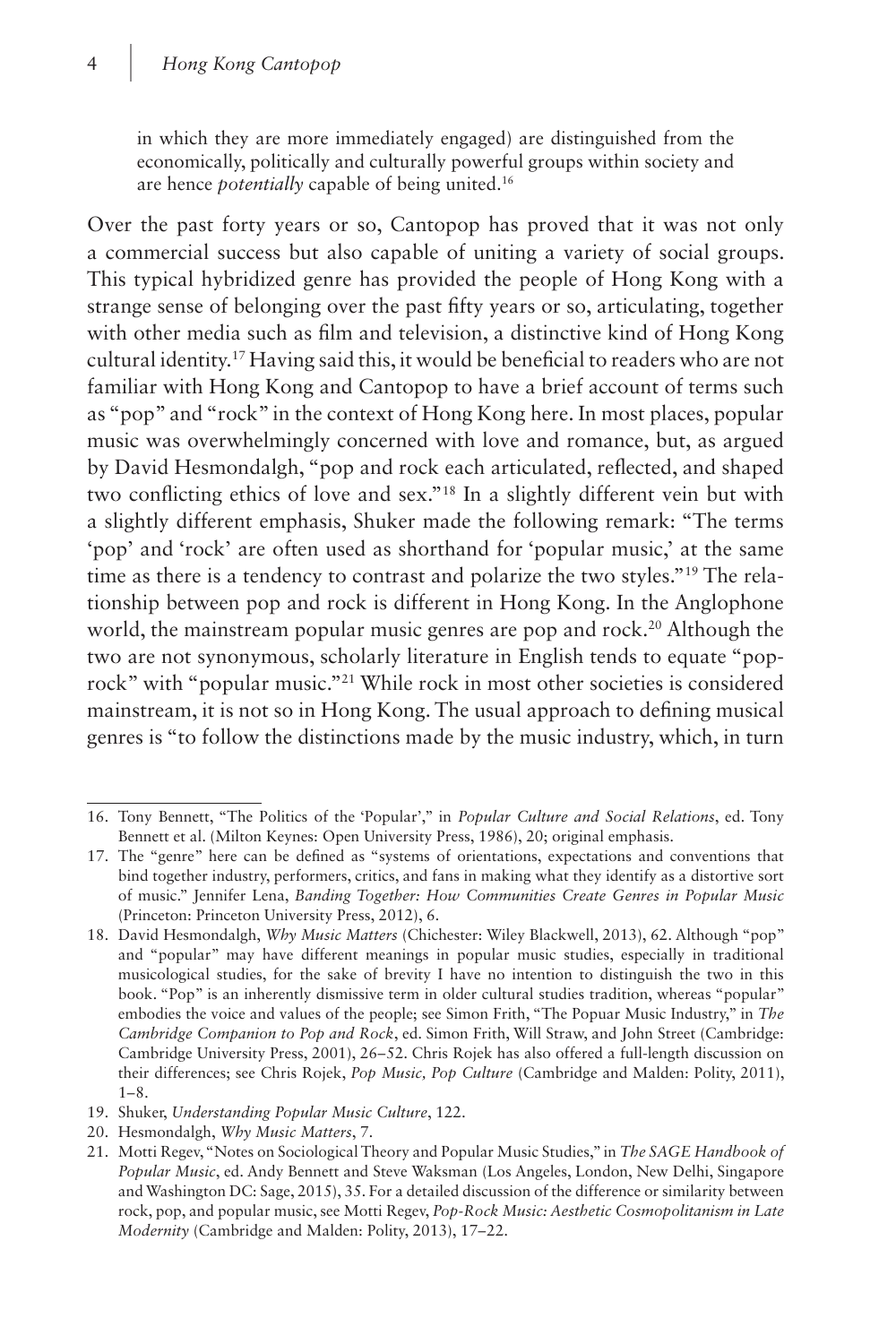in which they are more immediately engaged) are distinguished from the economically, politically and culturally powerful groups within society and are hence *potentially* capable of being united.[16]

Over the past forty years or so, Cantopop has proved that it was not only a commercial success but also capable of uniting a variety of social groups. This typical hybridized genre has provided the people of Hong Kong with a strange sense of belonging over the past fifty years or so, articulating, together with other media such as film and television, a distinctive kind of Hong Kong cultural identity.[17] Having said this, it would be beneficial to readers who are not familiar with Hong Kong and Cantopop to have a brief account of terms such as "pop" and "rock" in the context of Hong Kong here. In most places, popular music was overwhelmingly concerned with love and romance, but, as argued by David Hesmondalgh, "pop and rock each articulated, reflected, and shaped two conflicting ethics of love and sex."[18] In a slightly different vein but with a slightly different emphasis, Shuker made the following remark: "The terms 'pop' and 'rock' are often used as shorthand for 'popular music,' at the same time as there is a tendency to contrast and polarize the two styles."[19] The relationship between pop and rock is different in Hong Kong. In the Anglophone world, the mainstream popular music genres are pop and rock.[20] Although the two are not synonymous, scholarly literature in English tends to equate "pop-rock" with "popular music."[21] While rock in most other societies is considered mainstream, it is not so in Hong Kong. The usual approach to defining musical genres is "to follow the distinctions made by the music industry, which, in turn

---

16. Tony Bennett, "The Politics of the 'Popular'," in *Popular Culture and Social Relations*, ed. Tony Bennett et al. (Milton Keynes: Open University Press, 1986), 20; original emphasis.
17. The "genre" here can be defined as "systems of orientations, expectations and conventions that bind together industry, performers, critics, and fans in making what they identify as a distortive sort of music." Jennifer Lena, *Banding Together: How Communities Create Genres in Popular Music* (Princeton: Princeton University Press, 2012), 6.
18. David Hesmondalgh, *Why Music Matters* (Chichester: Wiley Blackwell, 2013), 62. Although "pop" and "popular" may have different meanings in popular music studies, especially in traditional musicological studies, for the sake of brevity I have no intention to distinguish the two in this book. "Pop" is an inherently dismissive term in older cultural studies tradition, whereas "popular" embodies the voice and values of the people; see Simon Frith, "The Popuar Music Industry," in *The Cambridge Companion to Pop and Rock*, ed. Simon Frith, Will Straw, and John Street (Cambridge: Cambridge University Press, 2001), 26–52. Chris Rojek has also offered a full-length discussion on their differences; see Chris Rojek, *Pop Music, Pop Culture* (Cambridge and Malden: Polity, 2011), 1–8.
19. Shuker, *Understanding Popular Music Culture*, 122.
20. Hesmondalgh, *Why Music Matters*, 7.
21. Motti Regev, "Notes on Sociological Theory and Popular Music Studies," in *The SAGE Handbook of Popular Music*, ed. Andy Bennett and Steve Waksman (Los Angeles, London, New Delhi, Singapore and Washington DC: Sage, 2015), 35. For a detailed discussion of the difference or similarity between rock, pop, and popular music, see Motti Regev, *Pop-Rock Music: Aesthetic Cosmopolitanism in Late Modernity* (Cambridge and Malden: Polity, 2013), 17–22.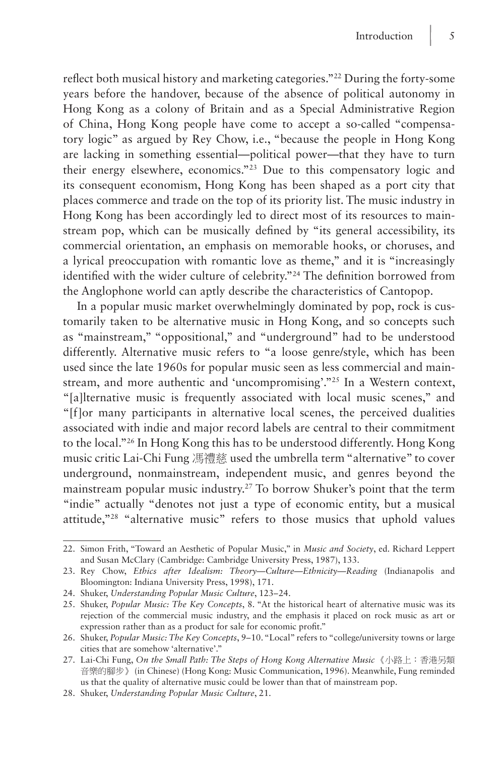reflect both musical history and marketing categories."[22] During the forty-some years before the handover, because of the absence of political autonomy in Hong Kong as a colony of Britain and as a Special Administrative Region of China, Hong Kong people have come to accept a so-called "compensatory logic" as argued by Rey Chow, i.e., "because the people in Hong Kong are lacking in something essential—political power—that they have to turn their energy elsewhere, economics."[23] Due to this compensatory logic and its consequent economism, Hong Kong has been shaped as a port city that places commerce and trade on the top of its priority list. The music industry in Hong Kong has been accordingly led to direct most of its resources to mainstream pop, which can be musically defined by "its general accessibility, its commercial orientation, an emphasis on memorable hooks, or choruses, and a lyrical preoccupation with romantic love as theme," and it is "increasingly identified with the wider culture of celebrity."[24] The definition borrowed from the Anglophone world can aptly describe the characteristics of Cantopop.

In a popular music market overwhelmingly dominated by pop, rock is customarily taken to be alternative music in Hong Kong, and so concepts such as "mainstream," "oppositional," and "underground" had to be understood differently. Alternative music refers to "a loose genre/style, which has been used since the late 1960s for popular music seen as less commercial and mainstream, and more authentic and 'uncompromising'."[25] In a Western context, "[a]lternative music is frequently associated with local music scenes," and "[f]or many participants in alternative local scenes, the perceived dualities associated with indie and major record labels are central to their commitment to the local."[26] In Hong Kong this has to be understood differently. Hong Kong music critic Lai-Chi Fung 馮禮慈 used the umbrella term "alternative" to cover underground, nonmainstream, independent music, and genres beyond the mainstream popular music industry.[27] To borrow Shuker's point that the term "indie" actually "denotes not just a type of economic entity, but a musical attitude,"[28] "alternative music" refers to those musics that uphold values

---

22. Simon Frith, "Toward an Aesthetic of Popular Music," in *Music and Society*, ed. Richard Leppert and Susan McClary (Cambridge: Cambridge University Press, 1987), 133.
23. Rey Chow, *Ethics after Idealism: Theory—Culture—Ethnicity—Reading* (Indianapolis and Bloomington: Indiana University Press, 1998), 171.
24. Shuker, *Understanding Popular Music Culture*, 123–24.
25. Shuker, *Popular Music: The Key Concepts*, 8. "At the historical heart of alternative music was its rejection of the commercial music industry, and the emphasis it placed on rock music as art or expression rather than as a product for sale for economic profit."
26. Shuker, *Popular Music: The Key Concepts*, 9–10. "Local" refers to "college/university towns or large cities that are somehow 'alternative'."
27. Lai-Chi Fung, *On the Small Path: The Steps of Hong Kong Alternative Music*《小路上：香港另類音樂的腳步》(in Chinese) (Hong Kong: Music Communication, 1996). Meanwhile, Fung reminded us that the quality of alternative music could be lower than that of mainstream pop.
28. Shuker, *Understanding Popular Music Culture*, 21.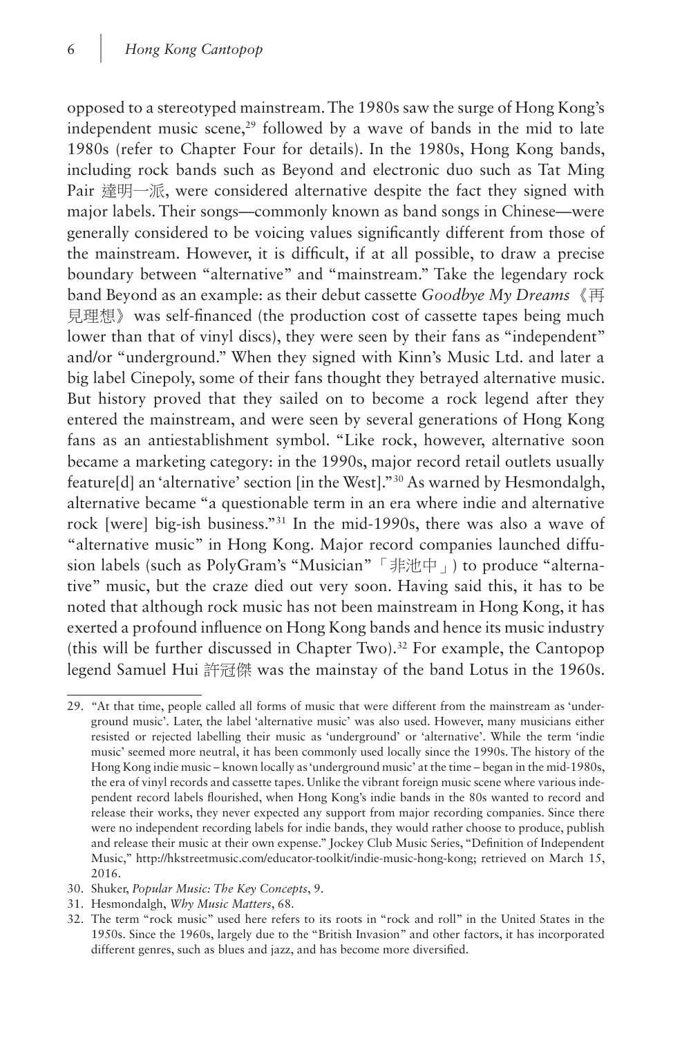opposed to a stereotyped mainstream. The 1980s saw the surge of Hong Kong's independent music scene,[29] followed by a wave of bands in the mid to late 1980s (refer to Chapter Four for details). In the 1980s, Hong Kong bands, including rock bands such as Beyond and electronic duo such as Tat Ming Pair 達明一派, were considered alternative despite the fact they signed with major labels. Their songs—commonly known as band songs in Chinese—were generally considered to be voicing values significantly different from those of the mainstream. However, it is difficult, if at all possible, to draw a precise boundary between "alternative" and "mainstream." Take the legendary rock band Beyond as an example: as their debut cassette *Goodbye My Dreams*《再見理想》was self-financed (the production cost of cassette tapes being much lower than that of vinyl discs), they were seen by their fans as "independent" and/or "underground." When they signed with Kinn's Music Ltd. and later a big label Cinepoly, some of their fans thought they betrayed alternative music. But history proved that they sailed on to become a rock legend after they entered the mainstream, and were seen by several generations of Hong Kong fans as an antiestablishment symbol. "Like rock, however, alternative soon became a marketing category: in the 1990s, major record retail outlets usually feature[d] an 'alternative' section [in the West]."[30] As warned by Hesmondalgh, alternative became "a questionable term in an era where indie and alternative rock [were] big-ish business."[31] In the mid-1990s, there was also a wave of "alternative music" in Hong Kong. Major record companies launched diffusion labels (such as PolyGram's "Musician"「非池中」) to produce "alternative" music, but the craze died out very soon. Having said this, it has to be noted that although rock music has not been mainstream in Hong Kong, it has exerted a profound influence on Hong Kong bands and hence its music industry (this will be further discussed in Chapter Two).[32] For example, the Cantopop legend Samuel Hui 許冠傑 was the mainstay of the band Lotus in the 1960s.

---

29. "At that time, people called all forms of music that were different from the mainstream as 'underground music'. Later, the label 'alternative music' was also used. However, many musicians either resisted or rejected labelling their music as 'underground' or 'alternative'. While the term 'indie music' seemed more neutral, it has been commonly used locally since the 1990s. The history of the Hong Kong indie music – known locally as 'underground music' at the time – began in the mid-1980s, the era of vinyl records and cassette tapes. Unlike the vibrant foreign music scene where various independent record labels flourished, when Hong Kong's indie bands in the 80s wanted to record and release their works, they never expected any support from major recording companies. Since there were no independent recording labels for indie bands, they would rather choose to produce, publish and release their music at their own expense." Jockey Club Music Series, "Definition of Independent Music," http://hkstreetmusic.com/educator-toolkit/indie-music-hong-kong; retrieved on March 15, 2016.
30. Shuker, *Popular Music: The Key Concepts*, 9.
31. Hesmondalgh, *Why Music Matters*, 68.
32. The term "rock music" used here refers to its roots in "rock and roll" in the United States in the 1950s. Since the 1960s, largely due to the "British Invasion" and other factors, it has incorporated different genres, such as blues and jazz, and has become more diversified.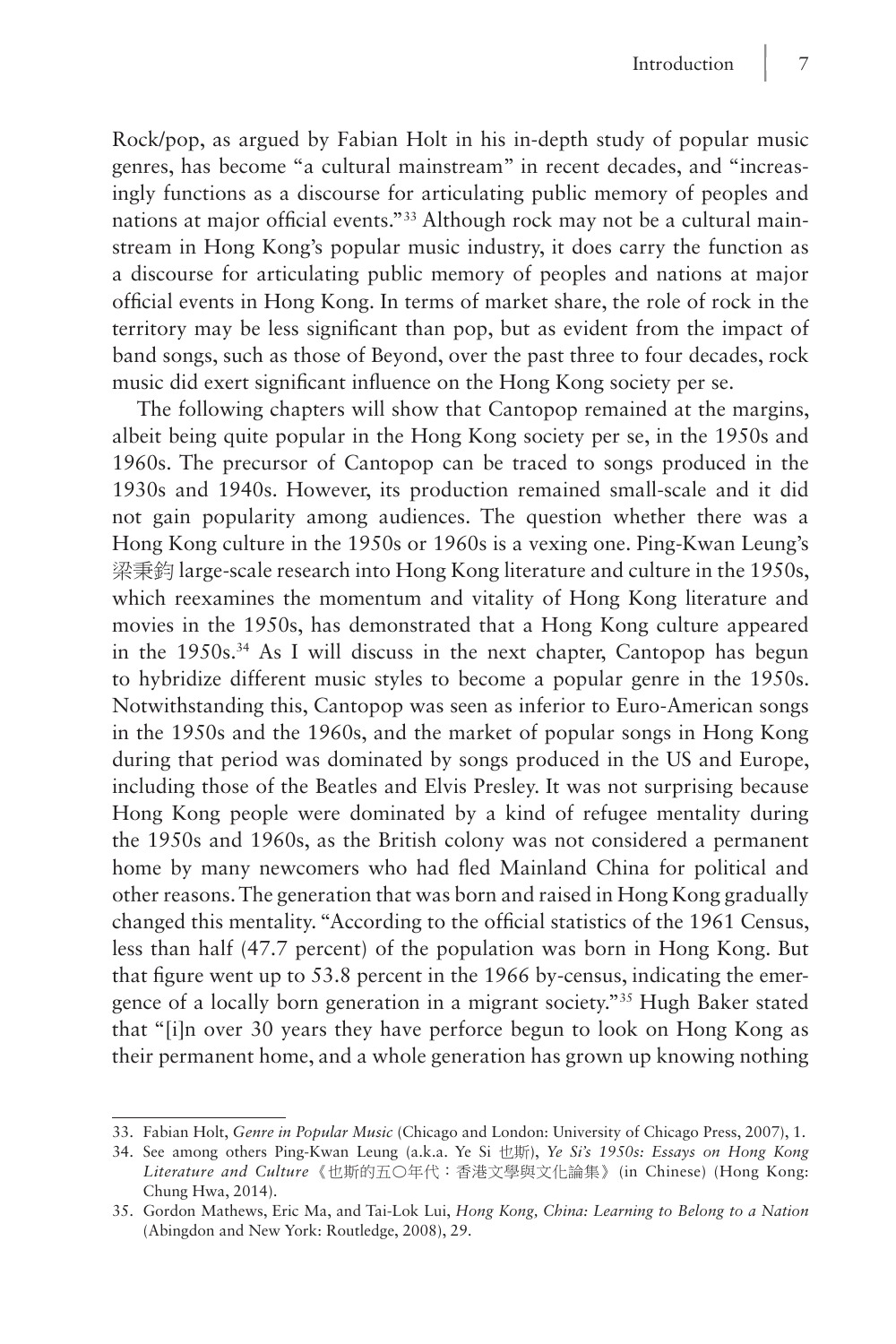Rock/pop, as argued by Fabian Holt in his in-depth study of popular music genres, has become "a cultural mainstream" in recent decades, and "increasingly functions as a discourse for articulating public memory of peoples and nations at major official events."[33] Although rock may not be a cultural mainstream in Hong Kong's popular music industry, it does carry the function as a discourse for articulating public memory of peoples and nations at major official events in Hong Kong. In terms of market share, the role of rock in the territory may be less significant than pop, but as evident from the impact of band songs, such as those of Beyond, over the past three to four decades, rock music did exert significant influence on the Hong Kong society per se.

The following chapters will show that Cantopop remained at the margins, albeit being quite popular in the Hong Kong society per se, in the 1950s and 1960s. The precursor of Cantopop can be traced to songs produced in the 1930s and 1940s. However, its production remained small-scale and it did not gain popularity among audiences. The question whether there was a Hong Kong culture in the 1950s or 1960s is a vexing one. Ping-Kwan Leung's 梁秉鈞 large-scale research into Hong Kong literature and culture in the 1950s, which reexamines the momentum and vitality of Hong Kong literature and movies in the 1950s, has demonstrated that a Hong Kong culture appeared in the 1950s.[34] As I will discuss in the next chapter, Cantopop has begun to hybridize different music styles to become a popular genre in the 1950s. Notwithstanding this, Cantopop was seen as inferior to Euro-American songs in the 1950s and the 1960s, and the market of popular songs in Hong Kong during that period was dominated by songs produced in the US and Europe, including those of the Beatles and Elvis Presley. It was not surprising because Hong Kong people were dominated by a kind of refugee mentality during the 1950s and 1960s, as the British colony was not considered a permanent home by many newcomers who had fled Mainland China for political and other reasons. The generation that was born and raised in Hong Kong gradually changed this mentality. "According to the official statistics of the 1961 Census, less than half (47.7 percent) of the population was born in Hong Kong. But that figure went up to 53.8 percent in the 1966 by-census, indicating the emergence of a locally born generation in a migrant society."[35] Hugh Baker stated that "[i]n over 30 years they have perforce begun to look on Hong Kong as their permanent home, and a whole generation has grown up knowing nothing

---

33. Fabian Holt, *Genre in Popular Music* (Chicago and London: University of Chicago Press, 2007), 1.
34. See among others Ping-Kwan Leung (a.k.a. Ye Si 也斯), *Ye Si's 1950s: Essays on Hong Kong Literature and Culture* 《也斯的五〇年代：香港文學與文化論集》 (in Chinese) (Hong Kong: Chung Hwa, 2014).
35. Gordon Mathews, Eric Ma, and Tai-Lok Lui, *Hong Kong, China: Learning to Belong to a Nation* (Abingdon and New York: Routledge, 2008), 29.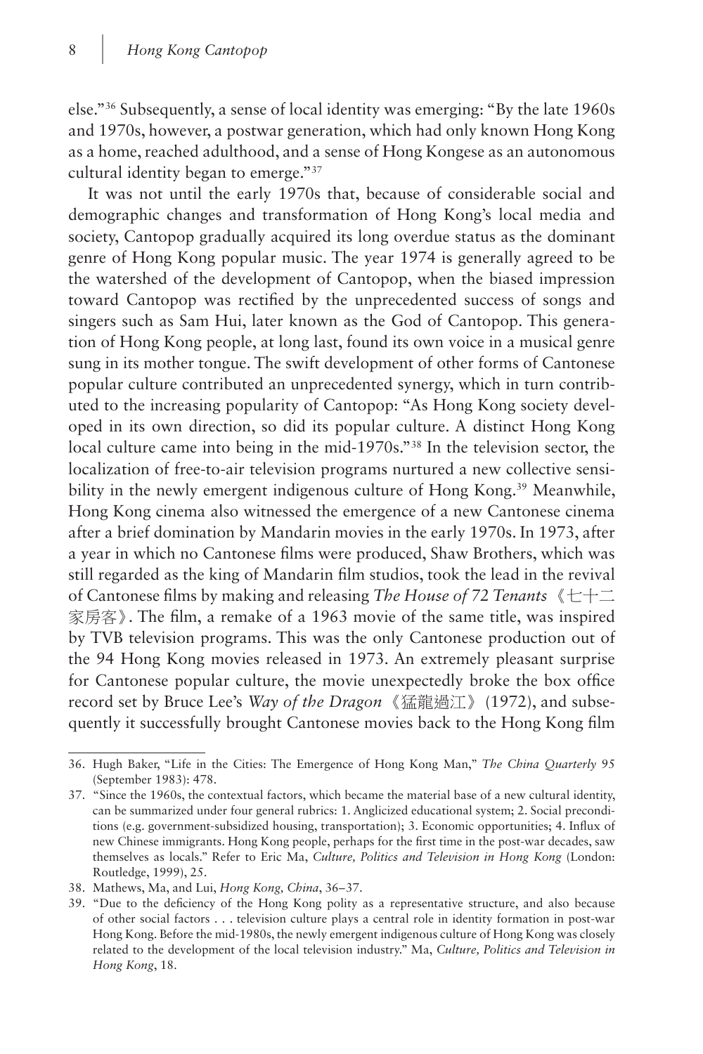else."[36] Subsequently, a sense of local identity was emerging: "By the late 1960s and 1970s, however, a postwar generation, which had only known Hong Kong as a home, reached adulthood, and a sense of Hong Kongese as an autonomous cultural identity began to emerge."[37]

It was not until the early 1970s that, because of considerable social and demographic changes and transformation of Hong Kong's local media and society, Cantopop gradually acquired its long overdue status as the dominant genre of Hong Kong popular music. The year 1974 is generally agreed to be the watershed of the development of Cantopop, when the biased impression toward Cantopop was rectified by the unprecedented success of songs and singers such as Sam Hui, later known as the God of Cantopop. This generation of Hong Kong people, at long last, found its own voice in a musical genre sung in its mother tongue. The swift development of other forms of Cantonese popular culture contributed an unprecedented synergy, which in turn contributed to the increasing popularity of Cantopop: "As Hong Kong society developed in its own direction, so did its popular culture. A distinct Hong Kong local culture came into being in the mid-1970s."[38] In the television sector, the localization of free-to-air television programs nurtured a new collective sensibility in the newly emergent indigenous culture of Hong Kong.[39] Meanwhile, Hong Kong cinema also witnessed the emergence of a new Cantonese cinema after a brief domination by Mandarin movies in the early 1970s. In 1973, after a year in which no Cantonese films were produced, Shaw Brothers, which was still regarded as the king of Mandarin film studios, took the lead in the revival of Cantonese films by making and releasing *The House of 72 Tenants*《七十二家房客》. The film, a remake of a 1963 movie of the same title, was inspired by TVB television programs. This was the only Cantonese production out of the 94 Hong Kong movies released in 1973. An extremely pleasant surprise for Cantonese popular culture, the movie unexpectedly broke the box office record set by Bruce Lee's *Way of the Dragon*《猛龍過江》(1972), and subsequently it successfully brought Cantonese movies back to the Hong Kong film

---

36. Hugh Baker, "Life in the Cities: The Emergence of Hong Kong Man," *The China Quarterly* 95 (September 1983): 478.
37. "Since the 1960s, the contextual factors, which became the material base of a new cultural identity, can be summarized under four general rubrics: 1. Anglicized educational system; 2. Social preconditions (e.g. government-subsidized housing, transportation); 3. Economic opportunities; 4. Influx of new Chinese immigrants. Hong Kong people, perhaps for the first time in the post-war decades, saw themselves as locals." Refer to Eric Ma, *Culture, Politics and Television in Hong Kong* (London: Routledge, 1999), 25.
38. Mathews, Ma, and Lui, *Hong Kong, China*, 36–37.
39. "Due to the deficiency of the Hong Kong polity as a representative structure, and also because of other social factors . . . television culture plays a central role in identity formation in post-war Hong Kong. Before the mid-1980s, the newly emergent indigenous culture of Hong Kong was closely related to the development of the local television industry." Ma, *Culture, Politics and Television in Hong Kong*, 18.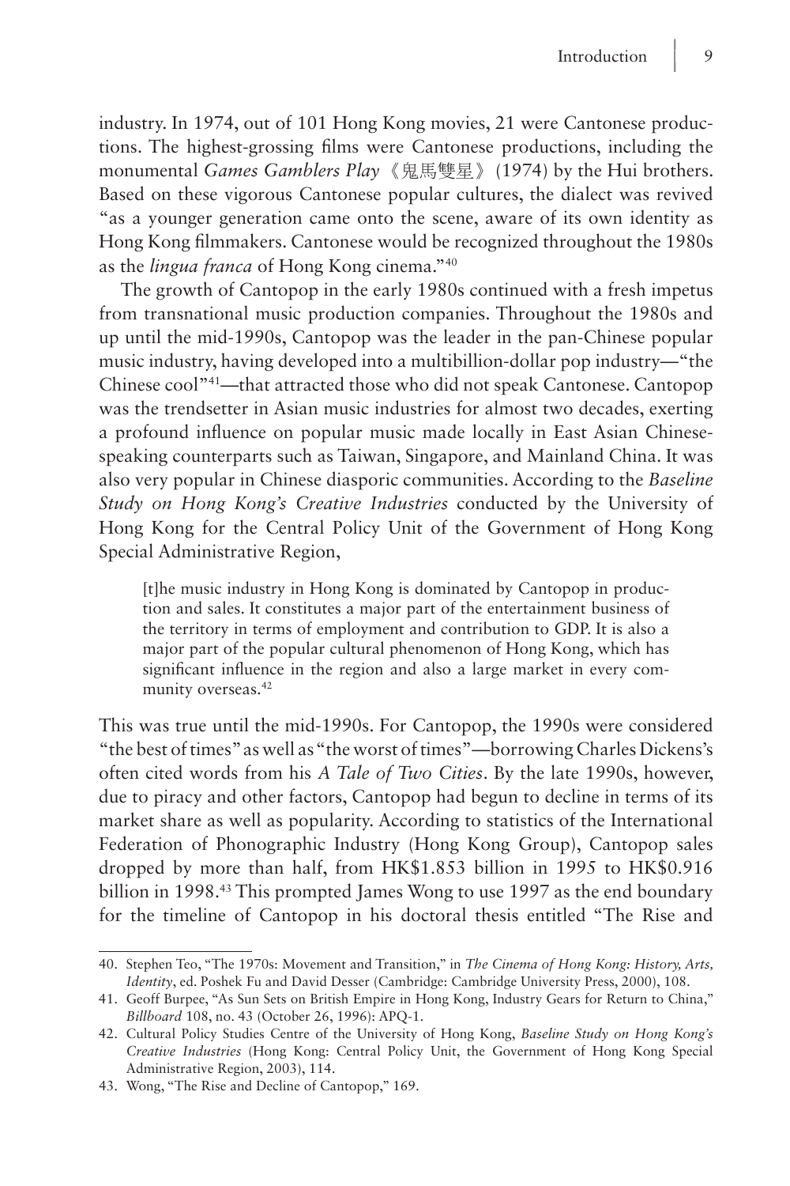industry. In 1974, out of 101 Hong Kong movies, 21 were Cantonese productions. The highest-grossing films were Cantonese productions, including the monumental *Games Gamblers Play*《鬼馬雙星》(1974) by the Hui brothers. Based on these vigorous Cantonese popular cultures, the dialect was revived "as a younger generation came onto the scene, aware of its own identity as Hong Kong filmmakers. Cantonese would be recognized throughout the 1980s as the *lingua franca* of Hong Kong cinema."[40]

The growth of Cantopop in the early 1980s continued with a fresh impetus from transnational music production companies. Throughout the 1980s and up until the mid-1990s, Cantopop was the leader in the pan-Chinese popular music industry, having developed into a multibillion-dollar pop industry—"the Chinese cool"[41]—that attracted those who did not speak Cantonese. Cantopop was the trendsetter in Asian music industries for almost two decades, exerting a profound influence on popular music made locally in East Asian Chinese-speaking counterparts such as Taiwan, Singapore, and Mainland China. It was also very popular in Chinese diasporic communities. According to the *Baseline Study on Hong Kong's Creative Industries* conducted by the University of Hong Kong for the Central Policy Unit of the Government of Hong Kong Special Administrative Region,

> [t]he music industry in Hong Kong is dominated by Cantopop in production and sales. It constitutes a major part of the entertainment business of the territory in terms of employment and contribution to GDP. It is also a major part of the popular cultural phenomenon of Hong Kong, which has significant influence in the region and also a large market in every community overseas.[42]

This was true until the mid-1990s. For Cantopop, the 1990s were considered "the best of times" as well as "the worst of times"—borrowing Charles Dickens's often cited words from his *A Tale of Two Cities*. By the late 1990s, however, due to piracy and other factors, Cantopop had begun to decline in terms of its market share as well as popularity. According to statistics of the International Federation of Phonographic Industry (Hong Kong Group), Cantopop sales dropped by more than half, from HK$1.853 billion in 1995 to HK$0.916 billion in 1998.[43] This prompted James Wong to use 1997 as the end boundary for the timeline of Cantopop in his doctoral thesis entitled "The Rise and

---

40. Stephen Teo, "The 1970s: Movement and Transition," in *The Cinema of Hong Kong: History, Arts, Identity*, ed. Poshek Fu and David Desser (Cambridge: Cambridge University Press, 2000), 108.

41. Geoff Burpee, "As Sun Sets on British Empire in Hong Kong, Industry Gears for Return to China," *Billboard* 108, no. 43 (October 26, 1996): APQ-1.

42. Cultural Policy Studies Centre of the University of Hong Kong, *Baseline Study on Hong Kong's Creative Industries* (Hong Kong: Central Policy Unit, the Government of Hong Kong Special Administrative Region, 2003), 114.

43. Wong, "The Rise and Decline of Cantopop," 169.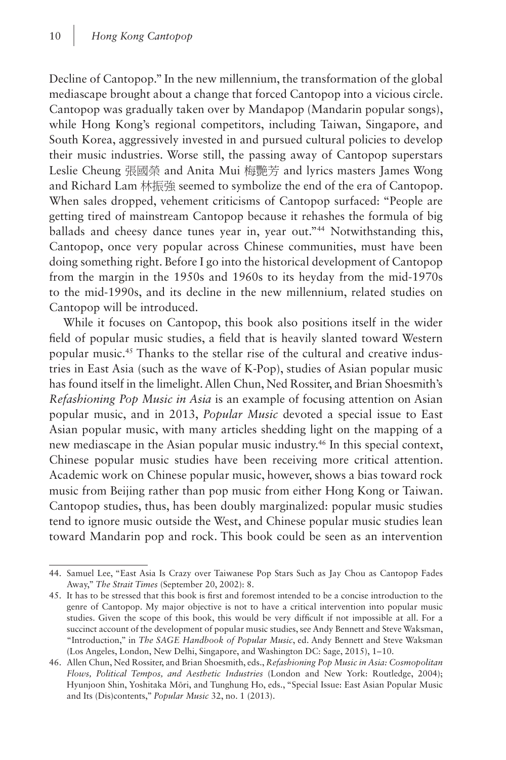Decline of Cantopop." In the new millennium, the transformation of the global mediascape brought about a change that forced Cantopop into a vicious circle. Cantopop was gradually taken over by Mandapop (Mandarin popular songs), while Hong Kong's regional competitors, including Taiwan, Singapore, and South Korea, aggressively invested in and pursued cultural policies to develop their music industries. Worse still, the passing away of Cantopop superstars Leslie Cheung 張國榮 and Anita Mui 梅艷芳 and lyrics masters James Wong and Richard Lam 林振強 seemed to symbolize the end of the era of Cantopop. When sales dropped, vehement criticisms of Cantopop surfaced: "People are getting tired of mainstream Cantopop because it rehashes the formula of big ballads and cheesy dance tunes year in, year out."[44] Notwithstanding this, Cantopop, once very popular across Chinese communities, must have been doing something right. Before I go into the historical development of Cantopop from the margin in the 1950s and 1960s to its heyday from the mid-1970s to the mid-1990s, and its decline in the new millennium, related studies on Cantopop will be introduced.

While it focuses on Cantopop, this book also positions itself in the wider field of popular music studies, a field that is heavily slanted toward Western popular music.[45] Thanks to the stellar rise of the cultural and creative industries in East Asia (such as the wave of K-Pop), studies of Asian popular music has found itself in the limelight. Allen Chun, Ned Rossiter, and Brian Shoesmith's *Refashioning Pop Music in Asia* is an example of focusing attention on Asian popular music, and in 2013, *Popular Music* devoted a special issue to East Asian popular music, with many articles shedding light on the mapping of a new mediascape in the Asian popular music industry.[46] In this special context, Chinese popular music studies have been receiving more critical attention. Academic work on Chinese popular music, however, shows a bias toward rock music from Beijing rather than pop music from either Hong Kong or Taiwan. Cantopop studies, thus, has been doubly marginalized: popular music studies tend to ignore music outside the West, and Chinese popular music studies lean toward Mandarin pop and rock. This book could be seen as an intervention

44. Samuel Lee, "East Asia Is Crazy over Taiwanese Pop Stars Such as Jay Chou as Cantopop Fades Away," *The Strait Times* (September 20, 2002): 8.

45. It has to be stressed that this book is first and foremost intended to be a concise introduction to the genre of Cantopop. My major objective is not to have a critical intervention into popular music studies. Given the scope of this book, this would be very difficult if not impossible at all. For a succinct account of the development of popular music studies, see Andy Bennett and Steve Waksman, "Introduction," in *The SAGE Handbook of Popular Music*, ed. Andy Bennett and Steve Waksman (Los Angeles, London, New Delhi, Singapore, and Washington DC: Sage, 2015), 1–10.

46. Allen Chun, Ned Rossiter, and Brian Shoesmith, eds., *Refashioning Pop Music in Asia: Cosmopolitan Flows, Political Tempos, and Aesthetic Industries* (London and New York: Routledge, 2004); Hyunjoon Shin, Yoshitaka Mōri, and Tunghung Ho, eds., "Special Issue: East Asian Popular Music and Its (Dis)contents," *Popular Music* 32, no. 1 (2013).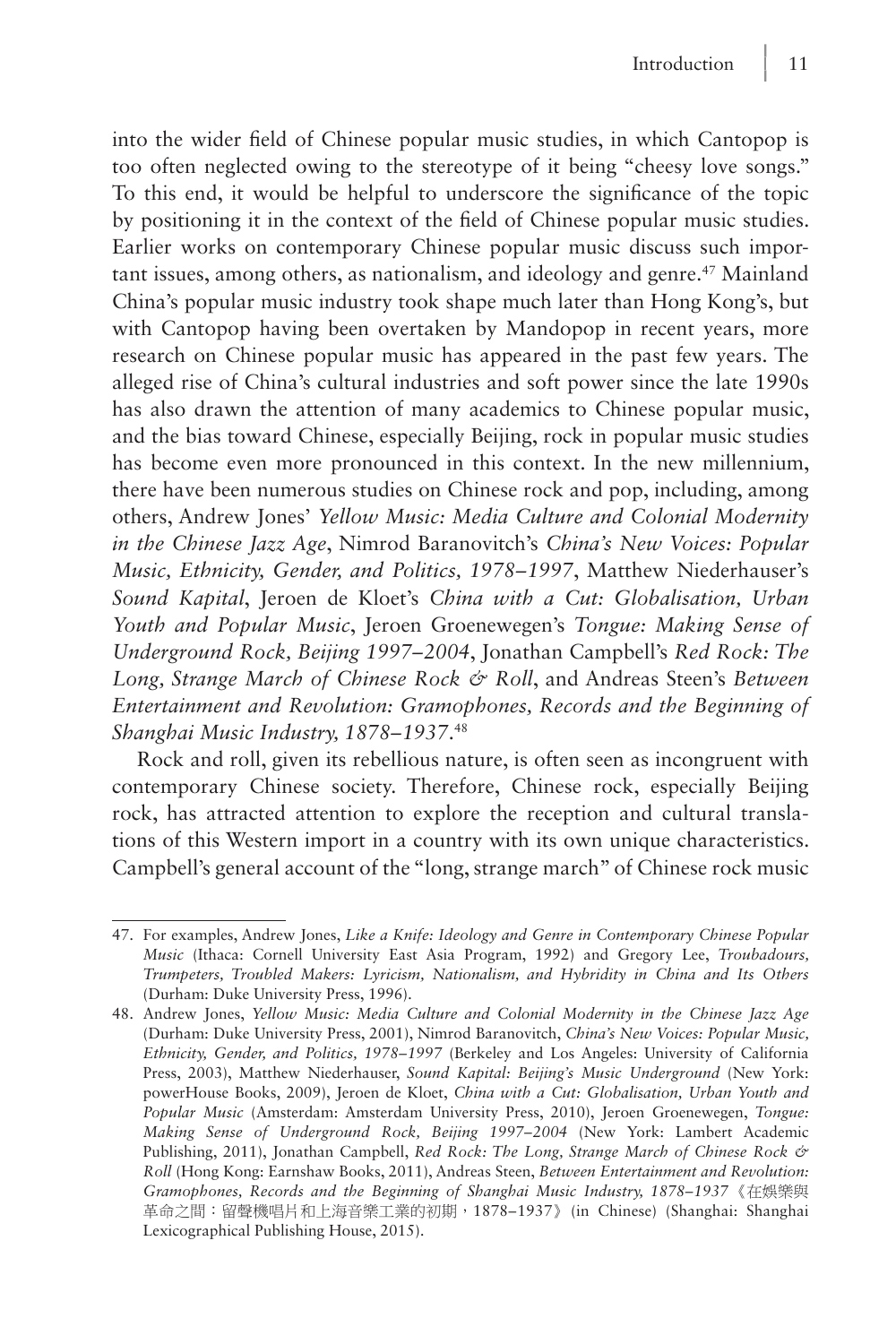into the wider field of Chinese popular music studies, in which Cantopop is too often neglected owing to the stereotype of it being "cheesy love songs." To this end, it would be helpful to underscore the significance of the topic by positioning it in the context of the field of Chinese popular music studies. Earlier works on contemporary Chinese popular music discuss such important issues, among others, as nationalism, and ideology and genre.[47] Mainland China's popular music industry took shape much later than Hong Kong's, but with Cantopop having been overtaken by Mandopop in recent years, more research on Chinese popular music has appeared in the past few years. The alleged rise of China's cultural industries and soft power since the late 1990s has also drawn the attention of many academics to Chinese popular music, and the bias toward Chinese, especially Beijing, rock in popular music studies has become even more pronounced in this context. In the new millennium, there have been numerous studies on Chinese rock and pop, including, among others, Andrew Jones' *Yellow Music: Media Culture and Colonial Modernity in the Chinese Jazz Age*, Nimrod Baranovitch's *China's New Voices: Popular Music, Ethnicity, Gender, and Politics, 1978–1997*, Matthew Niederhauser's *Sound Kapital*, Jeroen de Kloet's *China with a Cut: Globalisation, Urban Youth and Popular Music*, Jeroen Groenewegen's *Tongue: Making Sense of Underground Rock, Beijing 1997–2004*, Jonathan Campbell's *Red Rock: The Long, Strange March of Chinese Rock & Roll*, and Andreas Steen's *Between Entertainment and Revolution: Gramophones, Records and the Beginning of Shanghai Music Industry, 1878–1937*.[48]

Rock and roll, given its rebellious nature, is often seen as incongruent with contemporary Chinese society. Therefore, Chinese rock, especially Beijing rock, has attracted attention to explore the reception and cultural translations of this Western import in a country with its own unique characteristics. Campbell's general account of the "long, strange march" of Chinese rock music

---

47. For examples, Andrew Jones, *Like a Knife: Ideology and Genre in Contemporary Chinese Popular Music* (Ithaca: Cornell University East Asia Program, 1992) and Gregory Lee, *Troubadours, Trumpeters, Troubled Makers: Lyricism, Nationalism, and Hybridity in China and Its Others* (Durham: Duke University Press, 1996).

48. Andrew Jones, *Yellow Music: Media Culture and Colonial Modernity in the Chinese Jazz Age* (Durham: Duke University Press, 2001), Nimrod Baranovitch, *China's New Voices: Popular Music, Ethnicity, Gender, and Politics, 1978–1997* (Berkeley and Los Angeles: University of California Press, 2003), Matthew Niederhauser, *Sound Kapital: Beijing's Music Underground* (New York: powerHouse Books, 2009), Jeroen de Kloet, *China with a Cut: Globalisation, Urban Youth and Popular Music* (Amsterdam: Amsterdam University Press, 2010), Jeroen Groenewegen, *Tongue: Making Sense of Underground Rock, Beijing 1997–2004* (New York: Lambert Academic Publishing, 2011), Jonathan Campbell, *Red Rock: The Long, Strange March of Chinese Rock & Roll* (Hong Kong: Earnshaw Books, 2011), Andreas Steen, *Between Entertainment and Revolution: Gramophones, Records and the Beginning of Shanghai Music Industry, 1878–1937*《在娛樂與革命之間：留聲機唱片和上海音樂工業的初期，1878–1937》(in Chinese) (Shanghai: Shanghai Lexicographical Publishing House, 2015).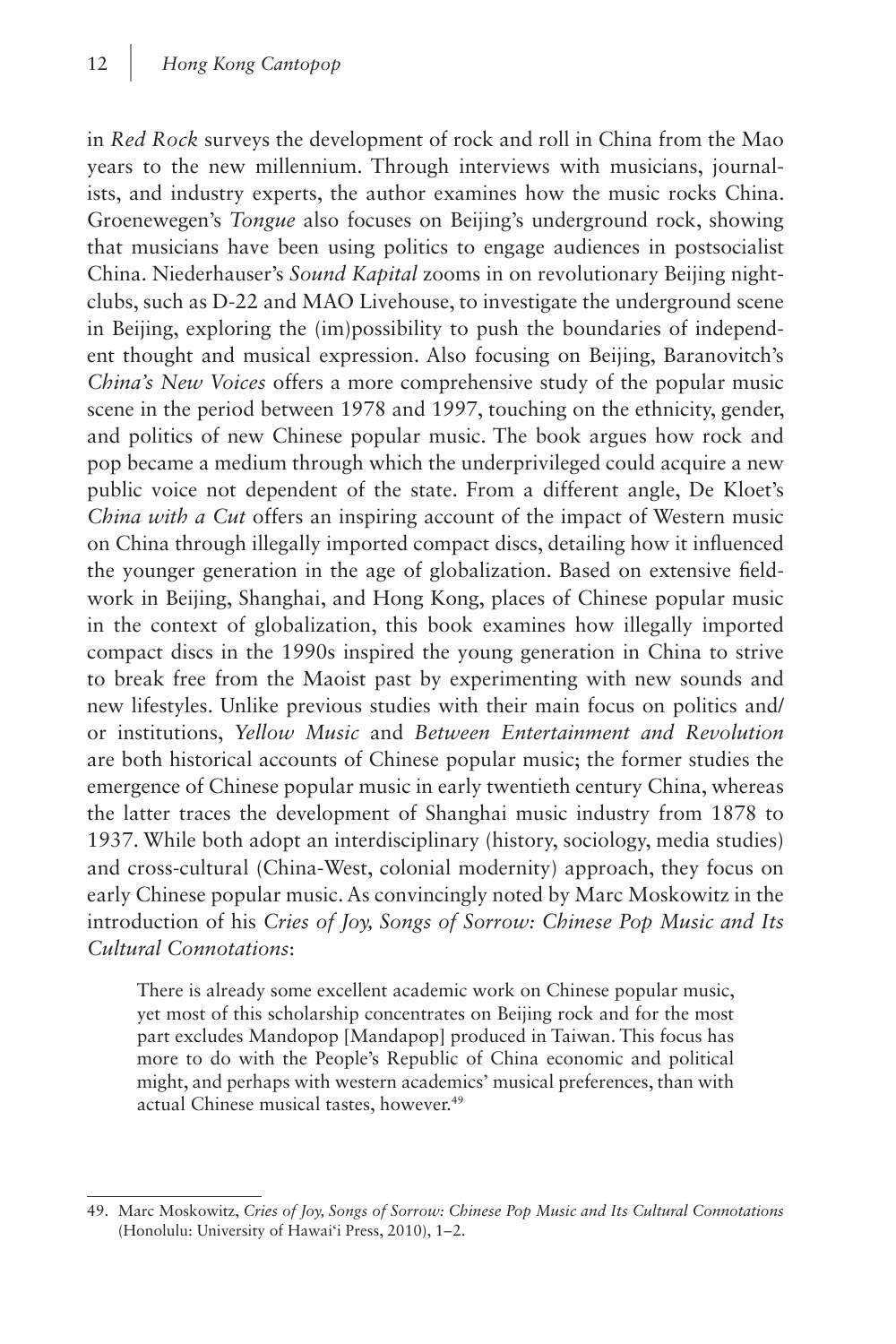in *Red Rock* surveys the development of rock and roll in China from the Mao years to the new millennium. Through interviews with musicians, journalists, and industry experts, the author examines how the music rocks China. Groenewegen's *Tongue* also focuses on Beijing's underground rock, showing that musicians have been using politics to engage audiences in postsocialist China. Niederhauser's *Sound Kapital* zooms in on revolutionary Beijing nightclubs, such as D-22 and MAO Livehouse, to investigate the underground scene in Beijing, exploring the (im)possibility to push the boundaries of independent thought and musical expression. Also focusing on Beijing, Baranovitch's *China's New Voices* offers a more comprehensive study of the popular music scene in the period between 1978 and 1997, touching on the ethnicity, gender, and politics of new Chinese popular music. The book argues how rock and pop became a medium through which the underprivileged could acquire a new public voice not dependent of the state. From a different angle, De Kloet's *China with a Cut* offers an inspiring account of the impact of Western music on China through illegally imported compact discs, detailing how it influenced the younger generation in the age of globalization. Based on extensive fieldwork in Beijing, Shanghai, and Hong Kong, places of Chinese popular music in the context of globalization, this book examines how illegally imported compact discs in the 1990s inspired the young generation in China to strive to break free from the Maoist past by experimenting with new sounds and new lifestyles. Unlike previous studies with their main focus on politics and/or institutions, *Yellow Music* and *Between Entertainment and Revolution* are both historical accounts of Chinese popular music; the former studies the emergence of Chinese popular music in early twentieth century China, whereas the latter traces the development of Shanghai music industry from 1878 to 1937. While both adopt an interdisciplinary (history, sociology, media studies) and cross-cultural (China-West, colonial modernity) approach, they focus on early Chinese popular music. As convincingly noted by Marc Moskowitz in the introduction of his *Cries of Joy, Songs of Sorrow: Chinese Pop Music and Its Cultural Connotations*:

> There is already some excellent academic work on Chinese popular music, yet most of this scholarship concentrates on Beijing rock and for the most part excludes Mandopop [Mandapop] produced in Taiwan. This focus has more to do with the People's Republic of China economic and political might, and perhaps with western academics' musical preferences, than with actual Chinese musical tastes, however.[49]

---

49. Marc Moskowitz, *Cries of Joy, Songs of Sorrow: Chinese Pop Music and Its Cultural Connotations* (Honolulu: University of Hawai'i Press, 2010), 1–2.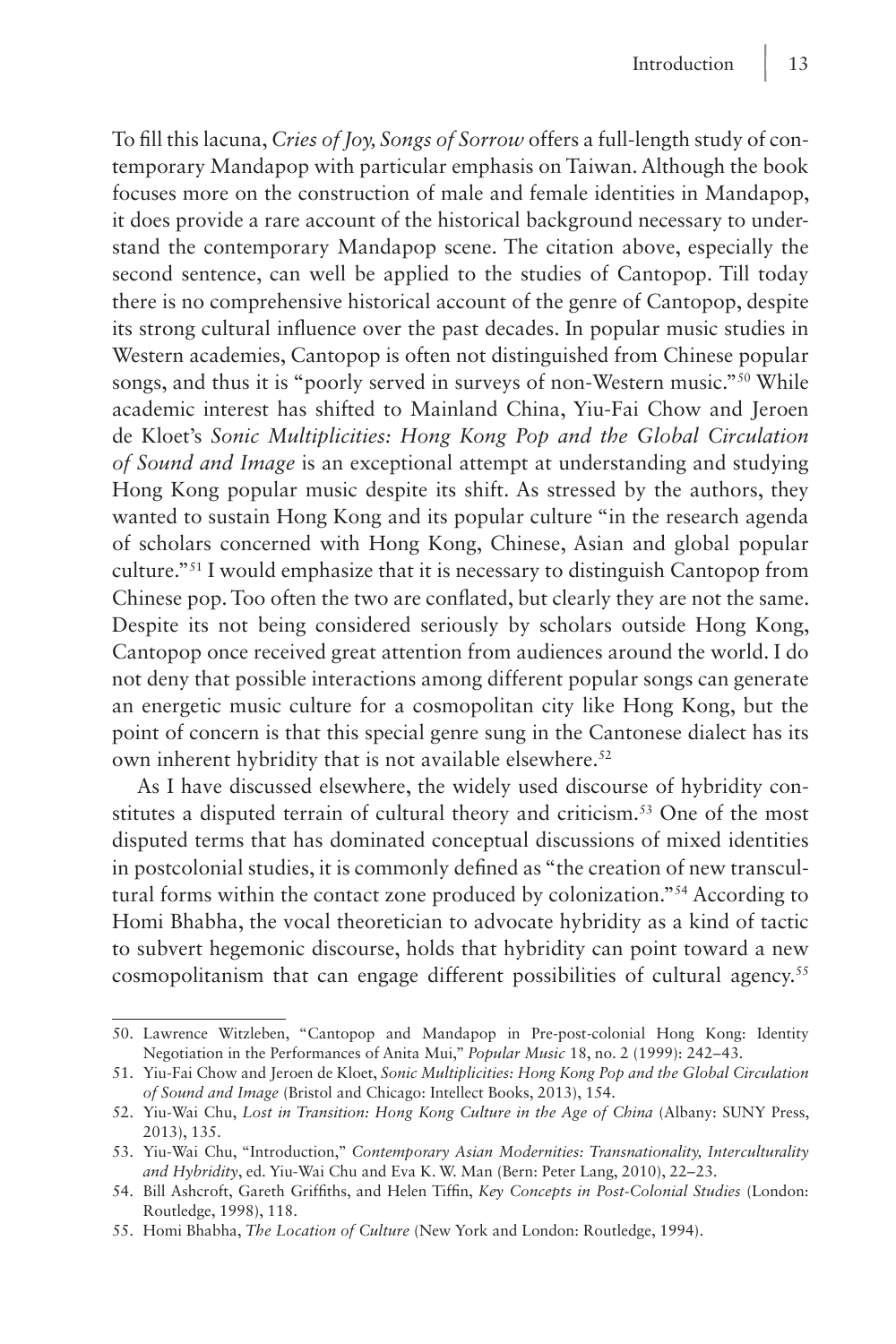To fill this lacuna, *Cries of Joy, Songs of Sorrow* offers a full-length study of contemporary Mandapop with particular emphasis on Taiwan. Although the book focuses more on the construction of male and female identities in Mandapop, it does provide a rare account of the historical background necessary to understand the contemporary Mandapop scene. The citation above, especially the second sentence, can well be applied to the studies of Cantopop. Till today there is no comprehensive historical account of the genre of Cantopop, despite its strong cultural influence over the past decades. In popular music studies in Western academies, Cantopop is often not distinguished from Chinese popular songs, and thus it is "poorly served in surveys of non-Western music."[50] While academic interest has shifted to Mainland China, Yiu-Fai Chow and Jeroen de Kloet's *Sonic Multiplicities: Hong Kong Pop and the Global Circulation of Sound and Image* is an exceptional attempt at understanding and studying Hong Kong popular music despite its shift. As stressed by the authors, they wanted to sustain Hong Kong and its popular culture "in the research agenda of scholars concerned with Hong Kong, Chinese, Asian and global popular culture."[51] I would emphasize that it is necessary to distinguish Cantopop from Chinese pop. Too often the two are conflated, but clearly they are not the same. Despite its not being considered seriously by scholars outside Hong Kong, Cantopop once received great attention from audiences around the world. I do not deny that possible interactions among different popular songs can generate an energetic music culture for a cosmopolitan city like Hong Kong, but the point of concern is that this special genre sung in the Cantonese dialect has its own inherent hybridity that is not available elsewhere.[52]

As I have discussed elsewhere, the widely used discourse of hybridity constitutes a disputed terrain of cultural theory and criticism.[53] One of the most disputed terms that has dominated conceptual discussions of mixed identities in postcolonial studies, it is commonly defined as "the creation of new transcultural forms within the contact zone produced by colonization."[54] According to Homi Bhabha, the vocal theoretician to advocate hybridity as a kind of tactic to subvert hegemonic discourse, holds that hybridity can point toward a new cosmopolitanism that can engage different possibilities of cultural agency.[55]

---

50. Lawrence Witzleben, "Cantopop and Mandapop in Pre-post-colonial Hong Kong: Identity Negotiation in the Performances of Anita Mui," *Popular Music* 18, no. 2 (1999): 242–43.
51. Yiu-Fai Chow and Jeroen de Kloet, *Sonic Multiplicities: Hong Kong Pop and the Global Circulation of Sound and Image* (Bristol and Chicago: Intellect Books, 2013), 154.
52. Yiu-Wai Chu, *Lost in Transition: Hong Kong Culture in the Age of China* (Albany: SUNY Press, 2013), 135.
53. Yiu-Wai Chu, "Introduction," *Contemporary Asian Modernities: Transnationality, Interculturality and Hybridity*, ed. Yiu-Wai Chu and Eva K. W. Man (Bern: Peter Lang, 2010), 22–23.
54. Bill Ashcroft, Gareth Griffiths, and Helen Tiffin, *Key Concepts in Post-Colonial Studies* (London: Routledge, 1998), 118.
55. Homi Bhabha, *The Location of Culture* (New York and London: Routledge, 1994).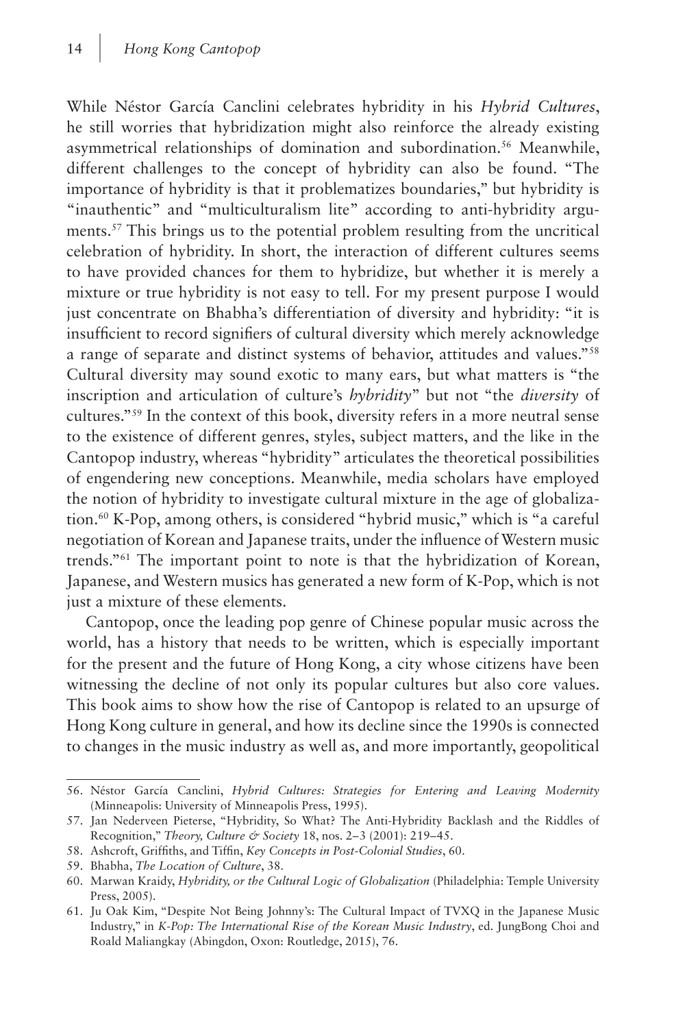While Néstor García Canclini celebrates hybridity in his *Hybrid Cultures*, he still worries that hybridization might also reinforce the already existing asymmetrical relationships of domination and subordination.[56] Meanwhile, different challenges to the concept of hybridity can also be found. "The importance of hybridity is that it problematizes boundaries," but hybridity is "inauthentic" and "multiculturalism lite" according to anti-hybridity arguments.[57] This brings us to the potential problem resulting from the uncritical celebration of hybridity. In short, the interaction of different cultures seems to have provided chances for them to hybridize, but whether it is merely a mixture or true hybridity is not easy to tell. For my present purpose I would just concentrate on Bhabha's differentiation of diversity and hybridity: "it is insufficient to record signifiers of cultural diversity which merely acknowledge a range of separate and distinct systems of behavior, attitudes and values."[58] Cultural diversity may sound exotic to many ears, but what matters is "the inscription and articulation of culture's *hybridity*" but not "the *diversity* of cultures."[59] In the context of this book, diversity refers in a more neutral sense to the existence of different genres, styles, subject matters, and the like in the Cantopop industry, whereas "hybridity" articulates the theoretical possibilities of engendering new conceptions. Meanwhile, media scholars have employed the notion of hybridity to investigate cultural mixture in the age of globalization.[60] K-Pop, among others, is considered "hybrid music," which is "a careful negotiation of Korean and Japanese traits, under the influence of Western music trends."[61] The important point to note is that the hybridization of Korean, Japanese, and Western musics has generated a new form of K-Pop, which is not just a mixture of these elements.

Cantopop, once the leading pop genre of Chinese popular music across the world, has a history that needs to be written, which is especially important for the present and the future of Hong Kong, a city whose citizens have been witnessing the decline of not only its popular cultures but also core values. This book aims to show how the rise of Cantopop is related to an upsurge of Hong Kong culture in general, and how its decline since the 1990s is connected to changes in the music industry as well as, and more importantly, geopolitical

56. Néstor García Canclini, *Hybrid Cultures: Strategies for Entering and Leaving Modernity* (Minneapolis: University of Minneapolis Press, 1995).
57. Jan Nederveen Pieterse, "Hybridity, So What? The Anti-Hybridity Backlash and the Riddles of Recognition," *Theory, Culture & Society* 18, nos. 2–3 (2001): 219–45.
58. Ashcroft, Griffiths, and Tiffin, *Key Concepts in Post-Colonial Studies*, 60.
59. Bhabha, *The Location of Culture*, 38.
60. Marwan Kraidy, *Hybridity, or the Cultural Logic of Globalization* (Philadelphia: Temple University Press, 2005).
61. Ju Oak Kim, "Despite Not Being Johnny's: The Cultural Impact of TVXQ in the Japanese Music Industry," in *K-Pop: The International Rise of the Korean Music Industry*, ed. JungBong Choi and Roald Maliangkay (Abingdon, Oxon: Routledge, 2015), 76.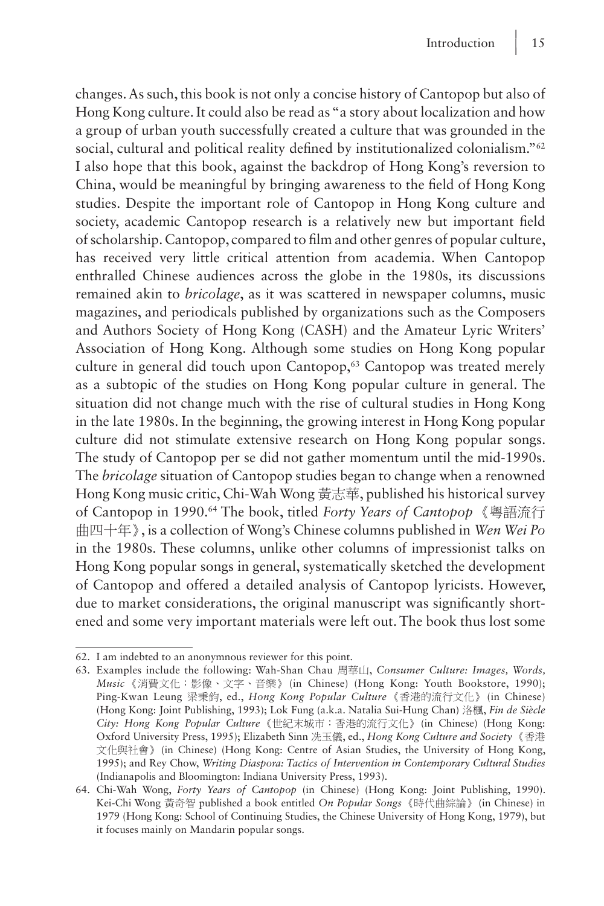changes. As such, this book is not only a concise history of Cantopop but also of Hong Kong culture. It could also be read as "a story about localization and how a group of urban youth successfully created a culture that was grounded in the social, cultural and political reality defined by institutionalized colonialism."[62] I also hope that this book, against the backdrop of Hong Kong's reversion to China, would be meaningful by bringing awareness to the field of Hong Kong studies. Despite the important role of Cantopop in Hong Kong culture and society, academic Cantopop research is a relatively new but important field of scholarship. Cantopop, compared to film and other genres of popular culture, has received very little critical attention from academia. When Cantopop enthralled Chinese audiences across the globe in the 1980s, its discussions remained akin to *bricolage*, as it was scattered in newspaper columns, music magazines, and periodicals published by organizations such as the Composers and Authors Society of Hong Kong (CASH) and the Amateur Lyric Writers' Association of Hong Kong. Although some studies on Hong Kong popular culture in general did touch upon Cantopop,[63] Cantopop was treated merely as a subtopic of the studies on Hong Kong popular culture in general. The situation did not change much with the rise of cultural studies in Hong Kong in the late 1980s. In the beginning, the growing interest in Hong Kong popular culture did not stimulate extensive research on Hong Kong popular songs. The study of Cantopop per se did not gather momentum until the mid-1990s. The *bricolage* situation of Cantopop studies began to change when a renowned Hong Kong music critic, Chi-Wah Wong 黃志華, published his historical survey of Cantopop in 1990.[64] The book, titled *Forty Years of Cantopop*《粵語流行曲四十年》, is a collection of Wong's Chinese columns published in *Wen Wei Po* in the 1980s. These columns, unlike other columns of impressionist talks on Hong Kong popular songs in general, systematically sketched the development of Cantopop and offered a detailed analysis of Cantopop lyricists. However, due to market considerations, the original manuscript was significantly shortened and some very important materials were left out. The book thus lost some

---

62. I am indebted to an anonymnous reviewer for this point.

63. Examples include the following: Wah-Shan Chau 周華山, *Consumer Culture: Images, Words, Music*《消費文化：影像、文字、音樂》(in Chinese) (Hong Kong: Youth Bookstore, 1990); Ping-Kwan Leung 梁秉鈞, ed., *Hong Kong Popular Culture*《香港的流行文化》(in Chinese) (Hong Kong: Joint Publishing, 1993); Lok Fung (a.k.a. Natalia Sui-Hung Chan) 洛楓, *Fin de Siècle City: Hong Kong Popular Culture*《世紀末城市：香港的流行文化》(in Chinese) (Hong Kong: Oxford University Press, 1995); Elizabeth Sinn 冼玉儀, ed., *Hong Kong Culture and Society*《香港文化與社會》(in Chinese) (Hong Kong: Centre of Asian Studies, the University of Hong Kong, 1995); and Rey Chow, *Writing Diaspora: Tactics of Intervention in Contemporary Cultural Studies* (Indianapolis and Bloomington: Indiana University Press, 1993).

64. Chi-Wah Wong, *Forty Years of Cantopop* (in Chinese) (Hong Kong: Joint Publishing, 1990). Kei-Chi Wong 黃奇智 published a book entitled *On Popular Songs*《時代曲綜論》(in Chinese) in 1979 (Hong Kong: School of Continuing Studies, the Chinese University of Hong Kong, 1979), but it focuses mainly on Mandarin popular songs.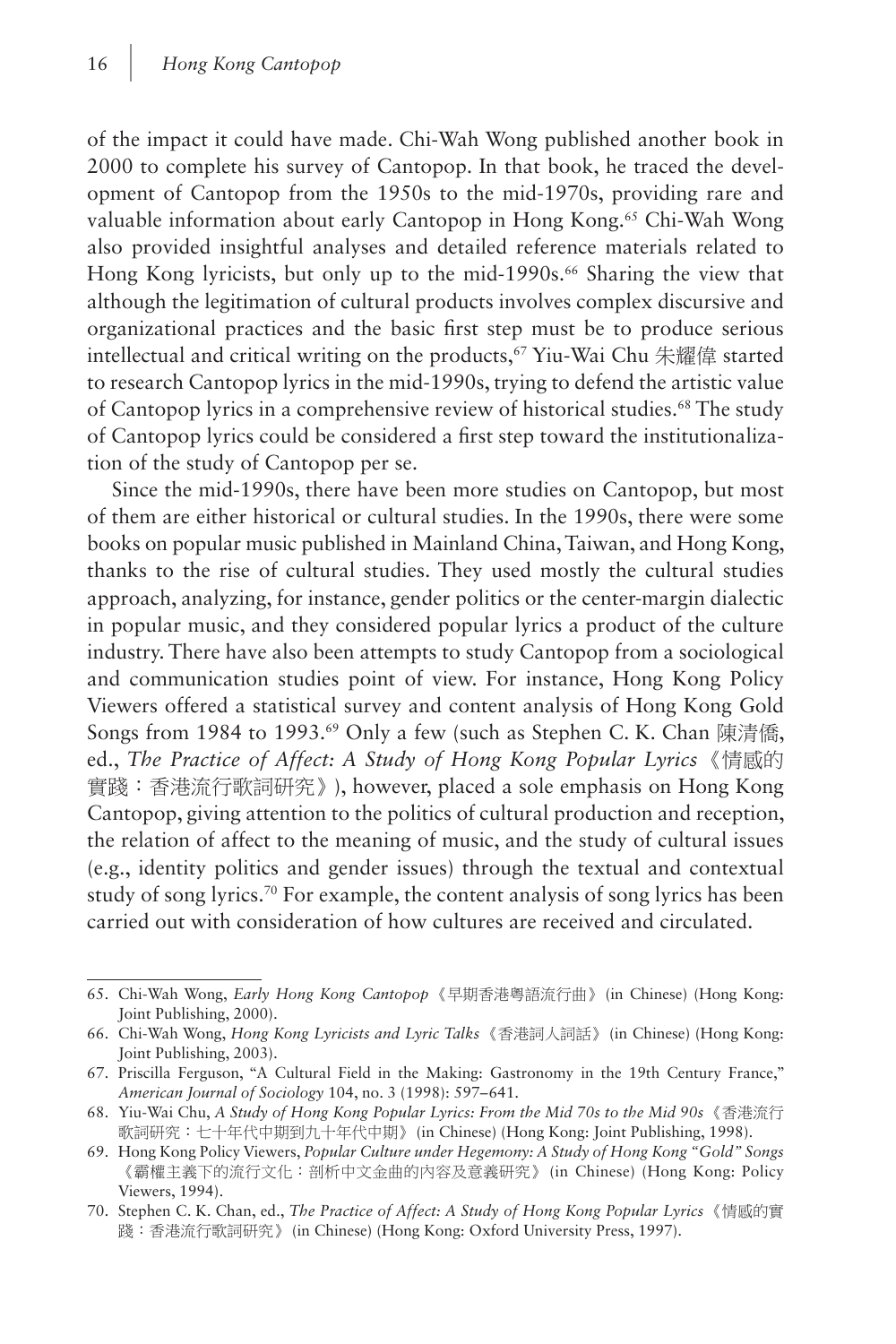of the impact it could have made. Chi-Wah Wong published another book in 2000 to complete his survey of Cantopop. In that book, he traced the development of Cantopop from the 1950s to the mid-1970s, providing rare and valuable information about early Cantopop in Hong Kong.[65] Chi-Wah Wong also provided insightful analyses and detailed reference materials related to Hong Kong lyricists, but only up to the mid-1990s.[66] Sharing the view that although the legitimation of cultural products involves complex discursive and organizational practices and the basic first step must be to produce serious intellectual and critical writing on the products,[67] Yiu-Wai Chu 朱耀偉 started to research Cantopop lyrics in the mid-1990s, trying to defend the artistic value of Cantopop lyrics in a comprehensive review of historical studies.[68] The study of Cantopop lyrics could be considered a first step toward the institutionalization of the study of Cantopop per se.

Since the mid-1990s, there have been more studies on Cantopop, but most of them are either historical or cultural studies. In the 1990s, there were some books on popular music published in Mainland China, Taiwan, and Hong Kong, thanks to the rise of cultural studies. They used mostly the cultural studies approach, analyzing, for instance, gender politics or the center-margin dialectic in popular music, and they considered popular lyrics a product of the culture industry. There have also been attempts to study Cantopop from a sociological and communication studies point of view. For instance, Hong Kong Policy Viewers offered a statistical survey and content analysis of Hong Kong Gold Songs from 1984 to 1993.[69] Only a few (such as Stephen C. K. Chan 陳清僑, ed., *The Practice of Affect: A Study of Hong Kong Popular Lyrics*《情感的實踐：香港流行歌詞研究》), however, placed a sole emphasis on Hong Kong Cantopop, giving attention to the politics of cultural production and reception, the relation of affect to the meaning of music, and the study of cultural issues (e.g., identity politics and gender issues) through the textual and contextual study of song lyrics.[70] For example, the content analysis of song lyrics has been carried out with consideration of how cultures are received and circulated.

---

65. Chi-Wah Wong, *Early Hong Kong Cantopop*《早期香港粵語流行曲》(in Chinese) (Hong Kong: Joint Publishing, 2000).
66. Chi-Wah Wong, *Hong Kong Lyricists and Lyric Talks*《香港詞人詞話》(in Chinese) (Hong Kong: Joint Publishing, 2003).
67. Priscilla Ferguson, "A Cultural Field in the Making: Gastronomy in the 19th Century France," *American Journal of Sociology* 104, no. 3 (1998): 597–641.
68. Yiu-Wai Chu, *A Study of Hong Kong Popular Lyrics: From the Mid 70s to the Mid 90s*《香港流行歌詞研究：七十年代中期到九十年代中期》(in Chinese) (Hong Kong: Joint Publishing, 1998).
69. Hong Kong Policy Viewers, *Popular Culture under Hegemony: A Study of Hong Kong "Gold" Songs*《霸權主義下的流行文化：剖析中文金曲的內容及意義研究》(in Chinese) (Hong Kong: Policy Viewers, 1994).
70. Stephen C. K. Chan, ed., *The Practice of Affect: A Study of Hong Kong Popular Lyrics*《情感的實踐：香港流行歌詞研究》(in Chinese) (Hong Kong: Oxford University Press, 1997).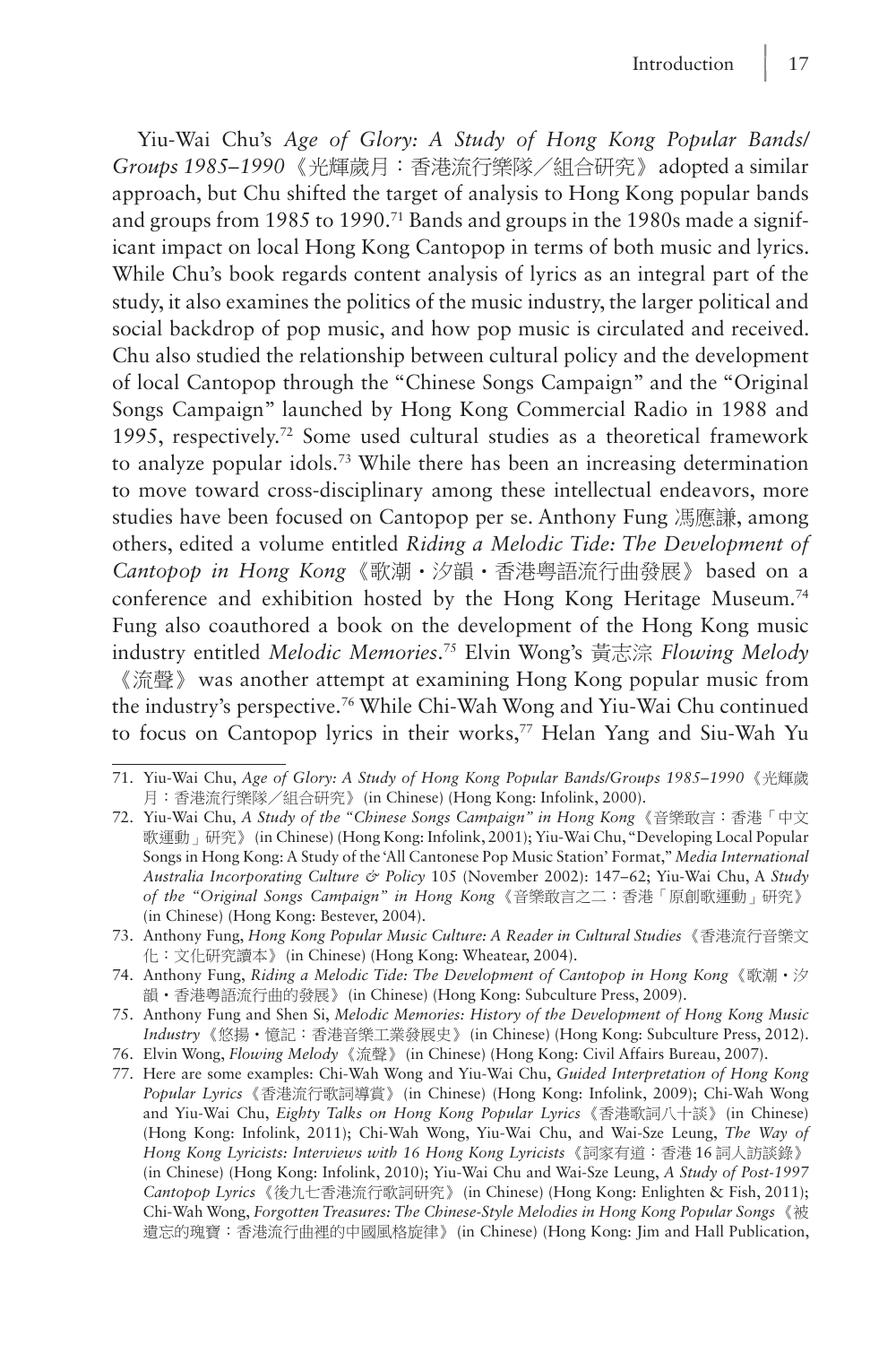Yiu-Wai Chu's *Age of Glory: A Study of Hong Kong Popular Bands/Groups 1985–1990*《光輝歲月：香港流行樂隊／組合研究》adopted a similar approach, but Chu shifted the target of analysis to Hong Kong popular bands and groups from 1985 to 1990.[71] Bands and groups in the 1980s made a significant impact on local Hong Kong Cantopop in terms of both music and lyrics. While Chu's book regards content analysis of lyrics as an integral part of the study, it also examines the politics of the music industry, the larger political and social backdrop of pop music, and how pop music is circulated and received. Chu also studied the relationship between cultural policy and the development of local Cantopop through the "Chinese Songs Campaign" and the "Original Songs Campaign" launched by Hong Kong Commercial Radio in 1988 and 1995, respectively.[72] Some used cultural studies as a theoretical framework to analyze popular idols.[73] While there has been an increasing determination to move toward cross-disciplinary among these intellectual endeavors, more studies have been focused on Cantopop per se. Anthony Fung 馮應謙, among others, edited a volume entitled *Riding a Melodic Tide: The Development of Cantopop in Hong Kong*《歌潮・汐韻・香港粵語流行曲發展》based on a conference and exhibition hosted by the Hong Kong Heritage Museum.[74] Fung also coauthored a book on the development of the Hong Kong music industry entitled *Melodic Memories*.[75] Elvin Wong's 黃志淙 *Flowing Melody*《流聲》was another attempt at examining Hong Kong popular music from the industry's perspective.[76] While Chi-Wah Wong and Yiu-Wai Chu continued to focus on Cantopop lyrics in their works,[77] Helan Yang and Siu-Wah Yu

---

71. Yiu-Wai Chu, *Age of Glory: A Study of Hong Kong Popular Bands/Groups 1985–1990*《光輝歲月：香港流行樂隊／組合研究》(in Chinese) (Hong Kong: Infolink, 2000).
72. Yiu-Wai Chu, *A Study of the "Chinese Songs Campaign" in Hong Kong*《音樂敢言：香港「中文歌運動」研究》(in Chinese) (Hong Kong: Infolink, 2001); Yiu-Wai Chu, "Developing Local Popular Songs in Hong Kong: A Study of the 'All Cantonese Pop Music Station' Format," *Media International Australia Incorporating Culture & Policy* 105 (November 2002): 147–62; Yiu-Wai Chu, A *Study of the "Original Songs Campaign" in Hong Kong*《音樂敢言之二：香港「原創歌運動」研究》(in Chinese) (Hong Kong: Bestever, 2004).
73. Anthony Fung, *Hong Kong Popular Music Culture: A Reader in Cultural Studies*《香港流行音樂文化：文化研究讀本》(in Chinese) (Hong Kong: Wheatear, 2004).
74. Anthony Fung, *Riding a Melodic Tide: The Development of Cantopop in Hong Kong*《歌潮・汐韻・香港粵語流行曲的發展》(in Chinese) (Hong Kong: Subculture Press, 2009).
75. Anthony Fung and Shen Si, *Melodic Memories: History of the Development of Hong Kong Music Industry*《悠揚・憶記：香港音樂工業發展史》(in Chinese) (Hong Kong: Subculture Press, 2012).
76. Elvin Wong, *Flowing Melody*《流聲》(in Chinese) (Hong Kong: Civil Affairs Bureau, 2007).
77. Here are some examples: Chi-Wah Wong and Yiu-Wai Chu, *Guided Interpretation of Hong Kong Popular Lyrics*《香港流行歌詞導賞》(in Chinese) (Hong Kong: Infolink, 2009); Chi-Wah Wong and Yiu-Wai Chu, *Eighty Talks on Hong Kong Popular Lyrics*《香港歌詞八十談》(in Chinese) (Hong Kong: Infolink, 2011); Chi-Wah Wong, Yiu-Wai Chu, and Wai-Sze Leung, *The Way of Hong Kong Lyricists: Interviews with 16 Hong Kong Lyricists*《詞家有道：香港16詞人訪談錄》(in Chinese) (Hong Kong: Infolink, 2010); Yiu-Wai Chu and Wai-Sze Leung, *A Study of Post-1997 Cantopop Lyrics*《後九七香港流行歌詞研究》(in Chinese) (Hong Kong: Enlighten & Fish, 2011); Chi-Wah Wong, *Forgotten Treasures: The Chinese-Style Melodies in Hong Kong Popular Songs*《被遺忘的瑰寶：香港流行曲裡的中國風格旋律》(in Chinese) (Hong Kong: Jim and Hall Publication,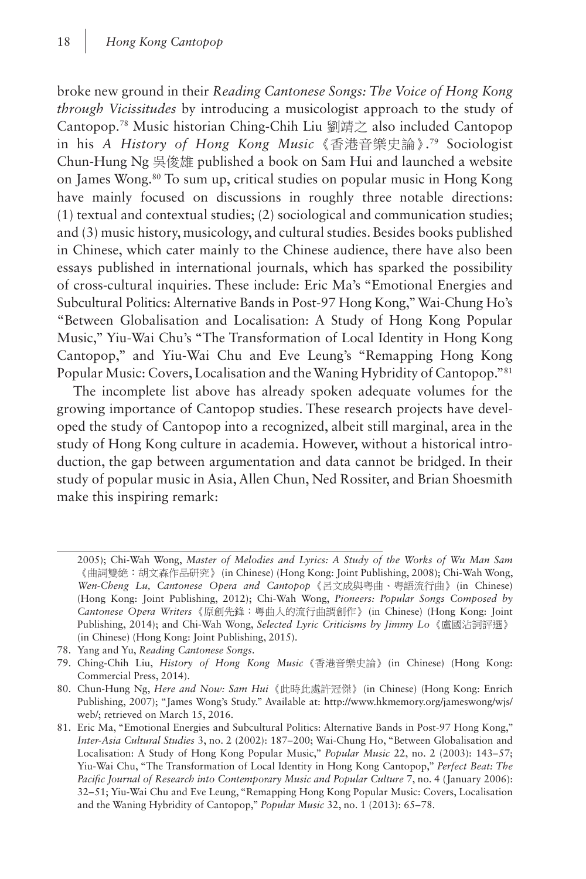broke new ground in their *Reading Cantonese Songs: The Voice of Hong Kong through Vicissitudes* by introducing a musicologist approach to the study of Cantopop.[78] Music historian Ching-Chih Liu 劉靖之 also included Cantopop in his *A History of Hong Kong Music*《香港音樂史論》.[79] Sociologist Chun-Hung Ng 吳俊雄 published a book on Sam Hui and launched a website on James Wong.[80] To sum up, critical studies on popular music in Hong Kong have mainly focused on discussions in roughly three notable directions: (1) textual and contextual studies; (2) sociological and communication studies; and (3) music history, musicology, and cultural studies. Besides books published in Chinese, which cater mainly to the Chinese audience, there have also been essays published in international journals, which has sparked the possibility of cross-cultural inquiries. These include: Eric Ma's "Emotional Energies and Subcultural Politics: Alternative Bands in Post-97 Hong Kong," Wai-Chung Ho's "Between Globalisation and Localisation: A Study of Hong Kong Popular Music," Yiu-Wai Chu's "The Transformation of Local Identity in Hong Kong Cantopop," and Yiu-Wai Chu and Eve Leung's "Remapping Hong Kong Popular Music: Covers, Localisation and the Waning Hybridity of Cantopop."[81]

The incomplete list above has already spoken adequate volumes for the growing importance of Cantopop studies. These research projects have developed the study of Cantopop into a recognized, albeit still marginal, area in the study of Hong Kong culture in academia. However, without a historical introduction, the gap between argumentation and data cannot be bridged. In their study of popular music in Asia, Allen Chun, Ned Rossiter, and Brian Shoesmith make this inspiring remark:

---

2005); Chi-Wah Wong, *Master of Melodies and Lyrics: A Study of the Works of Wu Man Sam*《曲詞雙絶：胡文森作品研究》(in Chinese) (Hong Kong: Joint Publishing, 2008); Chi-Wah Wong, *Wen-Cheng Lu, Cantonese Opera and Cantopop*《呂文成與粵曲、粵語流行曲》(in Chinese) (Hong Kong: Joint Publishing, 2012); Chi-Wah Wong, *Pioneers: Popular Songs Composed by Cantonese Opera Writers*《原創先鋒：粵曲人的流行曲調創作》(in Chinese) (Hong Kong: Joint Publishing, 2014); and Chi-Wah Wong, *Selected Lyric Criticisms by Jimmy Lo*《盧國沾詞評選》(in Chinese) (Hong Kong: Joint Publishing, 2015).

78. Yang and Yu, *Reading Cantonese Songs*.

79. Ching-Chih Liu, *History of Hong Kong Music*《香港音樂史論》(in Chinese) (Hong Kong: Commercial Press, 2014).

80. Chun-Hung Ng, *Here and Now: Sam Hui*《此時此處許冠傑》(in Chinese) (Hong Kong: Enrich Publishing, 2007); "James Wong's Study." Available at: http://www.hkmemory.org/jameswong/wjs/web/; retrieved on March 15, 2016.

81. Eric Ma, "Emotional Energies and Subcultural Politics: Alternative Bands in Post-97 Hong Kong," *Inter-Asia Cultural Studies* 3, no. 2 (2002): 187–200; Wai-Chung Ho, "Between Globalisation and Localisation: A Study of Hong Kong Popular Music," *Popular Music* 22, no. 2 (2003): 143–57; Yiu-Wai Chu, "The Transformation of Local Identity in Hong Kong Cantopop," *Perfect Beat: The Pacific Journal of Research into Contemporary Music and Popular Culture* 7, no. 4 (January 2006): 32–51; Yiu-Wai Chu and Eve Leung, "Remapping Hong Kong Popular Music: Covers, Localisation and the Waning Hybridity of Cantopop," *Popular Music* 32, no. 1 (2013): 65–78.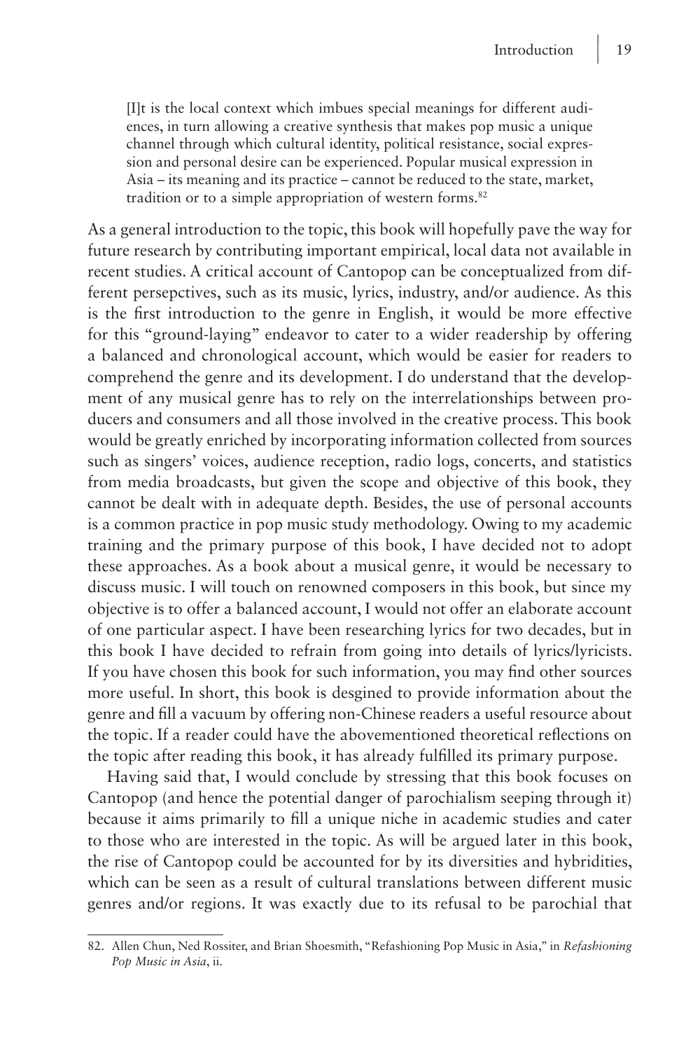> [I]t is the local context which imbues special meanings for different audiences, in turn allowing a creative synthesis that makes pop music a unique channel through which cultural identity, political resistance, social expression and personal desire can be experienced. Popular musical expression in Asia – its meaning and its practice – cannot be reduced to the state, market, tradition or to a simple appropriation of western forms.[82]

As a general introduction to the topic, this book will hopefully pave the way for future research by contributing important empirical, local data not available in recent studies. A critical account of Cantopop can be conceptualized from different persepctives, such as its music, lyrics, industry, and/or audience. As this is the first introduction to the genre in English, it would be more effective for this "ground-laying" endeavor to cater to a wider readership by offering a balanced and chronological account, which would be easier for readers to comprehend the genre and its development. I do understand that the development of any musical genre has to rely on the interrelationships between producers and consumers and all those involved in the creative process. This book would be greatly enriched by incorporating information collected from sources such as singers' voices, audience reception, radio logs, concerts, and statistics from media broadcasts, but given the scope and objective of this book, they cannot be dealt with in adequate depth. Besides, the use of personal accounts is a common practice in pop music study methodology. Owing to my academic training and the primary purpose of this book, I have decided not to adopt these approaches. As a book about a musical genre, it would be necessary to discuss music. I will touch on renowned composers in this book, but since my objective is to offer a balanced account, I would not offer an elaborate account of one particular aspect. I have been researching lyrics for two decades, but in this book I have decided to refrain from going into details of lyrics/lyricists. If you have chosen this book for such information, you may find other sources more useful. In short, this book is desgined to provide information about the genre and fill a vacuum by offering non-Chinese readers a useful resource about the topic. If a reader could have the abovementioned theoretical reflections on the topic after reading this book, it has already fulfilled its primary purpose.

Having said that, I would conclude by stressing that this book focuses on Cantopop (and hence the potential danger of parochialism seeping through it) because it aims primarily to fill a unique niche in academic studies and cater to those who are interested in the topic. As will be argued later in this book, the rise of Cantopop could be accounted for by its diversities and hybridities, which can be seen as a result of cultural translations between different music genres and/or regions. It was exactly due to its refusal to be parochial that

82. Allen Chun, Ned Rossiter, and Brian Shoesmith, "Refashioning Pop Music in Asia," in *Refashioning Pop Music in Asia*, ii.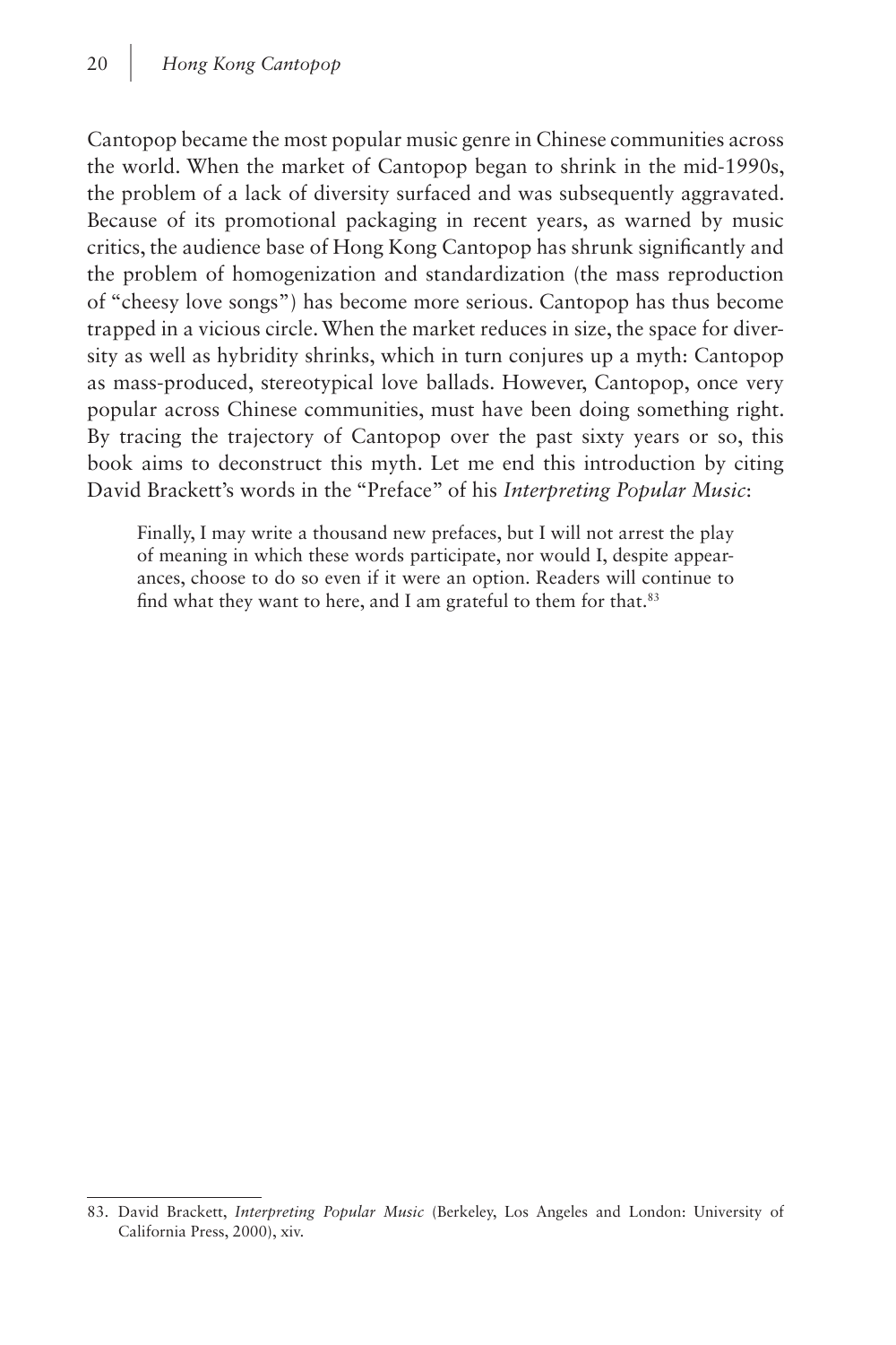Cantopop became the most popular music genre in Chinese communities across the world. When the market of Cantopop began to shrink in the mid-1990s, the problem of a lack of diversity surfaced and was subsequently aggravated. Because of its promotional packaging in recent years, as warned by music critics, the audience base of Hong Kong Cantopop has shrunk significantly and the problem of homogenization and standardization (the mass reproduction of "cheesy love songs") has become more serious. Cantopop has thus become trapped in a vicious circle. When the market reduces in size, the space for diversity as well as hybridity shrinks, which in turn conjures up a myth: Cantopop as mass-produced, stereotypical love ballads. However, Cantopop, once very popular across Chinese communities, must have been doing something right. By tracing the trajectory of Cantopop over the past sixty years or so, this book aims to deconstruct this myth. Let me end this introduction by citing David Brackett's words in the "Preface" of his *Interpreting Popular Music*:

> Finally, I may write a thousand new prefaces, but I will not arrest the play of meaning in which these words participate, nor would I, despite appearances, choose to do so even if it were an option. Readers will continue to find what they want to here, and I am grateful to them for that.[83]

83. David Brackett, *Interpreting Popular Music* (Berkeley, Los Angeles and London: University of California Press, 2000), xiv.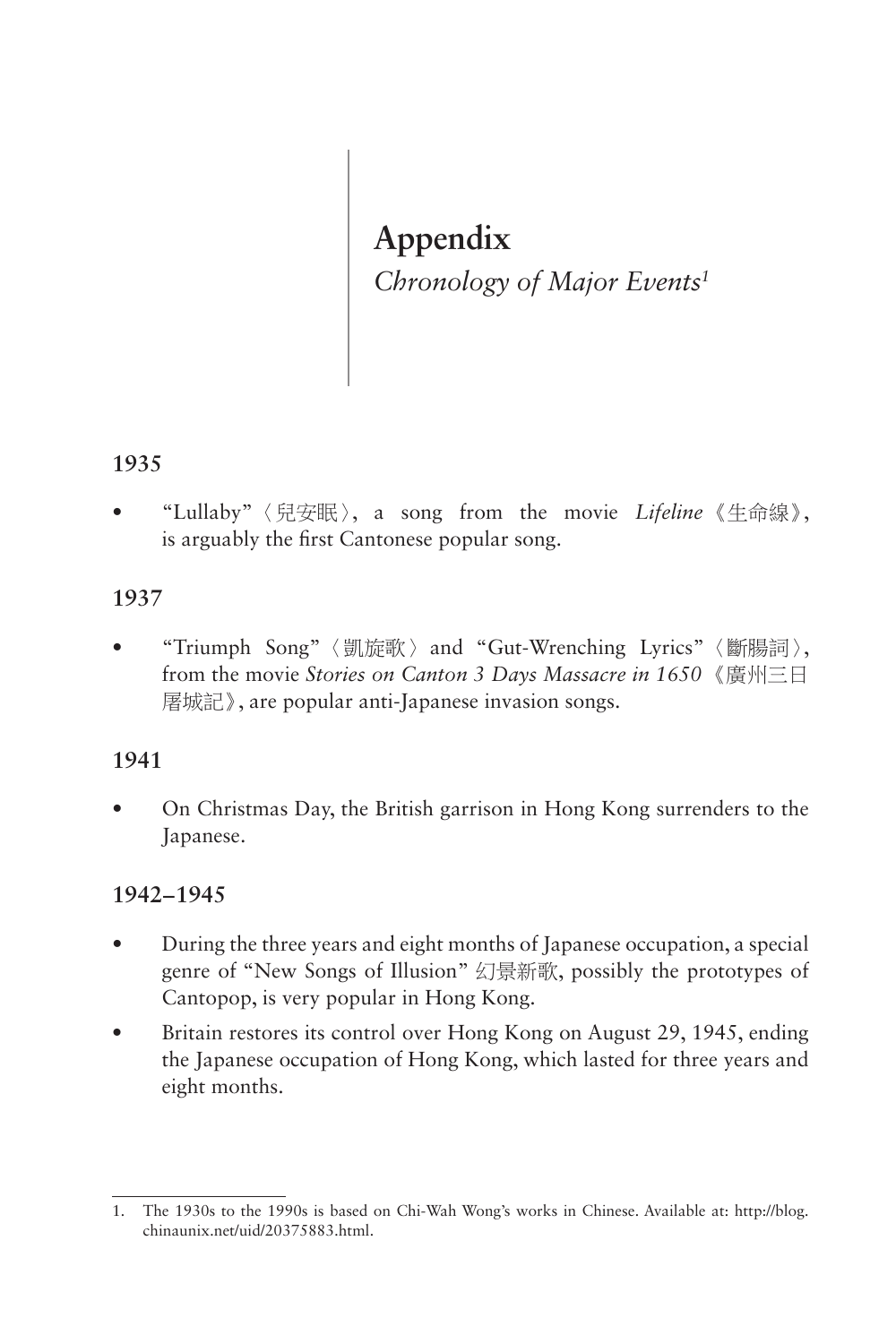# Appendix

## *Chronology of Major Events*[1]

### 1935

- "Lullaby"〈兒安眠〉, a song from the movie *Lifeline*《生命線》, is arguably the first Cantonese popular song.

### 1937

- "Triumph Song"〈凱旋歌〉and "Gut-Wrenching Lyrics"〈斷腸詞〉, from the movie *Stories on Canton 3 Days Massacre in 1650*《廣州三日屠城記》, are popular anti-Japanese invasion songs.

### 1941

- On Christmas Day, the British garrison in Hong Kong surrenders to the Japanese.

### 1942–1945

- During the three years and eight months of Japanese occupation, a special genre of "New Songs of Illusion" 幻景新歌, possibly the prototypes of Cantopop, is very popular in Hong Kong.
- Britain restores its control over Hong Kong on August 29, 1945, ending the Japanese occupation of Hong Kong, which lasted for three years and eight months.

---

1. The 1930s to the 1990s is based on Chi-Wah Wong's works in Chinese. Available at: http://blog.chinaunix.net/uid/20375883.html.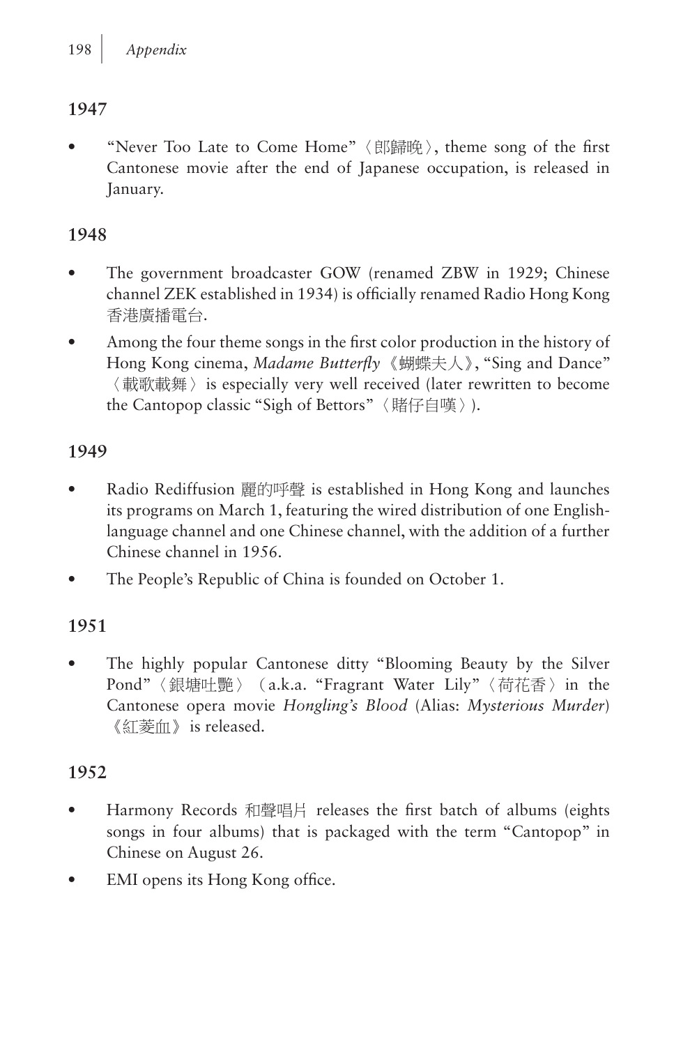## 1947

- "Never Too Late to Come Home"〈郎歸晚〉, theme song of the first Cantonese movie after the end of Japanese occupation, is released in January.

## 1948

- The government broadcaster GOW (renamed ZBW in 1929; Chinese channel ZEK established in 1934) is officially renamed Radio Hong Kong 香港廣播電台.
- Among the four theme songs in the first color production in the history of Hong Kong cinema, *Madame Butterfly*《蝴蝶夫人》, "Sing and Dance"〈載歌載舞〉is especially very well received (later rewritten to become the Cantopop classic "Sigh of Bettors"〈賭仔自嘆〉).

## 1949

- Radio Rediffusion 麗的呼聲 is established in Hong Kong and launches its programs on March 1, featuring the wired distribution of one English-language channel and one Chinese channel, with the addition of a further Chinese channel in 1956.
- The People's Republic of China is founded on October 1.

## 1951

- The highly popular Cantonese ditty "Blooming Beauty by the Silver Pond"〈銀塘吐艷〉(a.k.a. "Fragrant Water Lily"〈荷花香〉in the Cantonese opera movie *Hongling's Blood* (Alias: *Mysterious Murder*)《紅菱血》is released.

## 1952

- Harmony Records 和聲唱片 releases the first batch of albums (eights songs in four albums) that is packaged with the term "Cantopop" in Chinese on August 26.
- EMI opens its Hong Kong office.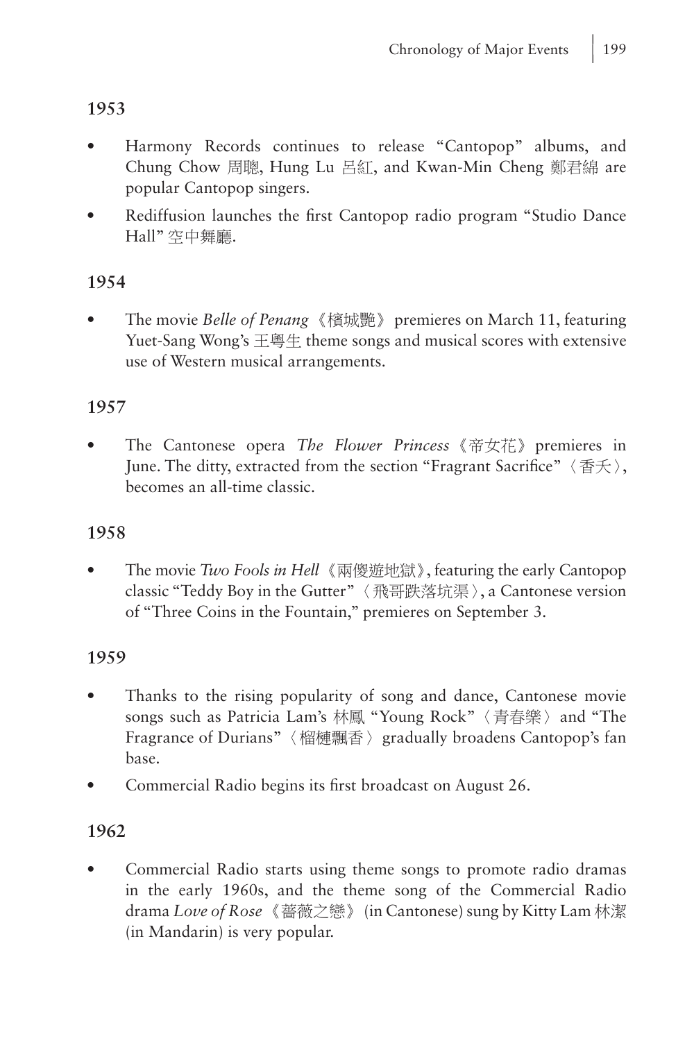## 1953

- Harmony Records continues to release "Cantopop" albums, and Chung Chow 周聰, Hung Lu 呂紅, and Kwan-Min Cheng 鄭君綿 are popular Cantopop singers.
- Rediffusion launches the first Cantopop radio program "Studio Dance Hall" 空中舞廳.

## 1954

- The movie *Belle of Penang*《檳城艷》premieres on March 11, featuring Yuet-Sang Wong's 王粵生 theme songs and musical scores with extensive use of Western musical arrangements.

## 1957

- The Cantonese opera *The Flower Princess*《帝女花》premieres in June. The ditty, extracted from the section "Fragrant Sacrifice"〈香夭〉, becomes an all-time classic.

## 1958

- The movie *Two Fools in Hell*《兩傻遊地獄》, featuring the early Cantopop classic "Teddy Boy in the Gutter"〈飛哥跌落坑渠〉, a Cantonese version of "Three Coins in the Fountain," premieres on September 3.

## 1959

- Thanks to the rising popularity of song and dance, Cantonese movie songs such as Patricia Lam's 林鳳 "Young Rock"〈青春樂〉and "The Fragrance of Durians"〈榴槤飄香〉gradually broadens Cantopop's fan base.
- Commercial Radio begins its first broadcast on August 26.

## 1962

- Commercial Radio starts using theme songs to promote radio dramas in the early 1960s, and the theme song of the Commercial Radio drama *Love of Rose*《薔薇之戀》(in Cantonese) sung by Kitty Lam 林潔 (in Mandarin) is very popular.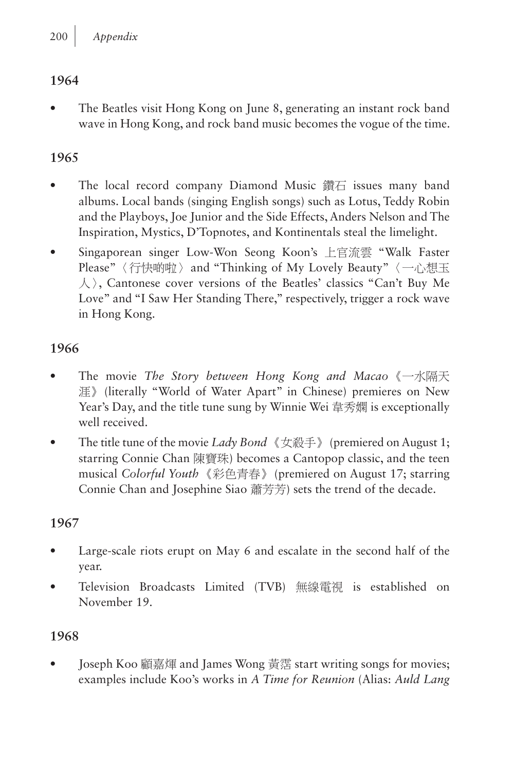## 1964

- The Beatles visit Hong Kong on June 8, generating an instant rock band wave in Hong Kong, and rock band music becomes the vogue of the time.

## 1965

- The local record company Diamond Music 鑽石 issues many band albums. Local bands (singing English songs) such as Lotus, Teddy Robin and the Playboys, Joe Junior and the Side Effects, Anders Nelson and The Inspiration, Mystics, D'Topnotes, and Kontinentals steal the limelight.
- Singaporean singer Low-Won Seong Koon's 上官流雲 "Walk Faster Please"〈行快啲啦〉and "Thinking of My Lovely Beauty"〈一心想玉人〉, Cantonese cover versions of the Beatles' classics "Can't Buy Me Love" and "I Saw Her Standing There," respectively, trigger a rock wave in Hong Kong.

## 1966

- The movie *The Story between Hong Kong and Macao*《一水隔天涯》(literally "World of Water Apart" in Chinese) premieres on New Year's Day, and the title tune sung by Winnie Wei 韋秀嫻 is exceptionally well received.
- The title tune of the movie *Lady Bond*《女殺手》(premiered on August 1; starring Connie Chan 陳寶珠) becomes a Cantopop classic, and the teen musical *Colorful Youth*《彩色青春》(premiered on August 17; starring Connie Chan and Josephine Siao 蕭芳芳) sets the trend of the decade.

## 1967

- Large-scale riots erupt on May 6 and escalate in the second half of the year.
- Television Broadcasts Limited (TVB) 無線電視 is established on November 19.

## 1968

- Joseph Koo 顧嘉煇 and James Wong 黃霑 start writing songs for movies; examples include Koo's works in *A Time for Reunion* (Alias: *Auld Lang*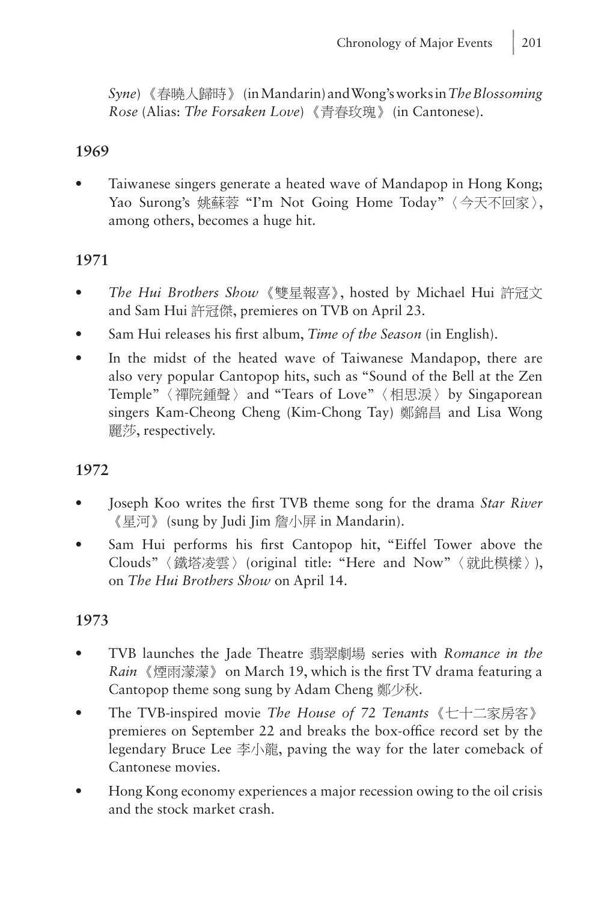*Syne*)《春曉人歸時》(in Mandarin) and Wong's works in *The Blossoming Rose* (Alias: *The Forsaken Love*)《青春玫瑰》(in Cantonese).

**1969**

- Taiwanese singers generate a heated wave of Mandapop in Hong Kong; Yao Surong's 姚蘇蓉 "I'm Not Going Home Today"〈今天不回家〉, among others, becomes a huge hit.

**1971**

- *The Hui Brothers Show*《雙星報喜》, hosted by Michael Hui 許冠文 and Sam Hui 許冠傑, premieres on TVB on April 23.
- Sam Hui releases his first album, *Time of the Season* (in English).
- In the midst of the heated wave of Taiwanese Mandapop, there are also very popular Cantopop hits, such as "Sound of the Bell at the Zen Temple"〈禪院鍾聲〉and "Tears of Love"〈相思淚〉by Singaporean singers Kam-Cheong Cheng (Kim-Chong Tay) 鄭錦昌 and Lisa Wong 麗莎, respectively.

**1972**

- Joseph Koo writes the first TVB theme song for the drama *Star River*《星河》(sung by Judi Jim 詹小屏 in Mandarin).
- Sam Hui performs his first Cantopop hit, "Eiffel Tower above the Clouds"〈鐵塔凌雲〉(original title: "Here and Now"〈就此模樣〉), on *The Hui Brothers Show* on April 14.

**1973**

- TVB launches the Jade Theatre 翡翠劇場 series with *Romance in the Rain*《煙雨濛濛》on March 19, which is the first TV drama featuring a Cantopop theme song sung by Adam Cheng 鄭少秋.
- The TVB-inspired movie *The House of 72 Tenants*《七十二家房客》premieres on September 22 and breaks the box-office record set by the legendary Bruce Lee 李小龍, paving the way for the later comeback of Cantonese movies.
- Hong Kong economy experiences a major recession owing to the oil crisis and the stock market crash.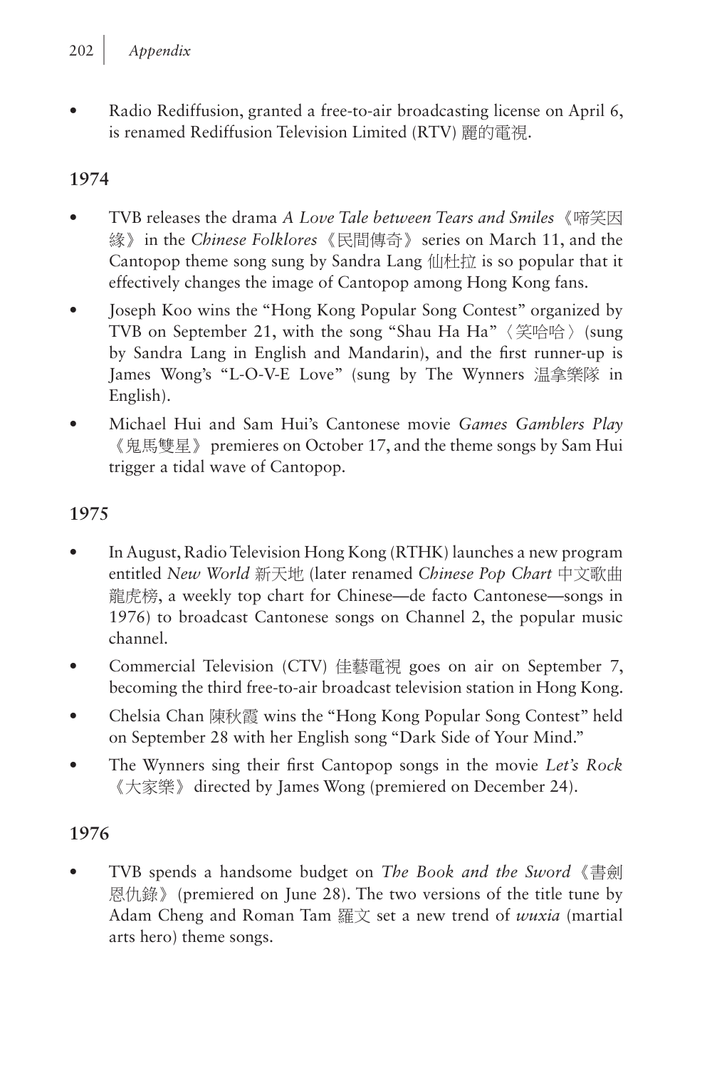- Radio Rediffusion, granted a free-to-air broadcasting license on April 6, is renamed Rediffusion Television Limited (RTV) 麗的電視.

## 1974

- TVB releases the drama *A Love Tale between Tears and Smiles*《啼笑因緣》in the *Chinese Folklores*《民間傳奇》series on March 11, and the Cantopop theme song sung by Sandra Lang 仙杜拉 is so popular that it effectively changes the image of Cantopop among Hong Kong fans.
- Joseph Koo wins the "Hong Kong Popular Song Contest" organized by TVB on September 21, with the song "Shau Ha Ha"〈笑哈哈〉(sung by Sandra Lang in English and Mandarin), and the first runner-up is James Wong's "L-O-V-E Love" (sung by The Wynners 温拿樂隊 in English).
- Michael Hui and Sam Hui's Cantonese movie *Games Gamblers Play*《鬼馬雙星》premieres on October 17, and the theme songs by Sam Hui trigger a tidal wave of Cantopop.

## 1975

- In August, Radio Television Hong Kong (RTHK) launches a new program entitled *New World* 新天地 (later renamed *Chinese Pop Chart* 中文歌曲龍虎榜, a weekly top chart for Chinese—de facto Cantonese—songs in 1976) to broadcast Cantonese songs on Channel 2, the popular music channel.
- Commercial Television (CTV) 佳藝電視 goes on air on September 7, becoming the third free-to-air broadcast television station in Hong Kong.
- Chelsia Chan 陳秋霞 wins the "Hong Kong Popular Song Contest" held on September 28 with her English song "Dark Side of Your Mind."
- The Wynners sing their first Cantopop songs in the movie *Let's Rock*《大家樂》directed by James Wong (premiered on December 24).

## 1976

- TVB spends a handsome budget on *The Book and the Sword*《書劍恩仇錄》(premiered on June 28). The two versions of the title tune by Adam Cheng and Roman Tam 羅文 set a new trend of *wuxia* (martial arts hero) theme songs.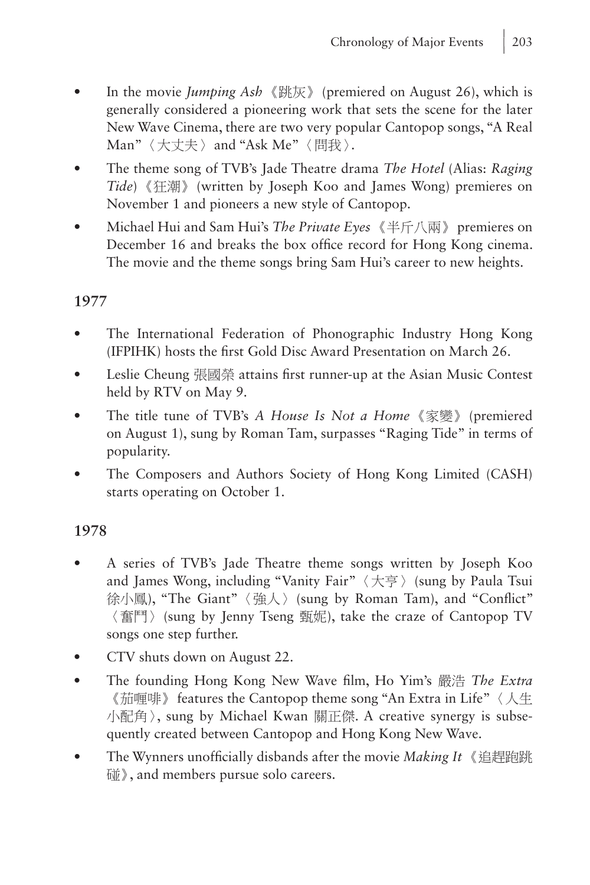- In the movie *Jumping Ash*《跳灰》(premiered on August 26), which is generally considered a pioneering work that sets the scene for the later New Wave Cinema, there are two very popular Cantopop songs, "A Real Man"〈大丈夫〉and "Ask Me"〈問我〉.
- The theme song of TVB's Jade Theatre drama *The Hotel* (Alias: *Raging Tide*)《狂潮》(written by Joseph Koo and James Wong) premieres on November 1 and pioneers a new style of Cantopop.
- Michael Hui and Sam Hui's *The Private Eyes*《半斤八兩》premieres on December 16 and breaks the box office record for Hong Kong cinema. The movie and the theme songs bring Sam Hui's career to new heights.

### 1977

- The International Federation of Phonographic Industry Hong Kong (IFPIHK) hosts the first Gold Disc Award Presentation on March 26.
- Leslie Cheung 張國榮 attains first runner-up at the Asian Music Contest held by RTV on May 9.
- The title tune of TVB's *A House Is Not a Home*《家變》(premiered on August 1), sung by Roman Tam, surpasses "Raging Tide" in terms of popularity.
- The Composers and Authors Society of Hong Kong Limited (CASH) starts operating on October 1.

### 1978

- A series of TVB's Jade Theatre theme songs written by Joseph Koo and James Wong, including "Vanity Fair"〈大亨〉(sung by Paula Tsui 徐小鳳), "The Giant"〈強人〉(sung by Roman Tam), and "Conflict"〈奮鬥〉(sung by Jenny Tseng 甄妮), take the craze of Cantopop TV songs one step further.
- CTV shuts down on August 22.
- The founding Hong Kong New Wave film, Ho Yim's 嚴浩 *The Extra*《茄喱啡》features the Cantopop theme song "An Extra in Life"〈人生小配角〉, sung by Michael Kwan 關正傑. A creative synergy is subsequently created between Cantopop and Hong Kong New Wave.
- The Wynners unofficially disbands after the movie *Making It*《追趕跑跳碰》, and members pursue solo careers.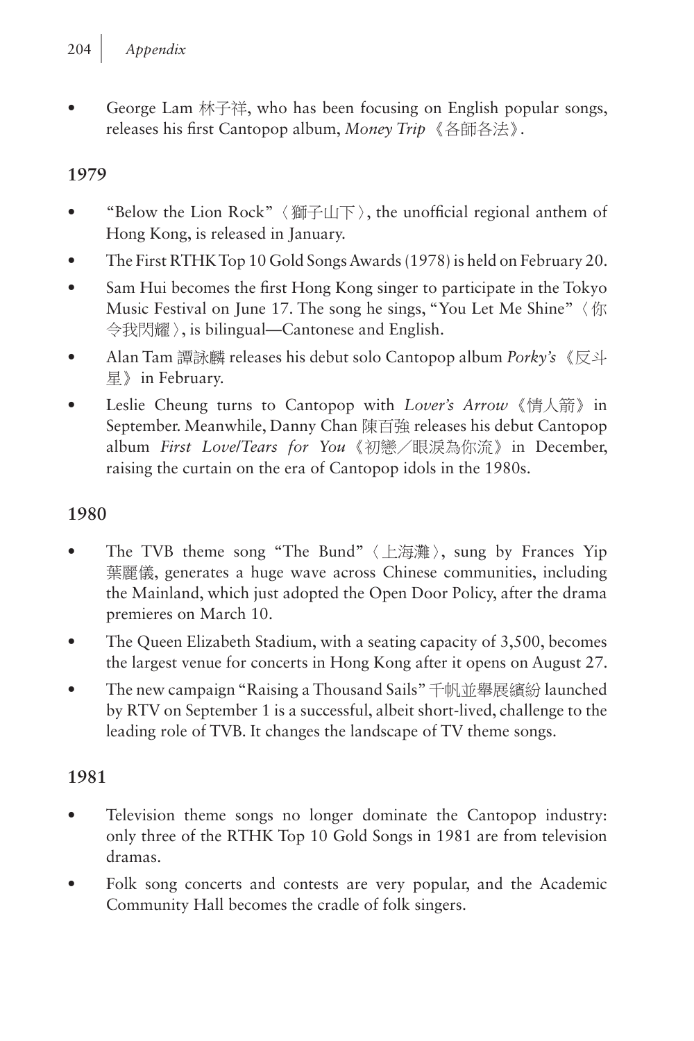- George Lam 林子祥, who has been focusing on English popular songs, releases his first Cantopop album, *Money Trip*《各師各法》.

### 1979

- "Below the Lion Rock"〈獅子山下〉, the unofficial regional anthem of Hong Kong, is released in January.
- The First RTHK Top 10 Gold Songs Awards (1978) is held on February 20.
- Sam Hui becomes the first Hong Kong singer to participate in the Tokyo Music Festival on June 17. The song he sings, "You Let Me Shine"〈你令我閃耀〉, is bilingual—Cantonese and English.
- Alan Tam 譚詠麟 releases his debut solo Cantopop album *Porky's*《反斗星》in February.
- Leslie Cheung turns to Cantopop with *Lover's Arrow*《情人箭》in September. Meanwhile, Danny Chan 陳百強 releases his debut Cantopop album *First Love/Tears for You*《初戀／眼淚為你流》in December, raising the curtain on the era of Cantopop idols in the 1980s.

### 1980

- The TVB theme song "The Bund"〈上海灘〉, sung by Frances Yip 葉麗儀, generates a huge wave across Chinese communities, including the Mainland, which just adopted the Open Door Policy, after the drama premieres on March 10.
- The Queen Elizabeth Stadium, with a seating capacity of 3,500, becomes the largest venue for concerts in Hong Kong after it opens on August 27.
- The new campaign "Raising a Thousand Sails" 千帆並舉展繽紛 launched by RTV on September 1 is a successful, albeit short-lived, challenge to the leading role of TVB. It changes the landscape of TV theme songs.

### 1981

- Television theme songs no longer dominate the Cantopop industry: only three of the RTHK Top 10 Gold Songs in 1981 are from television dramas.
- Folk song concerts and contests are very popular, and the Academic Community Hall becomes the cradle of folk singers.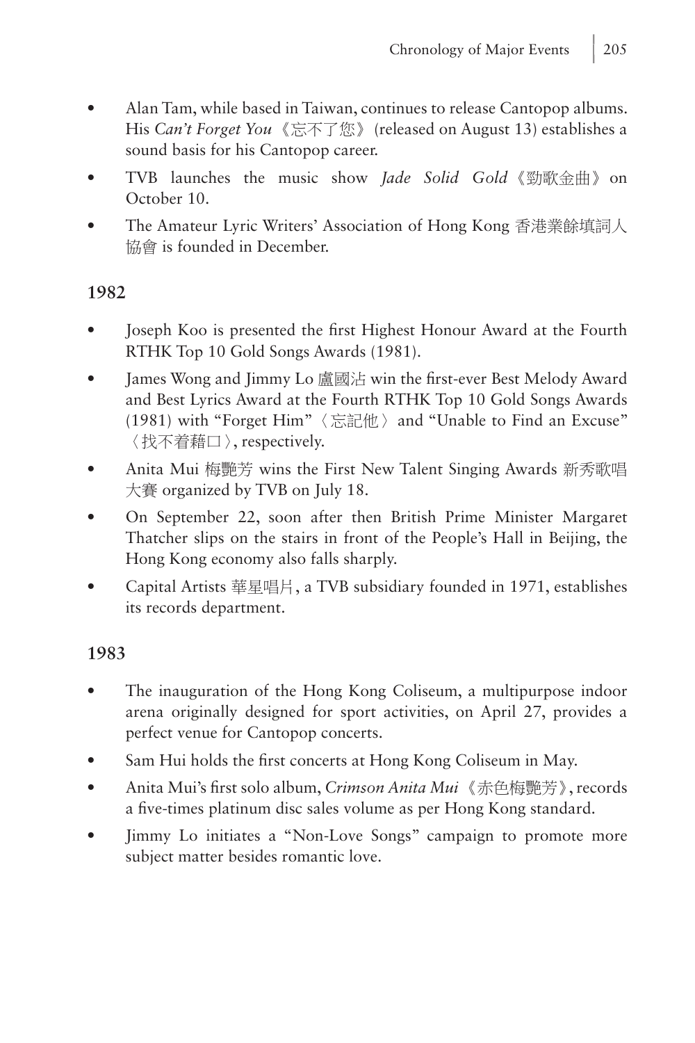- Alan Tam, while based in Taiwan, continues to release Cantopop albums. His *Can't Forget You*《忘不了您》(released on August 13) establishes a sound basis for his Cantopop career.
- TVB launches the music show *Jade Solid Gold*《勁歌金曲》on October 10.
- The Amateur Lyric Writers' Association of Hong Kong 香港業餘填詞人協會 is founded in December.

**1982**

- Joseph Koo is presented the first Highest Honour Award at the Fourth RTHK Top 10 Gold Songs Awards (1981).
- James Wong and Jimmy Lo 盧國沾 win the first-ever Best Melody Award and Best Lyrics Award at the Fourth RTHK Top 10 Gold Songs Awards (1981) with "Forget Him"〈忘記他〉and "Unable to Find an Excuse"〈找不着藉口〉, respectively.
- Anita Mui 梅艷芳 wins the First New Talent Singing Awards 新秀歌唱大賽 organized by TVB on July 18.
- On September 22, soon after then British Prime Minister Margaret Thatcher slips on the stairs in front of the People's Hall in Beijing, the Hong Kong economy also falls sharply.
- Capital Artists 華星唱片, a TVB subsidiary founded in 1971, establishes its records department.

**1983**

- The inauguration of the Hong Kong Coliseum, a multipurpose indoor arena originally designed for sport activities, on April 27, provides a perfect venue for Cantopop concerts.
- Sam Hui holds the first concerts at Hong Kong Coliseum in May.
- Anita Mui's first solo album, *Crimson Anita Mui*《赤色梅艷芳》, records a five-times platinum disc sales volume as per Hong Kong standard.
- Jimmy Lo initiates a "Non-Love Songs" campaign to promote more subject matter besides romantic love.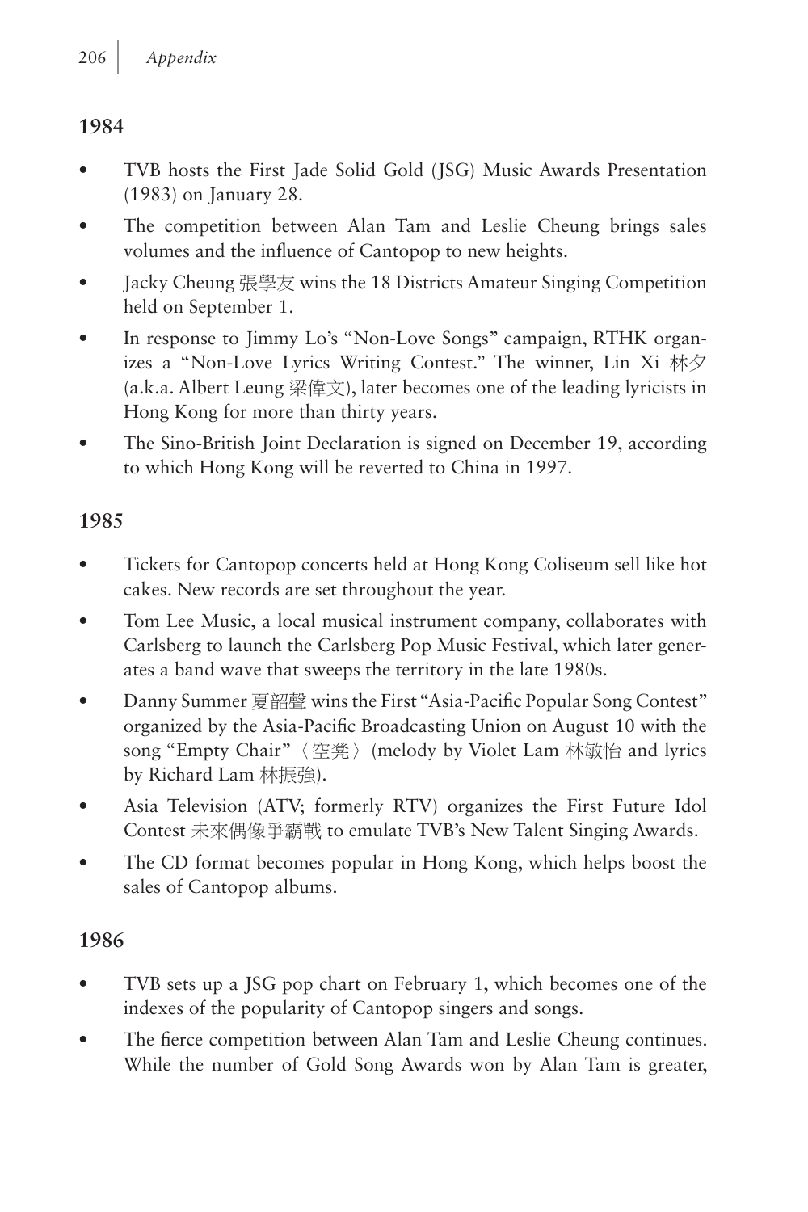## 1984

- TVB hosts the First Jade Solid Gold (JSG) Music Awards Presentation (1983) on January 28.
- The competition between Alan Tam and Leslie Cheung brings sales volumes and the influence of Cantopop to new heights.
- Jacky Cheung 張學友 wins the 18 Districts Amateur Singing Competition held on September 1.
- In response to Jimmy Lo's "Non-Love Songs" campaign, RTHK organizes a "Non-Love Lyrics Writing Contest." The winner, Lin Xi 林夕 (a.k.a. Albert Leung 梁偉文), later becomes one of the leading lyricists in Hong Kong for more than thirty years.
- The Sino-British Joint Declaration is signed on December 19, according to which Hong Kong will be reverted to China in 1997.

## 1985

- Tickets for Cantopop concerts held at Hong Kong Coliseum sell like hot cakes. New records are set throughout the year.
- Tom Lee Music, a local musical instrument company, collaborates with Carlsberg to launch the Carlsberg Pop Music Festival, which later generates a band wave that sweeps the territory in the late 1980s.
- Danny Summer 夏韶聲 wins the First "Asia-Pacific Popular Song Contest" organized by the Asia-Pacific Broadcasting Union on August 10 with the song "Empty Chair"〈空凳〉(melody by Violet Lam 林敏怡 and lyrics by Richard Lam 林振強).
- Asia Television (ATV; formerly RTV) organizes the First Future Idol Contest 未來偶像爭霸戰 to emulate TVB's New Talent Singing Awards.
- The CD format becomes popular in Hong Kong, which helps boost the sales of Cantopop albums.

## 1986

- TVB sets up a JSG pop chart on February 1, which becomes one of the indexes of the popularity of Cantopop singers and songs.
- The fierce competition between Alan Tam and Leslie Cheung continues. While the number of Gold Song Awards won by Alan Tam is greater,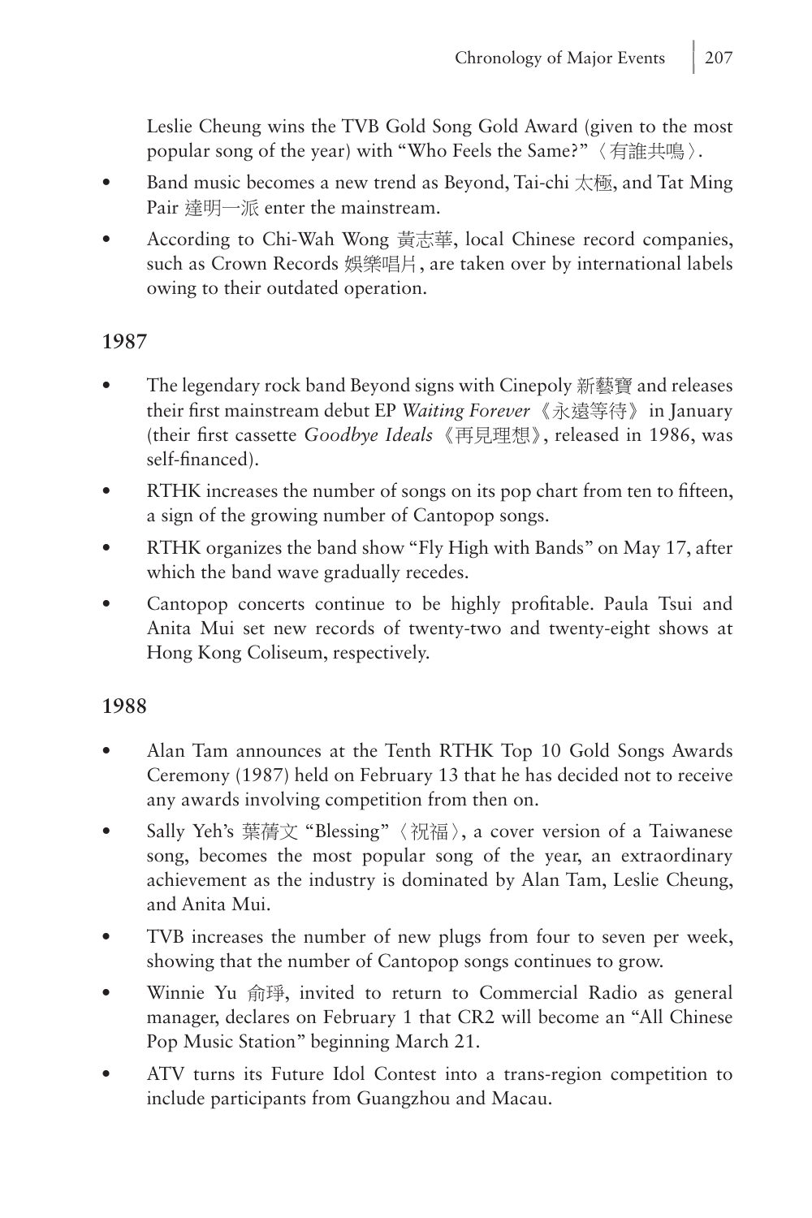Leslie Cheung wins the TVB Gold Song Gold Award (given to the most popular song of the year) with "Who Feels the Same?"〈有誰共鳴〉.

- Band music becomes a new trend as Beyond, Tai-chi 太極, and Tat Ming Pair 達明一派 enter the mainstream.
- According to Chi-Wah Wong 黃志華, local Chinese record companies, such as Crown Records 娛樂唱片, are taken over by international labels owing to their outdated operation.

**1987**

- The legendary rock band Beyond signs with Cinepoly 新藝寶 and releases their first mainstream debut EP *Waiting Forever*《永遠等待》in January (their first cassette *Goodbye Ideals*《再見理想》, released in 1986, was self-financed).
- RTHK increases the number of songs on its pop chart from ten to fifteen, a sign of the growing number of Cantopop songs.
- RTHK organizes the band show "Fly High with Bands" on May 17, after which the band wave gradually recedes.
- Cantopop concerts continue to be highly profitable. Paula Tsui and Anita Mui set new records of twenty-two and twenty-eight shows at Hong Kong Coliseum, respectively.

**1988**

- Alan Tam announces at the Tenth RTHK Top 10 Gold Songs Awards Ceremony (1987) held on February 13 that he has decided not to receive any awards involving competition from then on.
- Sally Yeh's 葉蒨文 "Blessing"〈祝福〉, a cover version of a Taiwanese song, becomes the most popular song of the year, an extraordinary achievement as the industry is dominated by Alan Tam, Leslie Cheung, and Anita Mui.
- TVB increases the number of new plugs from four to seven per week, showing that the number of Cantopop songs continues to grow.
- Winnie Yu 俞琤, invited to return to Commercial Radio as general manager, declares on February 1 that CR2 will become an "All Chinese Pop Music Station" beginning March 21.
- ATV turns its Future Idol Contest into a trans-region competition to include participants from Guangzhou and Macau.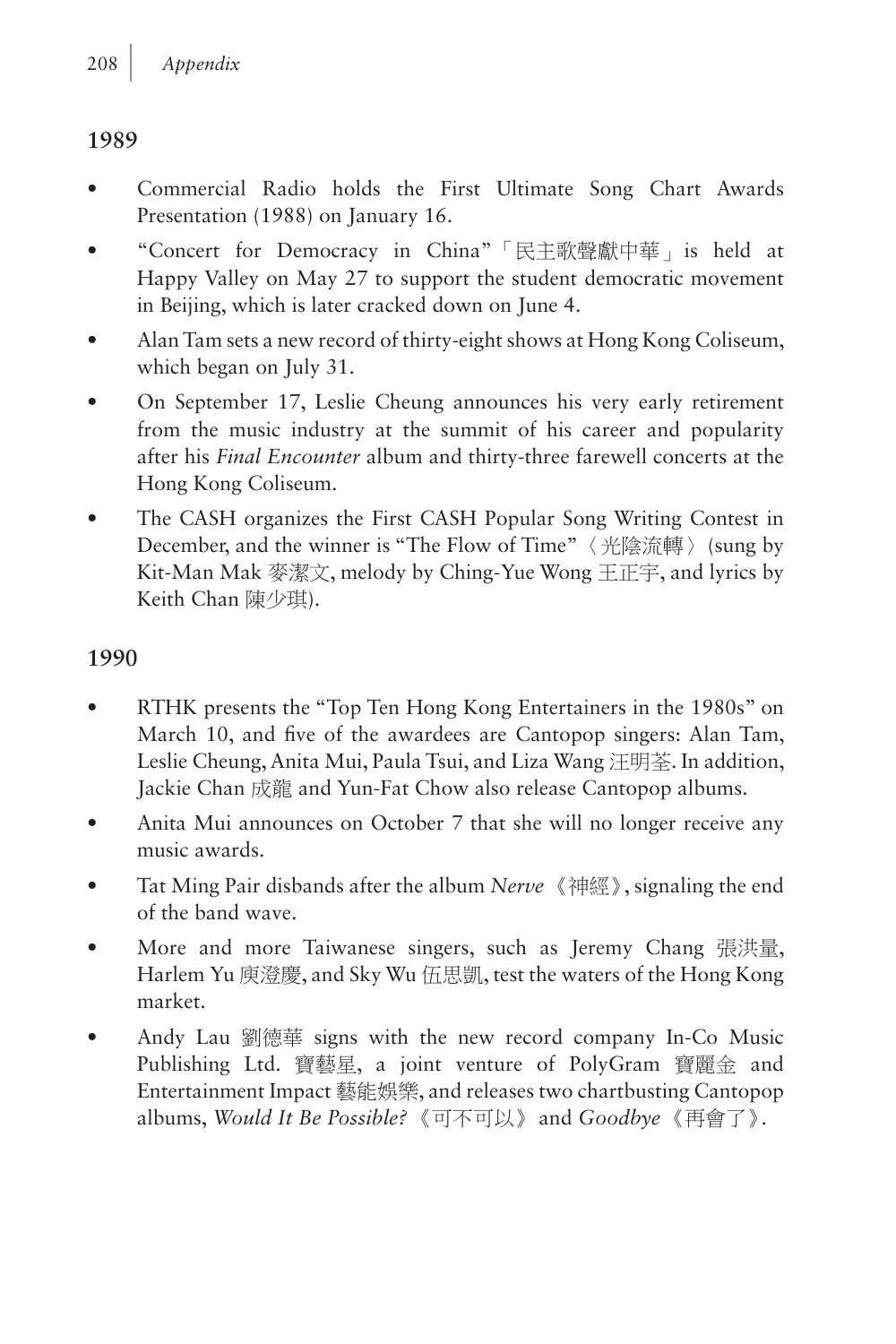## 1989

- Commercial Radio holds the First Ultimate Song Chart Awards Presentation (1988) on January 16.
- "Concert for Democracy in China"「民主歌聲獻中華」is held at Happy Valley on May 27 to support the student democratic movement in Beijing, which is later cracked down on June 4.
- Alan Tam sets a new record of thirty-eight shows at Hong Kong Coliseum, which began on July 31.
- On September 17, Leslie Cheung announces his very early retirement from the music industry at the summit of his career and popularity after his *Final Encounter* album and thirty-three farewell concerts at the Hong Kong Coliseum.
- The CASH organizes the First CASH Popular Song Writing Contest in December, and the winner is "The Flow of Time"〈光陰流轉〉(sung by Kit-Man Mak 麥潔文, melody by Ching-Yue Wong 王正宇, and lyrics by Keith Chan 陳少琪).

## 1990

- RTHK presents the "Top Ten Hong Kong Entertainers in the 1980s" on March 10, and five of the awardees are Cantopop singers: Alan Tam, Leslie Cheung, Anita Mui, Paula Tsui, and Liza Wang 汪明荃. In addition, Jackie Chan 成龍 and Yun-Fat Chow also release Cantopop albums.
- Anita Mui announces on October 7 that she will no longer receive any music awards.
- Tat Ming Pair disbands after the album *Nerve*《神經》, signaling the end of the band wave.
- More and more Taiwanese singers, such as Jeremy Chang 張洪量, Harlem Yu 庾澄慶, and Sky Wu 伍思凱, test the waters of the Hong Kong market.
- Andy Lau 劉德華 signs with the new record company In-Co Music Publishing Ltd. 寶藝星, a joint venture of PolyGram 寶麗金 and Entertainment Impact 藝能娛樂, and releases two chartbusting Cantopop albums, *Would It Be Possible?*《可不可以》and *Goodbye*《再會了》.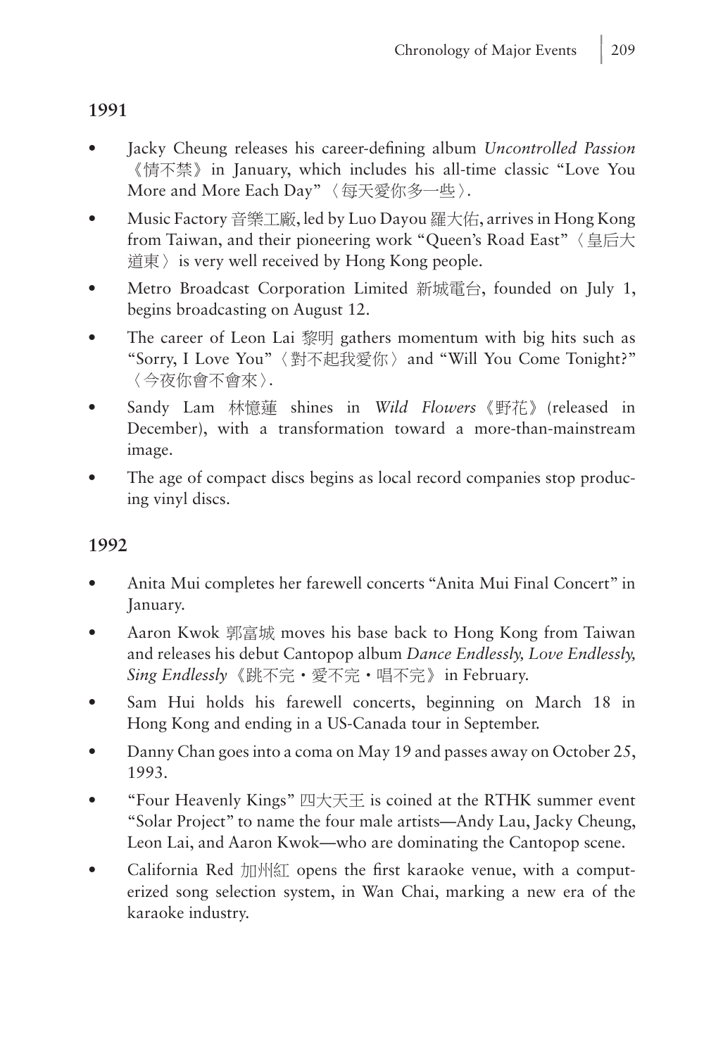## 1991

- Jacky Cheung releases his career-defining album *Uncontrolled Passion* 《情不禁》 in January, which includes his all-time classic "Love You More and More Each Day" 〈每天愛你多一些〉.
- Music Factory 音樂工廠, led by Luo Dayou 羅大佑, arrives in Hong Kong from Taiwan, and their pioneering work "Queen's Road East" 〈皇后大道東〉 is very well received by Hong Kong people.
- Metro Broadcast Corporation Limited 新城電台, founded on July 1, begins broadcasting on August 12.
- The career of Leon Lai 黎明 gathers momentum with big hits such as "Sorry, I Love You" 〈對不起我愛你〉 and "Will You Come Tonight?" 〈今夜你會不會來〉.
- Sandy Lam 林憶蓮 shines in *Wild Flowers* 《野花》 (released in December), with a transformation toward a more-than-mainstream image.
- The age of compact discs begins as local record companies stop producing vinyl discs.

## 1992

- Anita Mui completes her farewell concerts "Anita Mui Final Concert" in January.
- Aaron Kwok 郭富城 moves his base back to Hong Kong from Taiwan and releases his debut Cantopop album *Dance Endlessly, Love Endlessly, Sing Endlessly* 《跳不完・愛不完・唱不完》 in February.
- Sam Hui holds his farewell concerts, beginning on March 18 in Hong Kong and ending in a US-Canada tour in September.
- Danny Chan goes into a coma on May 19 and passes away on October 25, 1993.
- "Four Heavenly Kings" 四大天王 is coined at the RTHK summer event "Solar Project" to name the four male artists—Andy Lau, Jacky Cheung, Leon Lai, and Aaron Kwok—who are dominating the Cantopop scene.
- California Red 加州紅 opens the first karaoke venue, with a computerized song selection system, in Wan Chai, marking a new era of the karaoke industry.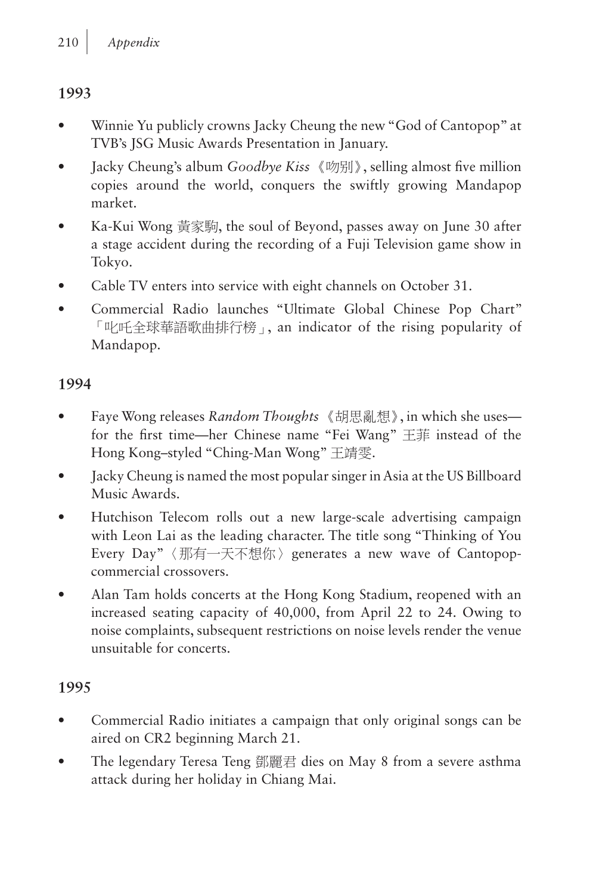## 1993

- Winnie Yu publicly crowns Jacky Cheung the new "God of Cantopop" at TVB's JSG Music Awards Presentation in January.
- Jacky Cheung's album *Goodbye Kiss*《吻別》, selling almost five million copies around the world, conquers the swiftly growing Mandapop market.
- Ka-Kui Wong 黃家駒, the soul of Beyond, passes away on June 30 after a stage accident during the recording of a Fuji Television game show in Tokyo.
- Cable TV enters into service with eight channels on October 31.
- Commercial Radio launches "Ultimate Global Chinese Pop Chart" 「叱吒全球華語歌曲排行榜」, an indicator of the rising popularity of Mandapop.

## 1994

- Faye Wong releases *Random Thoughts*《胡思亂想》, in which she uses—for the first time—her Chinese name "Fei Wang" 王菲 instead of the Hong Kong–styled "Ching-Man Wong" 王靖雯.
- Jacky Cheung is named the most popular singer in Asia at the US Billboard Music Awards.
- Hutchison Telecom rolls out a new large-scale advertising campaign with Leon Lai as the leading character. The title song "Thinking of You Every Day"〈那有一天不想你〉generates a new wave of Cantopop-commercial crossovers.
- Alan Tam holds concerts at the Hong Kong Stadium, reopened with an increased seating capacity of 40,000, from April 22 to 24. Owing to noise complaints, subsequent restrictions on noise levels render the venue unsuitable for concerts.

## 1995

- Commercial Radio initiates a campaign that only original songs can be aired on CR2 beginning March 21.
- The legendary Teresa Teng 鄧麗君 dies on May 8 from a severe asthma attack during her holiday in Chiang Mai.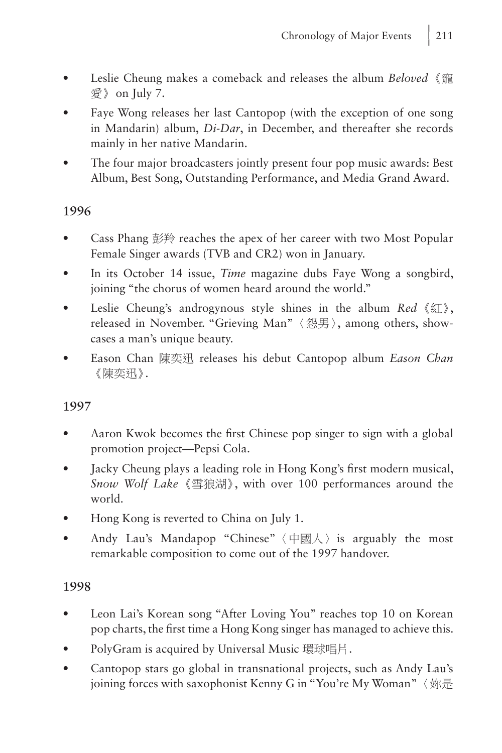- Leslie Cheung makes a comeback and releases the album *Beloved*《寵愛》on July 7.
- Faye Wong releases her last Cantopop (with the exception of one song in Mandarin) album, *Di-Dar*, in December, and thereafter she records mainly in her native Mandarin.
- The four major broadcasters jointly present four pop music awards: Best Album, Best Song, Outstanding Performance, and Media Grand Award.

**1996**

- Cass Phang 彭羚 reaches the apex of her career with two Most Popular Female Singer awards (TVB and CR2) won in January.
- In its October 14 issue, *Time* magazine dubs Faye Wong a songbird, joining "the chorus of women heard around the world."
- Leslie Cheung's androgynous style shines in the album *Red*《紅》, released in November. "Grieving Man"〈怨男〉, among others, showcases a man's unique beauty.
- Eason Chan 陳奕迅 releases his debut Cantopop album *Eason Chan*《陳奕迅》.

**1997**

- Aaron Kwok becomes the first Chinese pop singer to sign with a global promotion project—Pepsi Cola.
- Jacky Cheung plays a leading role in Hong Kong's first modern musical, *Snow Wolf Lake*《雪狼湖》, with over 100 performances around the world.
- Hong Kong is reverted to China on July 1.
- Andy Lau's Mandapop "Chinese"〈中國人〉is arguably the most remarkable composition to come out of the 1997 handover.

**1998**

- Leon Lai's Korean song "After Loving You" reaches top 10 on Korean pop charts, the first time a Hong Kong singer has managed to achieve this.
- PolyGram is acquired by Universal Music 環球唱片.
- Cantopop stars go global in transnational projects, such as Andy Lau's joining forces with saxophonist Kenny G in "You're My Woman"〈妳是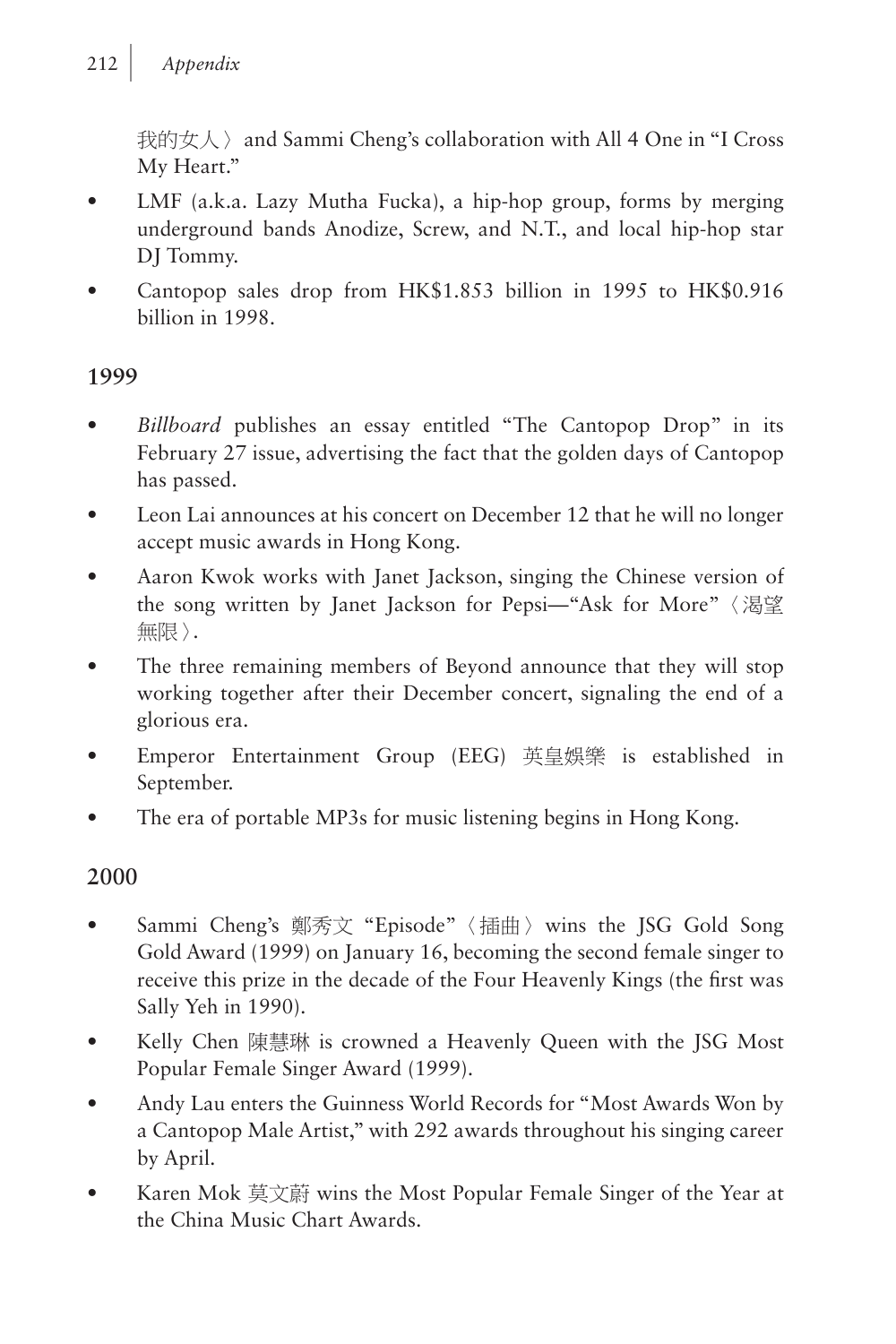我的女人〉 and Sammi Cheng's collaboration with All 4 One in "I Cross My Heart."

- LMF (a.k.a. Lazy Mutha Fucka), a hip-hop group, forms by merging underground bands Anodize, Screw, and N.T., and local hip-hop star DJ Tommy.
- Cantopop sales drop from HK$1.853 billion in 1995 to HK$0.916 billion in 1998.

### 1999

- *Billboard* publishes an essay entitled "The Cantopop Drop" in its February 27 issue, advertising the fact that the golden days of Cantopop has passed.
- Leon Lai announces at his concert on December 12 that he will no longer accept music awards in Hong Kong.
- Aaron Kwok works with Janet Jackson, singing the Chinese version of the song written by Janet Jackson for Pepsi—"Ask for More"〈渴望無限〉.
- The three remaining members of Beyond announce that they will stop working together after their December concert, signaling the end of a glorious era.
- Emperor Entertainment Group (EEG) 英皇娛樂 is established in September.
- The era of portable MP3s for music listening begins in Hong Kong.

### 2000

- Sammi Cheng's 鄭秀文 "Episode"〈插曲〉 wins the JSG Gold Song Gold Award (1999) on January 16, becoming the second female singer to receive this prize in the decade of the Four Heavenly Kings (the first was Sally Yeh in 1990).
- Kelly Chen 陳慧琳 is crowned a Heavenly Queen with the JSG Most Popular Female Singer Award (1999).
- Andy Lau enters the Guinness World Records for "Most Awards Won by a Cantopop Male Artist," with 292 awards throughout his singing career by April.
- Karen Mok 莫文蔚 wins the Most Popular Female Singer of the Year at the China Music Chart Awards.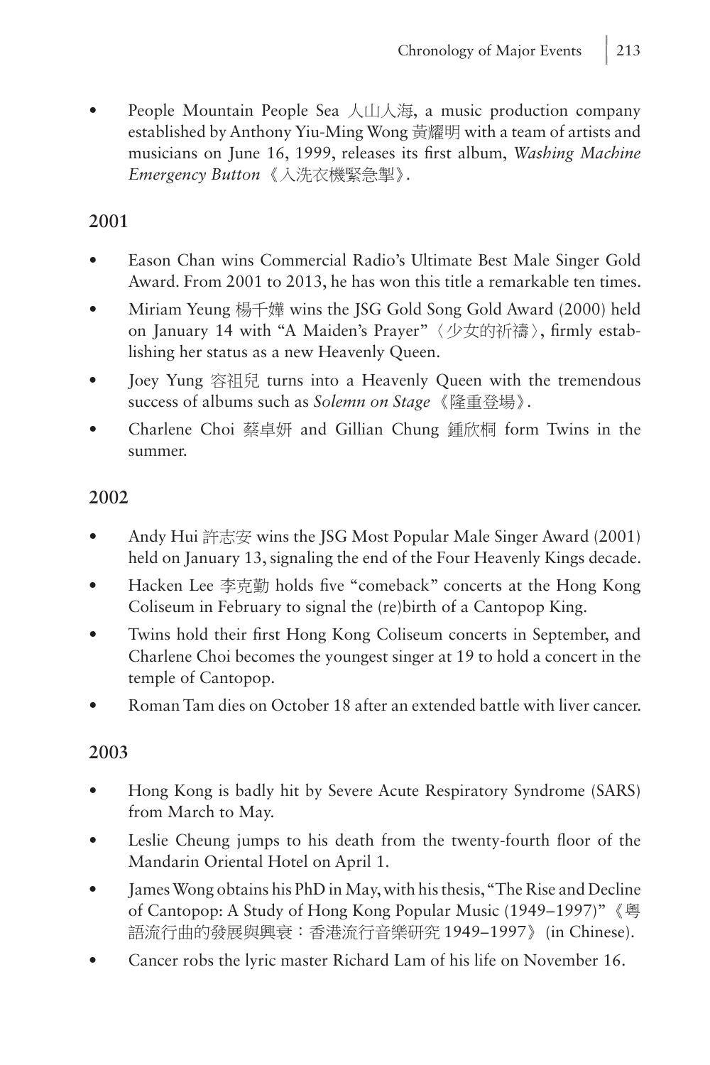- People Mountain People Sea 人山人海, a music production company established by Anthony Yiu-Ming Wong 黃耀明 with a team of artists and musicians on June 16, 1999, releases its first album, *Washing Machine Emergency Button*《入洗衣機緊急掣》.

## 2001

- Eason Chan wins Commercial Radio's Ultimate Best Male Singer Gold Award. From 2001 to 2013, he has won this title a remarkable ten times.
- Miriam Yeung 楊千嬅 wins the JSG Gold Song Gold Award (2000) held on January 14 with "A Maiden's Prayer"〈少女的祈禱〉, firmly establishing her status as a new Heavenly Queen.
- Joey Yung 容祖兒 turns into a Heavenly Queen with the tremendous success of albums such as *Solemn on Stage*《隆重登場》.
- Charlene Choi 蔡卓妍 and Gillian Chung 鍾欣桐 form Twins in the summer.

## 2002

- Andy Hui 許志安 wins the JSG Most Popular Male Singer Award (2001) held on January 13, signaling the end of the Four Heavenly Kings decade.
- Hacken Lee 李克勤 holds five "comeback" concerts at the Hong Kong Coliseum in February to signal the (re)birth of a Cantopop King.
- Twins hold their first Hong Kong Coliseum concerts in September, and Charlene Choi becomes the youngest singer at 19 to hold a concert in the temple of Cantopop.
- Roman Tam dies on October 18 after an extended battle with liver cancer.

## 2003

- Hong Kong is badly hit by Severe Acute Respiratory Syndrome (SARS) from March to May.
- Leslie Cheung jumps to his death from the twenty-fourth floor of the Mandarin Oriental Hotel on April 1.
- James Wong obtains his PhD in May, with his thesis, "The Rise and Decline of Cantopop: A Study of Hong Kong Popular Music (1949–1997)"《粵語流行曲的發展與興衰：香港流行音樂研究 1949–1997》(in Chinese).
- Cancer robs the lyric master Richard Lam of his life on November 16.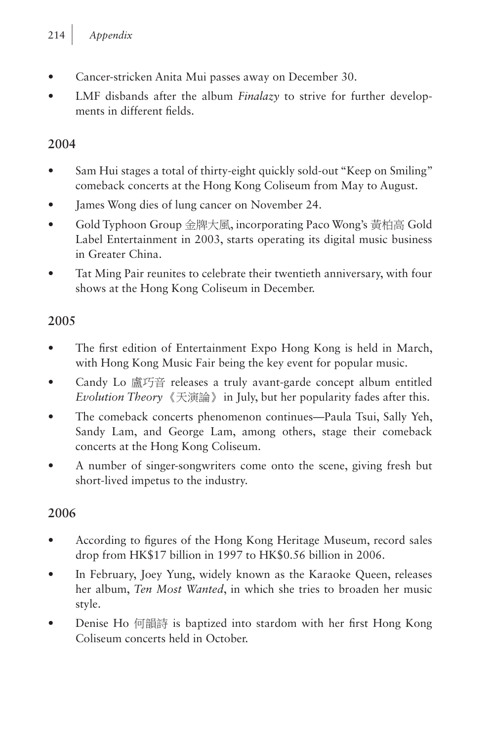- Cancer-stricken Anita Mui passes away on December 30.
- LMF disbands after the album *Finalazy* to strive for further developments in different fields.

## 2004

- Sam Hui stages a total of thirty-eight quickly sold-out "Keep on Smiling" comeback concerts at the Hong Kong Coliseum from May to August.
- James Wong dies of lung cancer on November 24.
- Gold Typhoon Group 金牌大風, incorporating Paco Wong's 黃柏高 Gold Label Entertainment in 2003, starts operating its digital music business in Greater China.
- Tat Ming Pair reunites to celebrate their twentieth anniversary, with four shows at the Hong Kong Coliseum in December.

## 2005

- The first edition of Entertainment Expo Hong Kong is held in March, with Hong Kong Music Fair being the key event for popular music.
- Candy Lo 盧巧音 releases a truly avant-garde concept album entitled *Evolution Theory*《天演論》in July, but her popularity fades after this.
- The comeback concerts phenomenon continues—Paula Tsui, Sally Yeh, Sandy Lam, and George Lam, among others, stage their comeback concerts at the Hong Kong Coliseum.
- A number of singer-songwriters come onto the scene, giving fresh but short-lived impetus to the industry.

## 2006

- According to figures of the Hong Kong Heritage Museum, record sales drop from HK$17 billion in 1997 to HK$0.56 billion in 2006.
- In February, Joey Yung, widely known as the Karaoke Queen, releases her album, *Ten Most Wanted*, in which she tries to broaden her music style.
- Denise Ho 何韻詩 is baptized into stardom with her first Hong Kong Coliseum concerts held in October.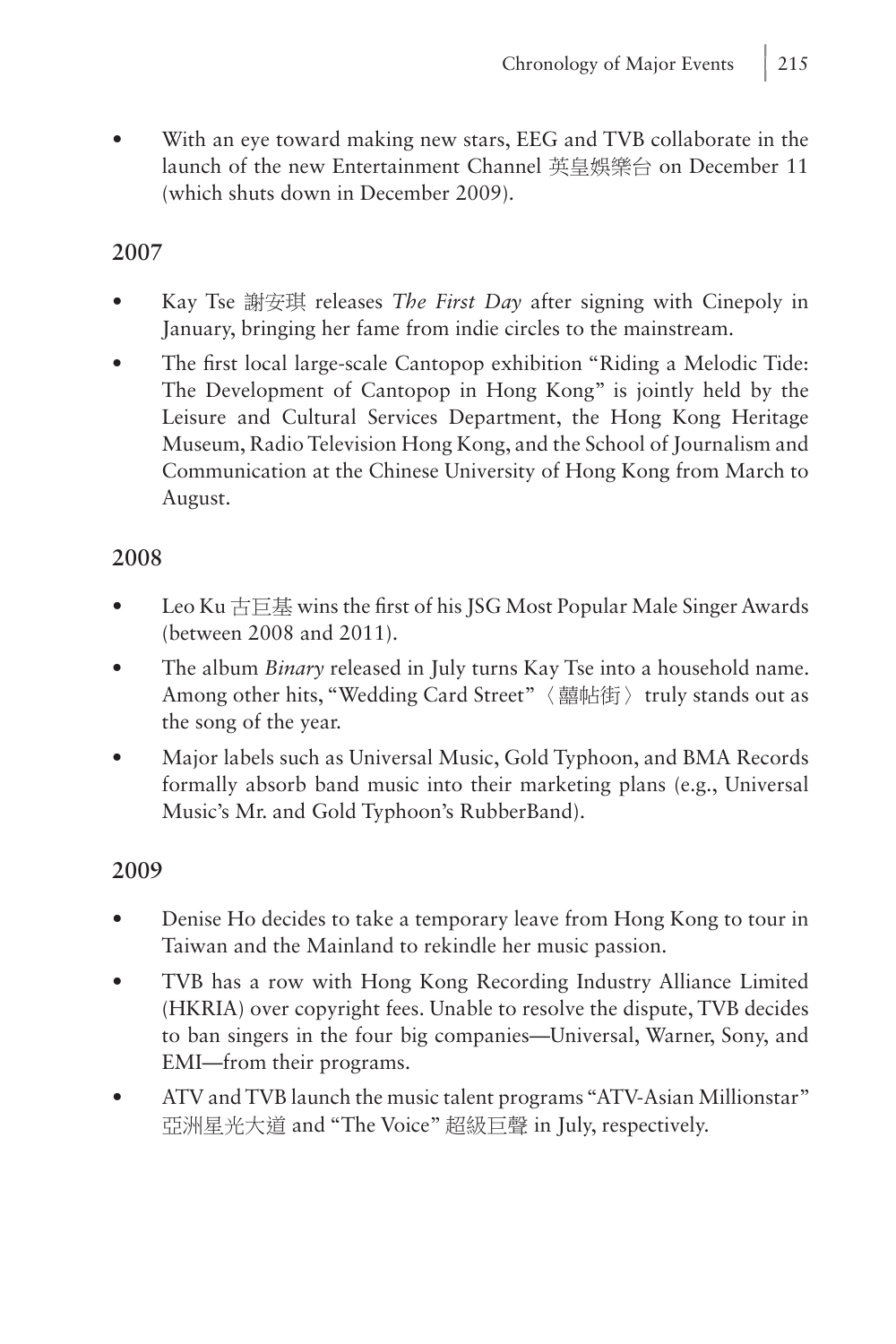- With an eye toward making new stars, EEG and TVB collaborate in the launch of the new Entertainment Channel 英皇娛樂台 on December 11 (which shuts down in December 2009).

## 2007

- Kay Tse 謝安琪 releases *The First Day* after signing with Cinepoly in January, bringing her fame from indie circles to the mainstream.
- The first local large-scale Cantopop exhibition "Riding a Melodic Tide: The Development of Cantopop in Hong Kong" is jointly held by the Leisure and Cultural Services Department, the Hong Kong Heritage Museum, Radio Television Hong Kong, and the School of Journalism and Communication at the Chinese University of Hong Kong from March to August.

## 2008

- Leo Ku 古巨基 wins the first of his JSG Most Popular Male Singer Awards (between 2008 and 2011).
- The album *Binary* released in July turns Kay Tse into a household name. Among other hits, "Wedding Card Street"〈囍帖街〉truly stands out as the song of the year.
- Major labels such as Universal Music, Gold Typhoon, and BMA Records formally absorb band music into their marketing plans (e.g., Universal Music's Mr. and Gold Typhoon's RubberBand).

## 2009

- Denise Ho decides to take a temporary leave from Hong Kong to tour in Taiwan and the Mainland to rekindle her music passion.
- TVB has a row with Hong Kong Recording Industry Alliance Limited (HKRIA) over copyright fees. Unable to resolve the dispute, TVB decides to ban singers in the four big companies—Universal, Warner, Sony, and EMI—from their programs.
- ATV and TVB launch the music talent programs "ATV-Asian Millionstar" 亞洲星光大道 and "The Voice" 超級巨聲 in July, respectively.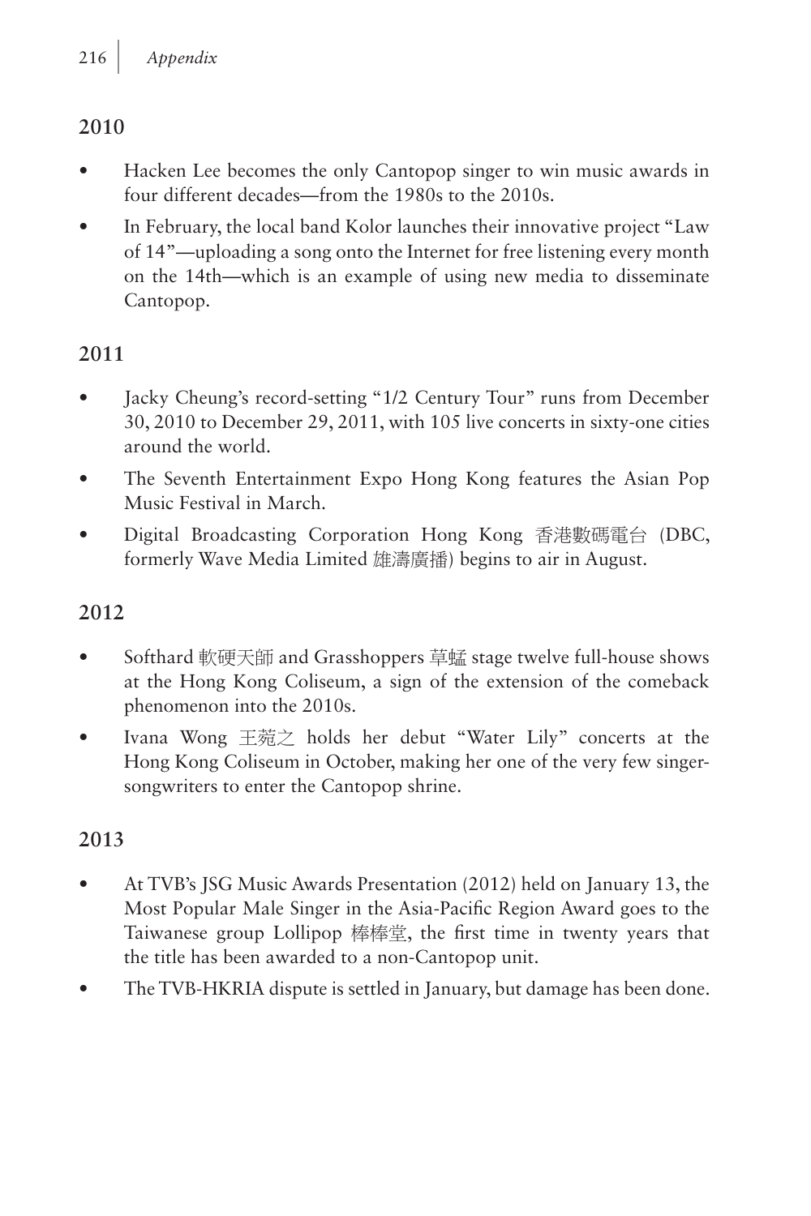## 2010

- Hacken Lee becomes the only Cantopop singer to win music awards in four different decades—from the 1980s to the 2010s.
- In February, the local band Kolor launches their innovative project "Law of 14"—uploading a song onto the Internet for free listening every month on the 14th—which is an example of using new media to disseminate Cantopop.

## 2011

- Jacky Cheung's record-setting "1/2 Century Tour" runs from December 30, 2010 to December 29, 2011, with 105 live concerts in sixty-one cities around the world.
- The Seventh Entertainment Expo Hong Kong features the Asian Pop Music Festival in March.
- Digital Broadcasting Corporation Hong Kong 香港數碼電台 (DBC, formerly Wave Media Limited 雄濤廣播) begins to air in August.

## 2012

- Softhard 軟硬天師 and Grasshoppers 草蜢 stage twelve full-house shows at the Hong Kong Coliseum, a sign of the extension of the comeback phenomenon into the 2010s.
- Ivana Wong 王菀之 holds her debut "Water Lily" concerts at the Hong Kong Coliseum in October, making her one of the very few singer-songwriters to enter the Cantopop shrine.

## 2013

- At TVB's JSG Music Awards Presentation (2012) held on January 13, the Most Popular Male Singer in the Asia-Pacific Region Award goes to the Taiwanese group Lollipop 棒棒堂, the first time in twenty years that the title has been awarded to a non-Cantopop unit.
- The TVB-HKRIA dispute is settled in January, but damage has been done.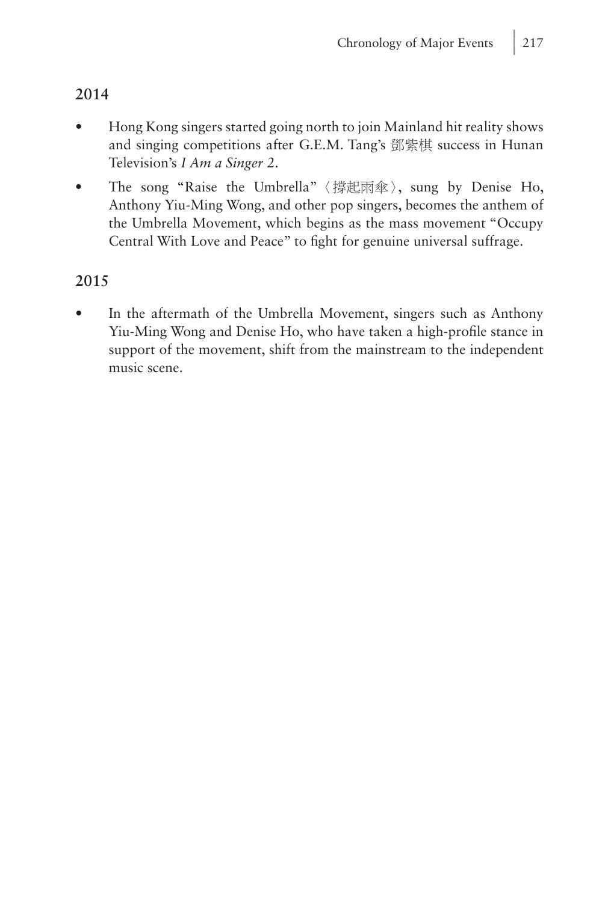## 2014

- Hong Kong singers started going north to join Mainland hit reality shows and singing competitions after G.E.M. Tang's 鄧紫棋 success in Hunan Television's *I Am a Singer 2*.
- The song "Raise the Umbrella"〈撐起雨傘〉, sung by Denise Ho, Anthony Yiu-Ming Wong, and other pop singers, becomes the anthem of the Umbrella Movement, which begins as the mass movement "Occupy Central With Love and Peace" to fight for genuine universal suffrage.

## 2015

- In the aftermath of the Umbrella Movement, singers such as Anthony Yiu-Ming Wong and Denise Ho, who have taken a high-profile stance in support of the movement, shift from the mainstream to the independent music scene.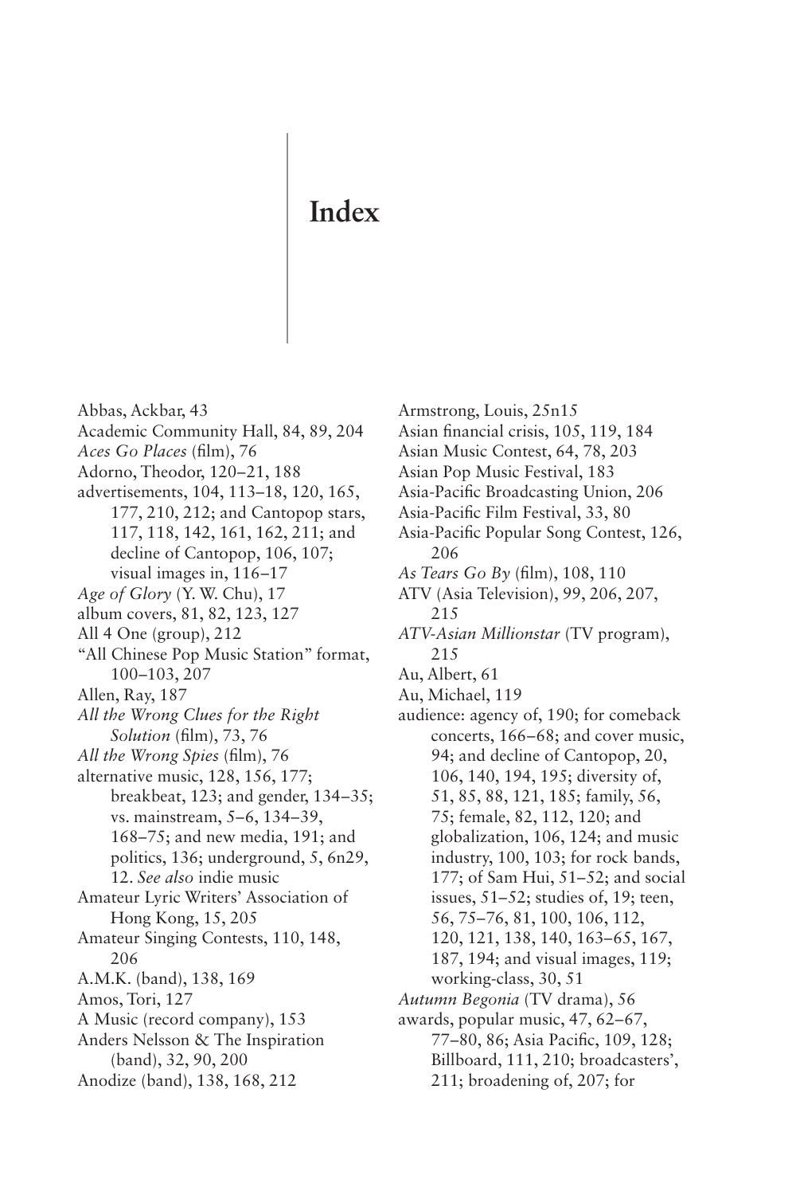# Index

Abbas, Ackbar, 43
Academic Community Hall, 84, 89, 204
*Aces Go Places* (film), 76
Adorno, Theodor, 120–21, 188
advertisements, 104, 113–18, 120, 165, 177, 210, 212; and Cantopop stars, 117, 118, 142, 161, 162, 211; and decline of Cantopop, 106, 107; visual images in, 116–17
*Age of Glory* (Y. W. Chu), 17
album covers, 81, 82, 123, 127
All 4 One (group), 212
"All Chinese Pop Music Station" format, 100–103, 207
Allen, Ray, 187
*All the Wrong Clues for the Right Solution* (film), 73, 76
*All the Wrong Spies* (film), 76
alternative music, 128, 156, 177; breakbeat, 123; and gender, 134–35; vs. mainstream, 5–6, 134–39, 168–75; and new media, 191; and politics, 136; underground, 5, 6n29, 12. *See also* indie music
Amateur Lyric Writers' Association of Hong Kong, 15, 205
Amateur Singing Contests, 110, 148, 206
A.M.K. (band), 138, 169
Amos, Tori, 127
A Music (record company), 153
Anders Nelsson & The Inspiration (band), 32, 90, 200
Anodize (band), 138, 168, 212
Armstrong, Louis, 25n15
Asian financial crisis, 105, 119, 184
Asian Music Contest, 64, 78, 203
Asian Pop Music Festival, 183
Asia-Pacific Broadcasting Union, 206
Asia-Pacific Film Festival, 33, 80
Asia-Pacific Popular Song Contest, 126, 206
*As Tears Go By* (film), 108, 110
ATV (Asia Television), 99, 206, 207, 215
*ATV-Asian Millionstar* (TV program), 215
Au, Albert, 61
Au, Michael, 119
audience: agency of, 190; for comeback concerts, 166–68; and cover music, 94; and decline of Cantopop, 20, 106, 140, 194, 195; diversity of, 51, 85, 88, 121, 185; family, 56, 75; female, 82, 112, 120; and globalization, 106, 124; and music industry, 100, 103; for rock bands, 177; of Sam Hui, 51–52; and social issues, 19; studies of, 19; teen, 56, 75–76, 81, 100, 106, 112, 120, 121, 138, 140, 163–65, 167, 187, 194; and visual images, 119; working-class, 30, 51
*Autumn Begonia* (TV drama), 56
awards, popular music, 47, 62–67, 77–80, 86; Asia Pacific, 109, 128; Billboard, 111, 210; broadcasters', 211; broadening of, 207; for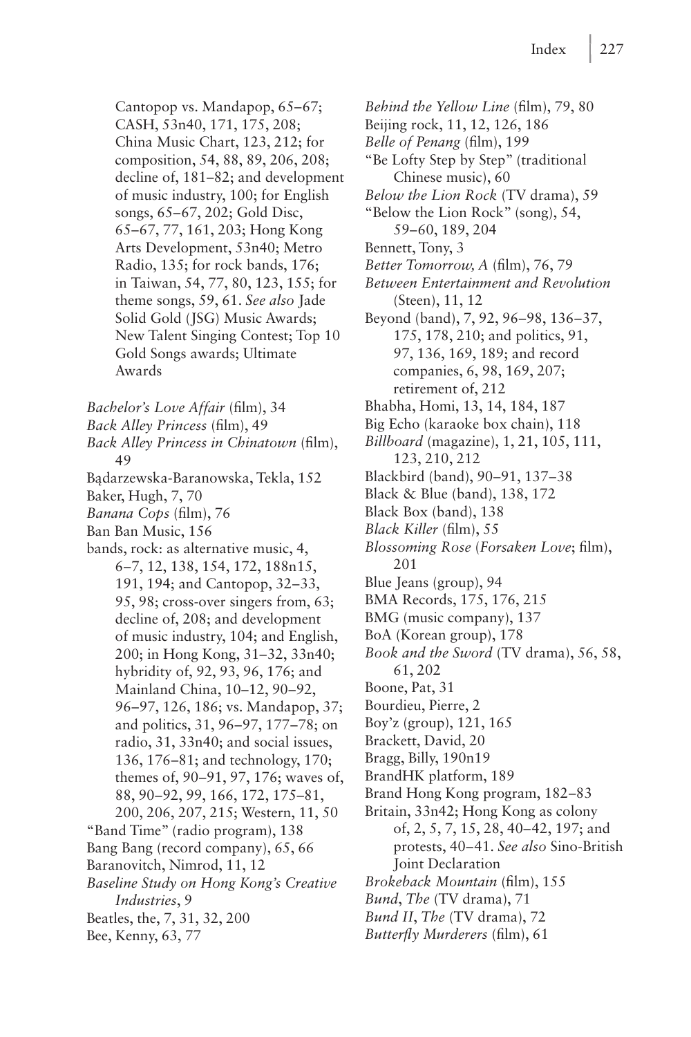Cantopop vs. Mandapop, 65–67; CASH, 53n40, 171, 175, 208; China Music Chart, 123, 212; for composition, 54, 88, 89, 206, 208; decline of, 181–82; and development of music industry, 100; for English songs, 65–67, 202; Gold Disc, 65–67, 77, 161, 203; Hong Kong Arts Development, 53n40; Metro Radio, 135; for rock bands, 176; in Taiwan, 54, 77, 80, 123, 155; for theme songs, 59, 61. *See also* Jade Solid Gold (JSG) Music Awards; New Talent Singing Contest; Top 10 Gold Songs awards; Ultimate Awards

*Bachelor's Love Affair* (film), 34
*Back Alley Princess* (film), 49
*Back Alley Princess in Chinatown* (film), 49
Bądarzewska-Baranowska, Tekla, 152
Baker, Hugh, 7, 70
*Banana Cops* (film), 76
Ban Ban Music, 156
bands, rock: as alternative music, 4, 6–7, 12, 138, 154, 172, 188n15, 191, 194; and Cantopop, 32–33, 95, 98; cross-over singers from, 63; decline of, 208; and development of music industry, 104; and English, 200; in Hong Kong, 31–32, 33n40; hybridity of, 92, 93, 96, 176; and Mainland China, 10–12, 90–92, 96–97, 126, 186; vs. Mandapop, 37; and politics, 31, 96–97, 177–78; on radio, 31, 33n40; and social issues, 136, 176–81; and technology, 170; themes of, 90–91, 97, 176; waves of, 88, 90–92, 99, 166, 172, 175–81, 200, 206, 207, 215; Western, 11, 50
"Band Time" (radio program), 138
Bang Bang (record company), 65, 66
Baranovitch, Nimrod, 11, 12
*Baseline Study on Hong Kong's Creative Industries*, 9
Beatles, the, 7, 31, 32, 200
Bee, Kenny, 63, 77
*Behind the Yellow Line* (film), 79, 80
Beijing rock, 11, 12, 126, 186
*Belle of Penang* (film), 199
"Be Lofty Step by Step" (traditional Chinese music), 60
*Below the Lion Rock* (TV drama), 59
"Below the Lion Rock" (song), 54, 59–60, 189, 204
Bennett, Tony, 3
*Better Tomorrow, A* (film), 76, 79
*Between Entertainment and Revolution* (Steen), 11, 12
Beyond (band), 7, 92, 96–98, 136–37, 175, 178, 210; and politics, 91, 97, 136, 169, 189; and record companies, 6, 98, 169, 207; retirement of, 212
Bhabha, Homi, 13, 14, 184, 187
Big Echo (karaoke box chain), 118
*Billboard* (magazine), 1, 21, 105, 111, 123, 210, 212
Blackbird (band), 90–91, 137–38
Black & Blue (band), 138, 172
Black Box (band), 138
*Black Killer* (film), 55
*Blossoming Rose* (*Forsaken Love*; film), 201
Blue Jeans (group), 94
BMA Records, 175, 176, 215
BMG (music company), 137
BoA (Korean group), 178
*Book and the Sword* (TV drama), 56, 58, 61, 202
Boone, Pat, 31
Bourdieu, Pierre, 2
Boy'z (group), 121, 165
Brackett, David, 20
Bragg, Billy, 190n19
BrandHK platform, 189
Brand Hong Kong program, 182–83
Britain, 33n42; Hong Kong as colony of, 2, 5, 7, 15, 28, 40–42, 197; and protests, 40–41. *See also* Sino-British Joint Declaration
*Brokeback Mountain* (film), 155
*Bund*, *The* (TV drama), 71
*Bund II*, *The* (TV drama), 72
*Butterfly Murderers* (film), 61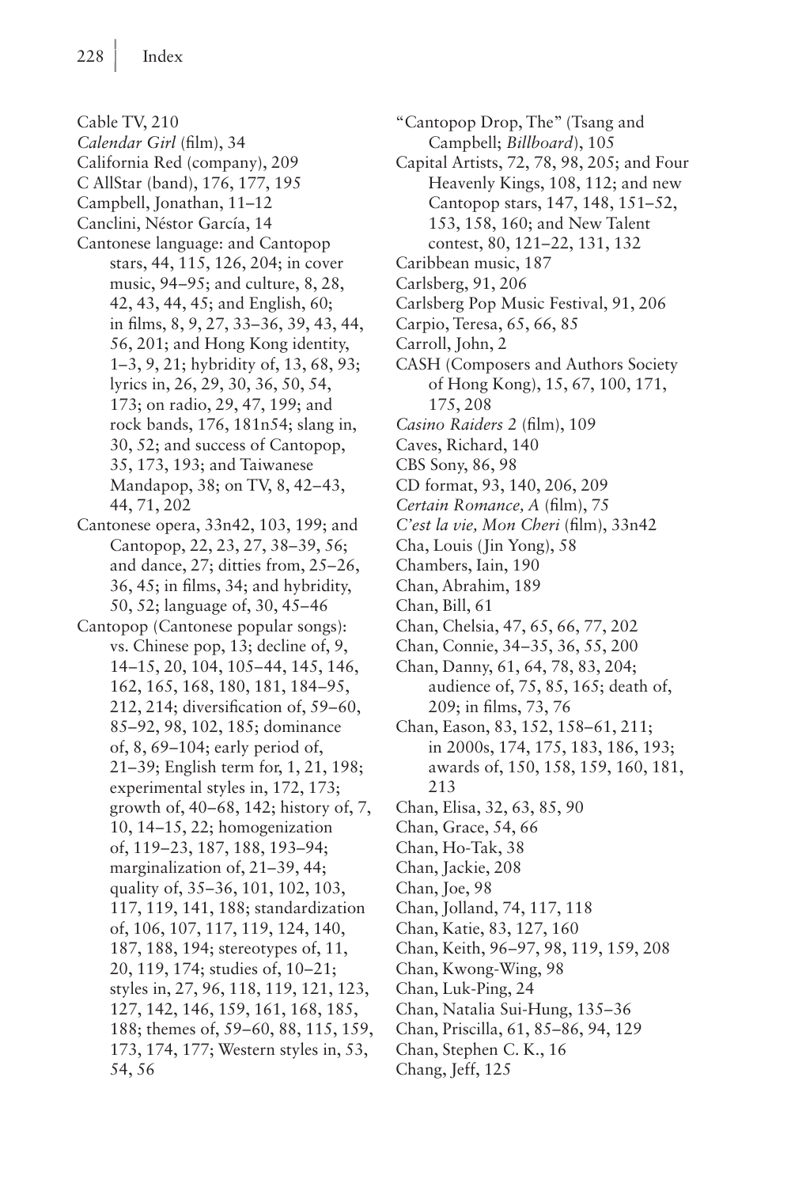Cable TV, 210
*Calendar Girl* (film), 34
California Red (company), 209
C AllStar (band), 176, 177, 195
Campbell, Jonathan, 11–12
Canclini, Néstor García, 14
Cantonese language: and Cantopop stars, 44, 115, 126, 204; in cover music, 94–95; and culture, 8, 28, 42, 43, 44, 45; and English, 60; in films, 8, 9, 27, 33–36, 39, 43, 44, 56, 201; and Hong Kong identity, 1–3, 9, 21; hybridity of, 13, 68, 93; lyrics in, 26, 29, 30, 36, 50, 54, 173; on radio, 29, 47, 199; and rock bands, 176, 181n54; slang in, 30, 52; and success of Cantopop, 35, 173, 193; and Taiwanese Mandapop, 38; on TV, 8, 42–43, 44, 71, 202
Cantonese opera, 33n42, 103, 199; and Cantopop, 22, 23, 27, 38–39, 56; and dance, 27; ditties from, 25–26, 36, 45; in films, 34; and hybridity, 50, 52; language of, 30, 45–46
Cantopop (Cantonese popular songs): vs. Chinese pop, 13; decline of, 9, 14–15, 20, 104, 105–44, 145, 146, 162, 165, 168, 180, 181, 184–95, 212, 214; diversification of, 59–60, 85–92, 98, 102, 185; dominance of, 8, 69–104; early period of, 21–39; English term for, 1, 21, 198; experimental styles in, 172, 173; growth of, 40–68, 142; history of, 7, 10, 14–15, 22; homogenization of, 119–23, 187, 188, 193–94; marginalization of, 21–39, 44; quality of, 35–36, 101, 102, 103, 117, 119, 141, 188; standardization of, 106, 107, 117, 119, 124, 140, 187, 188, 194; stereotypes of, 11, 20, 119, 174; studies of, 10–21; styles in, 27, 96, 118, 119, 121, 123, 127, 142, 146, 159, 161, 168, 185, 188; themes of, 59–60, 88, 115, 159, 173, 174, 177; Western styles in, 53, 54, 56
"Cantopop Drop, The" (Tsang and Campbell; *Billboard*), 105
Capital Artists, 72, 78, 98, 205; and Four Heavenly Kings, 108, 112; and new Cantopop stars, 147, 148, 151–52, 153, 158, 160; and New Talent contest, 80, 121–22, 131, 132
Caribbean music, 187
Carlsberg, 91, 206
Carlsberg Pop Music Festival, 91, 206
Carpio, Teresa, 65, 66, 85
Carroll, John, 2
CASH (Composers and Authors Society of Hong Kong), 15, 67, 100, 171, 175, 208
*Casino Raiders 2* (film), 109
Caves, Richard, 140
CBS Sony, 86, 98
CD format, 93, 140, 206, 209
*Certain Romance, A* (film), 75
*C'est la vie, Mon Cheri* (film), 33n42
Cha, Louis (Jin Yong), 58
Chambers, Iain, 190
Chan, Abrahim, 189
Chan, Bill, 61
Chan, Chelsia, 47, 65, 66, 77, 202
Chan, Connie, 34–35, 36, 55, 200
Chan, Danny, 61, 64, 78, 83, 204; audience of, 75, 85, 165; death of, 209; in films, 73, 76
Chan, Eason, 83, 152, 158–61, 211; in 2000s, 174, 175, 183, 186, 193; awards of, 150, 158, 159, 160, 181, 213
Chan, Elisa, 32, 63, 85, 90
Chan, Grace, 54, 66
Chan, Ho-Tak, 38
Chan, Jackie, 208
Chan, Joe, 98
Chan, Jolland, 74, 117, 118
Chan, Katie, 83, 127, 160
Chan, Keith, 96–97, 98, 119, 159, 208
Chan, Kwong-Wing, 98
Chan, Luk-Ping, 24
Chan, Natalia Sui-Hung, 135–36
Chan, Priscilla, 61, 85–86, 94, 129
Chan, Stephen C. K., 16
Chang, Jeff, 125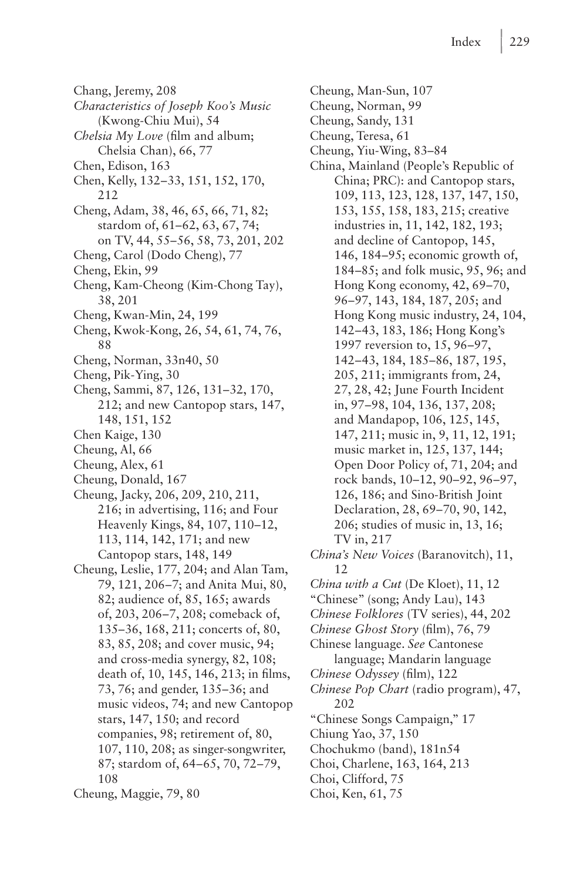Chang, Jeremy, 208

*Characteristics of Joseph Koo's Music* (Kwong-Chiu Mui), 54

*Chelsia My Love* (film and album; Chelsia Chan), 66, 77

Chen, Edison, 163

Chen, Kelly, 132–33, 151, 152, 170, 212

Cheng, Adam, 38, 46, 65, 66, 71, 82; stardom of, 61–62, 63, 67, 74; on TV, 44, 55–56, 58, 73, 201, 202

Cheng, Carol (Dodo Cheng), 77

Cheng, Ekin, 99

Cheng, Kam-Cheong (Kim-Chong Tay), 38, 201

Cheng, Kwan-Min, 24, 199

Cheng, Kwok-Kong, 26, 54, 61, 74, 76, 88

Cheng, Norman, 33n40, 50

Cheng, Pik-Ying, 30

Cheng, Sammi, 87, 126, 131–32, 170, 212; and new Cantopop stars, 147, 148, 151, 152

Chen Kaige, 130

Cheung, Al, 66

Cheung, Alex, 61

Cheung, Donald, 167

Cheung, Jacky, 206, 209, 210, 211, 216; in advertising, 116; and Four Heavenly Kings, 84, 107, 110–12, 113, 114, 142, 171; and new Cantopop stars, 148, 149

Cheung, Leslie, 177, 204; and Alan Tam, 79, 121, 206–7; and Anita Mui, 80, 82; audience of, 85, 165; awards of, 203, 206–7, 208; comeback of, 135–36, 168, 211; concerts of, 80, 83, 85, 208; and cover music, 94; and cross-media synergy, 82, 108; death of, 10, 145, 146, 213; in films, 73, 76; and gender, 135–36; and music videos, 74; and new Cantopop stars, 147, 150; and record companies, 98; retirement of, 80, 107, 110, 208; as singer-songwriter, 87; stardom of, 64–65, 70, 72–79, 108

Cheung, Maggie, 79, 80

Cheung, Man-Sun, 107

Cheung, Norman, 99

Cheung, Sandy, 131

Cheung, Teresa, 61

Cheung, Yiu-Wing, 83–84

China, Mainland (People's Republic of China; PRC): and Cantopop stars, 109, 113, 123, 128, 137, 147, 150, 153, 155, 158, 183, 215; creative industries in, 11, 142, 182, 193; and decline of Cantopop, 145, 146, 184–95; economic growth of, 184–85; and folk music, 95, 96; and Hong Kong economy, 42, 69–70, 96–97, 143, 184, 187, 205; and Hong Kong music industry, 24, 104, 142–43, 183, 186; Hong Kong's 1997 reversion to, 15, 96–97, 142–43, 184, 185–86, 187, 195, 205, 211; immigrants from, 24, 27, 28, 42; June Fourth Incident in, 97–98, 104, 136, 137, 208; and Mandapop, 106, 125, 145, 147, 211; music in, 9, 11, 12, 191; music market in, 125, 137, 144; Open Door Policy of, 71, 204; and rock bands, 10–12, 90–92, 96–97, 126, 186; and Sino-British Joint Declaration, 28, 69–70, 90, 142, 206; studies of music in, 13, 16; TV in, 217

*China's New Voices* (Baranovitch), 11, 12

*China with a Cut* (De Kloet), 11, 12

"Chinese" (song; Andy Lau), 143

*Chinese Folklores* (TV series), 44, 202

*Chinese Ghost Story* (film), 76, 79

Chinese language. *See* Cantonese language; Mandarin language

*Chinese Odyssey* (film), 122

*Chinese Pop Chart* (radio program), 47, 202

"Chinese Songs Campaign," 17

Chiung Yao, 37, 150

Chochukmo (band), 181n54

Choi, Charlene, 163, 164, 213

Choi, Clifford, 75

Choi, Ken, 61, 75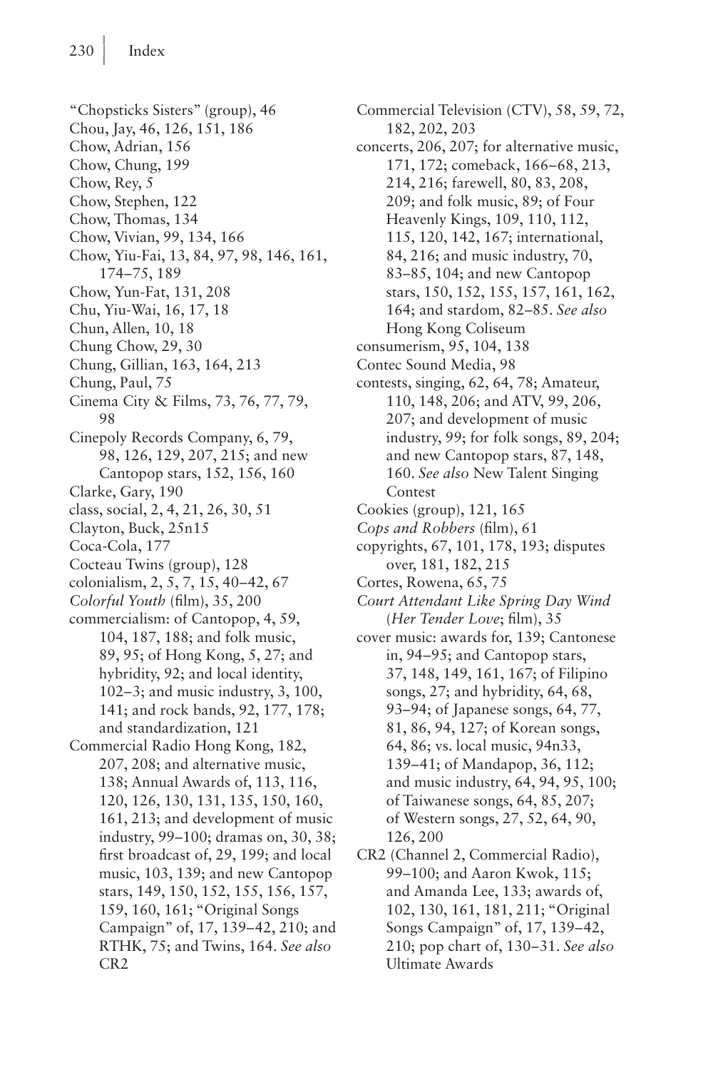"Chopsticks Sisters" (group), 46
Chou, Jay, 46, 126, 151, 186
Chow, Adrian, 156
Chow, Chung, 199
Chow, Rey, 5
Chow, Stephen, 122
Chow, Thomas, 134
Chow, Vivian, 99, 134, 166
Chow, Yiu-Fai, 13, 84, 97, 98, 146, 161, 174–75, 189
Chow, Yun-Fat, 131, 208
Chu, Yiu-Wai, 16, 17, 18
Chun, Allen, 10, 18
Chung Chow, 29, 30
Chung, Gillian, 163, 164, 213
Chung, Paul, 75
Cinema City & Films, 73, 76, 77, 79, 98
Cinepoly Records Company, 6, 79, 98, 126, 129, 207, 215; and new Cantopop stars, 152, 156, 160
Clarke, Gary, 190
class, social, 2, 4, 21, 26, 30, 51
Clayton, Buck, 25n15
Coca-Cola, 177
Cocteau Twins (group), 128
colonialism, 2, 5, 7, 15, 40–42, 67
*Colorful Youth* (film), 35, 200
commercialism: of Cantopop, 4, 59, 104, 187, 188; and folk music, 89, 95; of Hong Kong, 5, 27; and hybridity, 92; and local identity, 102–3; and music industry, 3, 100, 141; and rock bands, 92, 177, 178; and standardization, 121
Commercial Radio Hong Kong, 182, 207, 208; and alternative music, 138; Annual Awards of, 113, 116, 120, 126, 130, 131, 135, 150, 160, 161, 213; and development of music industry, 99–100; dramas on, 30, 38; first broadcast of, 29, 199; and local music, 103, 139; and new Cantopop stars, 149, 150, 152, 155, 156, 157, 159, 160, 161; "Original Songs Campaign" of, 17, 139–42, 210; and RTHK, 75; and Twins, 164. *See also* CR2
Commercial Television (CTV), 58, 59, 72, 182, 202, 203
concerts, 206, 207; for alternative music, 171, 172; comeback, 166–68, 213, 214, 216; farewell, 80, 83, 208, 209; and folk music, 89; of Four Heavenly Kings, 109, 110, 112, 115, 120, 142, 167; international, 84, 216; and music industry, 70, 83–85, 104; and new Cantopop stars, 150, 152, 155, 157, 161, 162, 164; and stardom, 82–85. *See also* Hong Kong Coliseum
consumerism, 95, 104, 138
Contec Sound Media, 98
contests, singing, 62, 64, 78; Amateur, 110, 148, 206; and ATV, 99, 206, 207; and development of music industry, 99; for folk songs, 89, 204; and new Cantopop stars, 87, 148, 160. *See also* New Talent Singing Contest
Cookies (group), 121, 165
*Cops and Robbers* (film), 61
copyrights, 67, 101, 178, 193; disputes over, 181, 182, 215
Cortes, Rowena, 65, 75
*Court Attendant Like Spring Day Wind* (*Her Tender Love*; film), 35
cover music: awards for, 139; Cantonese in, 94–95; and Cantopop stars, 37, 148, 149, 161, 167; of Filipino songs, 27; and hybridity, 64, 68, 93–94; of Japanese songs, 64, 77, 81, 86, 94, 127; of Korean songs, 64, 86; vs. local music, 94n33, 139–41; of Mandapop, 36, 112; and music industry, 64, 94, 95, 100; of Taiwanese songs, 64, 85, 207; of Western songs, 27, 52, 64, 90, 126, 200
CR2 (Channel 2, Commercial Radio), 99–100; and Aaron Kwok, 115; and Amanda Lee, 133; awards of, 102, 130, 161, 181, 211; "Original Songs Campaign" of, 17, 139–42, 210; pop chart of, 130–31. *See also* Ultimate Awards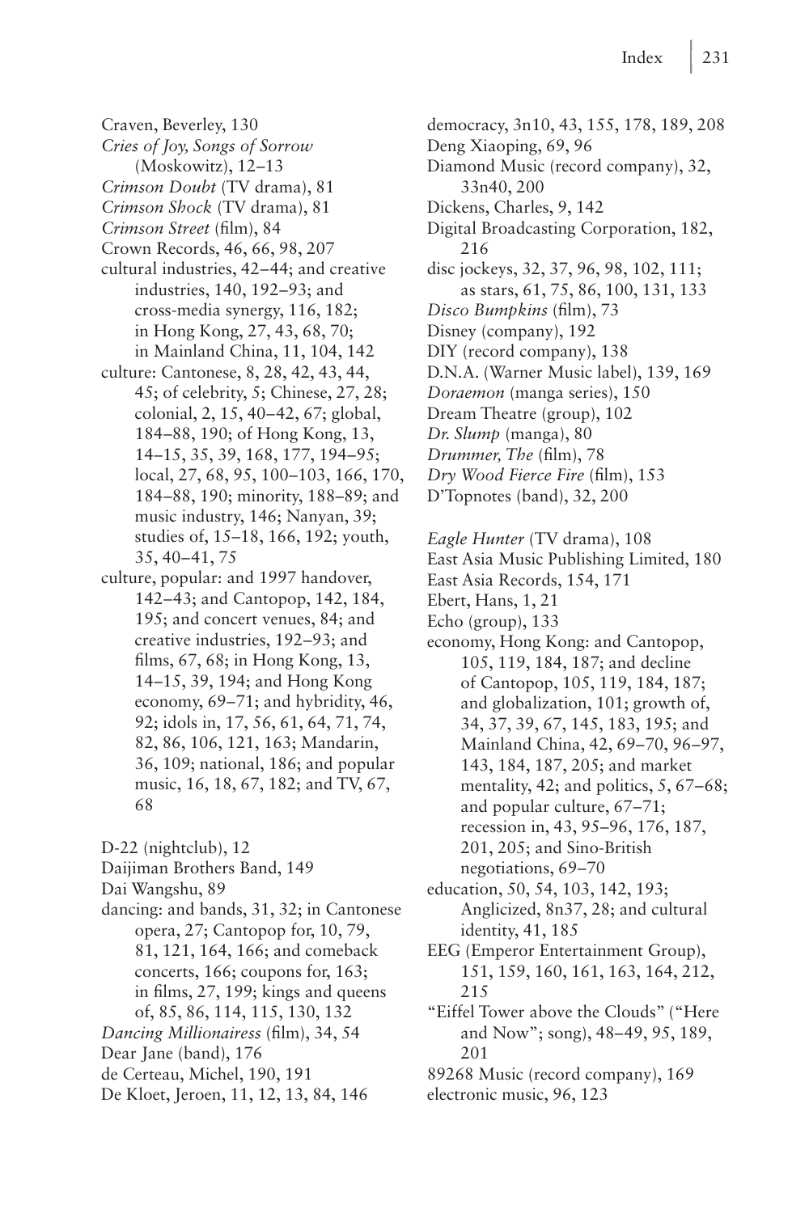Craven, Beverley, 130
*Cries of Joy, Songs of Sorrow* (Moskowitz), 12–13
*Crimson Doubt* (TV drama), 81
*Crimson Shock* (TV drama), 81
*Crimson Street* (film), 84
Crown Records, 46, 66, 98, 207
cultural industries, 42–44; and creative industries, 140, 192–93; and cross-media synergy, 116, 182; in Hong Kong, 27, 43, 68, 70; in Mainland China, 11, 104, 142
culture: Cantonese, 8, 28, 42, 43, 44, 45; of celebrity, 5; Chinese, 27, 28; colonial, 2, 15, 40–42, 67; global, 184–88, 190; of Hong Kong, 13, 14–15, 35, 39, 168, 177, 194–95; local, 27, 68, 95, 100–103, 166, 170, 184–88, 190; minority, 188–89; and music industry, 146; Nanyan, 39; studies of, 15–18, 166, 192; youth, 35, 40–41, 75
culture, popular: and 1997 handover, 142–43; and Cantopop, 142, 184, 195; and concert venues, 84; and creative industries, 192–93; and films, 67, 68; in Hong Kong, 13, 14–15, 39, 194; and Hong Kong economy, 69–71; and hybridity, 46, 92; idols in, 17, 56, 61, 64, 71, 74, 82, 86, 106, 121, 163; Mandarin, 36, 109; national, 186; and popular music, 16, 18, 67, 182; and TV, 67, 68

D-22 (nightclub), 12
Daijiman Brothers Band, 149
Dai Wangshu, 89
dancing: and bands, 31, 32; in Cantonese opera, 27; Cantopop for, 10, 79, 81, 121, 164, 166; and comeback concerts, 166; coupons for, 163; in films, 27, 199; kings and queens of, 85, 86, 114, 115, 130, 132
*Dancing Millionairess* (film), 34, 54
Dear Jane (band), 176
de Certeau, Michel, 190, 191
De Kloet, Jeroen, 11, 12, 13, 84, 146
democracy, 3n10, 43, 155, 178, 189, 208
Deng Xiaoping, 69, 96
Diamond Music (record company), 32, 33n40, 200
Dickens, Charles, 9, 142
Digital Broadcasting Corporation, 182, 216
disc jockeys, 32, 37, 96, 98, 102, 111; as stars, 61, 75, 86, 100, 131, 133
*Disco Bumpkins* (film), 73
Disney (company), 192
DIY (record company), 138
D.N.A. (Warner Music label), 139, 169
*Doraemon* (manga series), 150
Dream Theatre (group), 102
*Dr. Slump* (manga), 80
*Drummer, The* (film), 78
*Dry Wood Fierce Fire* (film), 153
D'Topnotes (band), 32, 200

*Eagle Hunter* (TV drama), 108
East Asia Music Publishing Limited, 180
East Asia Records, 154, 171
Ebert, Hans, 1, 21
Echo (group), 133
economy, Hong Kong: and Cantopop, 105, 119, 184, 187; and decline of Cantopop, 105, 119, 184, 187; and globalization, 101; growth of, 34, 37, 39, 67, 145, 183, 195; and Mainland China, 42, 69–70, 96–97, 143, 184, 187, 205; and market mentality, 42; and politics, 5, 67–68; and popular culture, 67–71; recession in, 43, 95–96, 176, 187, 201, 205; and Sino-British negotiations, 69–70
education, 50, 54, 103, 142, 193; Anglicized, 8n37, 28; and cultural identity, 41, 185
EEG (Emperor Entertainment Group), 151, 159, 160, 161, 163, 164, 212, 215
"Eiffel Tower above the Clouds" ("Here and Now"; song), 48–49, 95, 189, 201
89268 Music (record company), 169
electronic music, 96, 123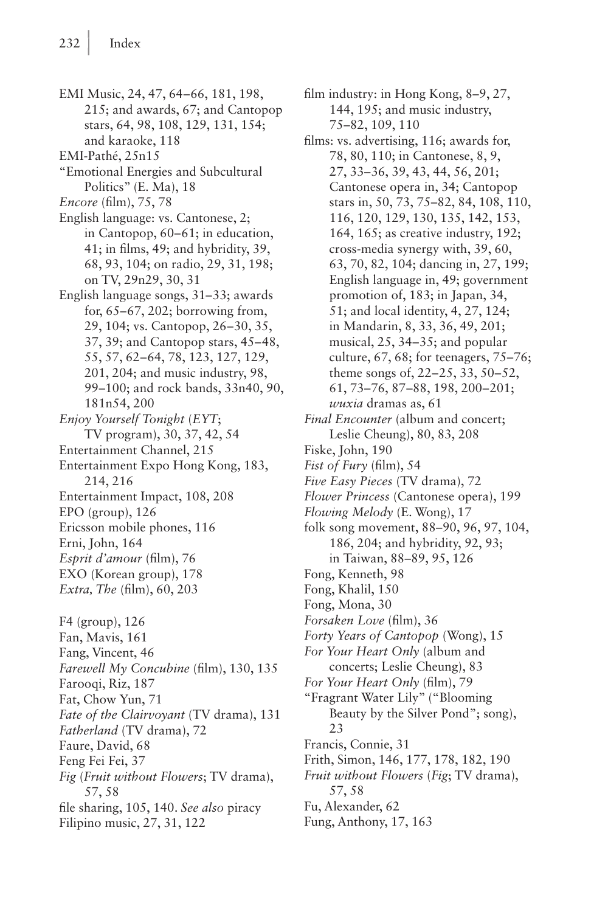EMI Music, 24, 47, 64–66, 181, 198, 215; and awards, 67; and Cantopop stars, 64, 98, 108, 129, 131, 154; and karaoke, 118

EMI-Pathé, 25n15

"Emotional Energies and Subcultural Politics" (E. Ma), 18

*Encore* (film), 75, 78

English language: vs. Cantonese, 2; in Cantopop, 60–61; in education, 41; in films, 49; and hybridity, 39, 68, 93, 104; on radio, 29, 31, 198; on TV, 29n29, 30, 31

English language songs, 31–33; awards for, 65–67, 202; borrowing from, 29, 104; vs. Cantopop, 26–30, 35, 37, 39; and Cantopop stars, 45–48, 55, 57, 62–64, 78, 123, 127, 129, 201, 204; and music industry, 98, 99–100; and rock bands, 33n40, 90, 181n54, 200

*Enjoy Yourself Tonight* (*EYT*; TV program), 30, 37, 42, 54

Entertainment Channel, 215

Entertainment Expo Hong Kong, 183, 214, 216

Entertainment Impact, 108, 208

EPO (group), 126

Ericsson mobile phones, 116

Erni, John, 164

*Esprit d'amour* (film), 76

EXO (Korean group), 178

*Extra, The* (film), 60, 203

F4 (group), 126

Fan, Mavis, 161

Fang, Vincent, 46

*Farewell My Concubine* (film), 130, 135

Farooqi, Riz, 187

Fat, Chow Yun, 71

*Fate of the Clairvoyant* (TV drama), 131

*Fatherland* (TV drama), 72

Faure, David, 68

Feng Fei Fei, 37

*Fig* (*Fruit without Flowers*; TV drama), 57, 58

file sharing, 105, 140. *See also* piracy

Filipino music, 27, 31, 122

film industry: in Hong Kong, 8–9, 27, 144, 195; and music industry, 75–82, 109, 110

films: vs. advertising, 116; awards for, 78, 80, 110; in Cantonese, 8, 9, 27, 33–36, 39, 43, 44, 56, 201; Cantonese opera in, 34; Cantopop stars in, 50, 73, 75–82, 84, 108, 110, 116, 120, 129, 130, 135, 142, 153, 164, 165; as creative industry, 192; cross-media synergy with, 39, 60, 63, 70, 82, 104; dancing in, 27, 199; English language in, 49; government promotion of, 183; in Japan, 34, 51; and local identity, 4, 27, 124; in Mandarin, 8, 33, 36, 49, 201; musical, 25, 34–35; and popular culture, 67, 68; for teenagers, 75–76; theme songs of, 22–25, 33, 50–52, 61, 73–76, 87–88, 198, 200–201; *wuxia* dramas as, 61

*Final Encounter* (album and concert; Leslie Cheung), 80, 83, 208

Fiske, John, 190

*Fist of Fury* (film), 54

*Five Easy Pieces* (TV drama), 72

*Flower Princess* (Cantonese opera), 199

*Flowing Melody* (E. Wong), 17

folk song movement, 88–90, 96, 97, 104, 186, 204; and hybridity, 92, 93; in Taiwan, 88–89, 95, 126

Fong, Kenneth, 98

Fong, Khalil, 150

Fong, Mona, 30

*Forsaken Love* (film), 36

*Forty Years of Cantopop* (Wong), 15

*For Your Heart Only* (album and concerts; Leslie Cheung), 83

*For Your Heart Only* (film), 79

"Fragrant Water Lily" ("Blooming Beauty by the Silver Pond"; song), 23

Francis, Connie, 31

Frith, Simon, 146, 177, 178, 182, 190

*Fruit without Flowers* (*Fig*; TV drama), 57, 58

Fu, Alexander, 62

Fung, Anthony, 17, 163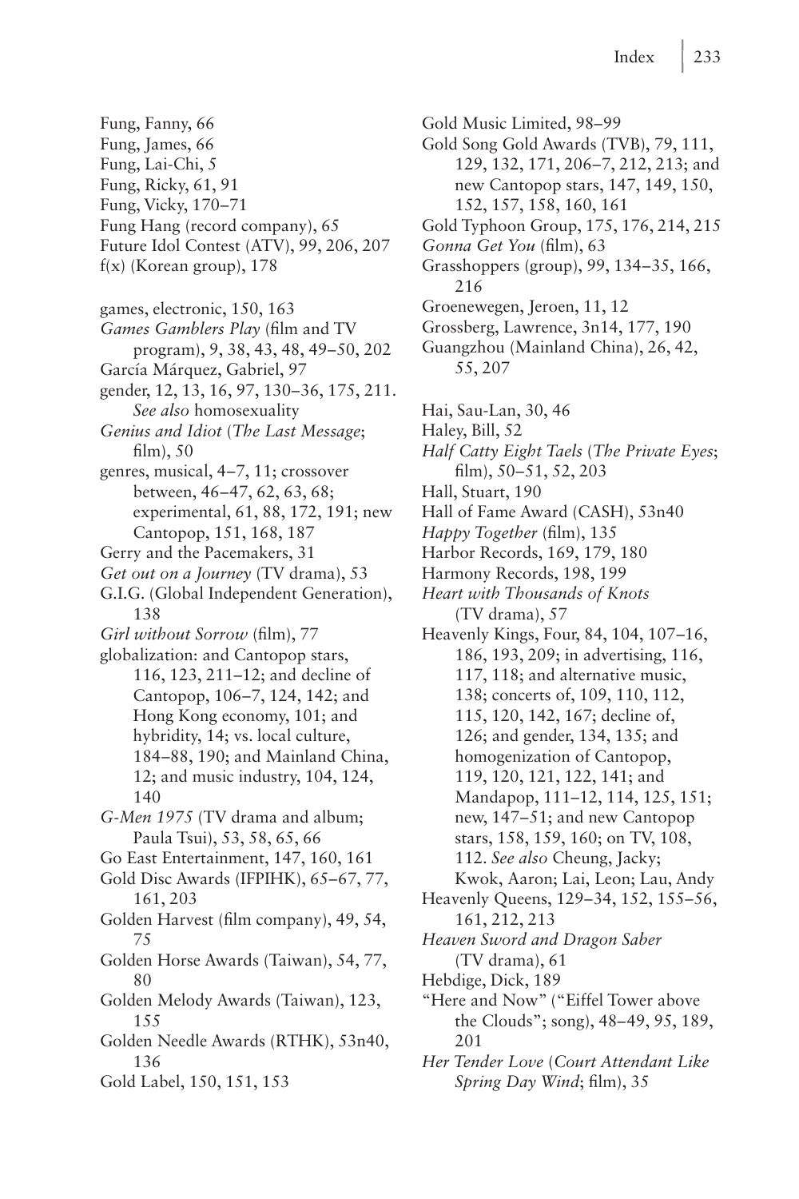Fung, Fanny, 66
Fung, James, 66
Fung, Lai-Chi, 5
Fung, Ricky, 61, 91
Fung, Vicky, 170–71
Fung Hang (record company), 65
Future Idol Contest (ATV), 99, 206, 207
f(x) (Korean group), 178

games, electronic, 150, 163
*Games Gamblers Play* (film and TV program), 9, 38, 43, 48, 49–50, 202
García Márquez, Gabriel, 97
gender, 12, 13, 16, 97, 130–36, 175, 211. *See also* homosexuality
*Genius and Idiot* (*The Last Message*; film), 50
genres, musical, 4–7, 11; crossover between, 46–47, 62, 63, 68; experimental, 61, 88, 172, 191; new Cantopop, 151, 168, 187
Gerry and the Pacemakers, 31
*Get out on a Journey* (TV drama), 53
G.I.G. (Global Independent Generation), 138
*Girl without Sorrow* (film), 77
globalization: and Cantopop stars, 116, 123, 211–12; and decline of Cantopop, 106–7, 124, 142; and Hong Kong economy, 101; and hybridity, 14; vs. local culture, 184–88, 190; and Mainland China, 12; and music industry, 104, 124, 140
*G-Men 1975* (TV drama and album; Paula Tsui), 53, 58, 65, 66
Go East Entertainment, 147, 160, 161
Gold Disc Awards (IFPIHK), 65–67, 77, 161, 203
Golden Harvest (film company), 49, 54, 75
Golden Horse Awards (Taiwan), 54, 77, 80
Golden Melody Awards (Taiwan), 123, 155
Golden Needle Awards (RTHK), 53n40, 136
Gold Label, 150, 151, 153
Gold Music Limited, 98–99
Gold Song Gold Awards (TVB), 79, 111, 129, 132, 171, 206–7, 212, 213; and new Cantopop stars, 147, 149, 150, 152, 157, 158, 160, 161
Gold Typhoon Group, 175, 176, 214, 215
*Gonna Get You* (film), 63
Grasshoppers (group), 99, 134–35, 166, 216
Groenewegen, Jeroen, 11, 12
Grossberg, Lawrence, 3n14, 177, 190
Guangzhou (Mainland China), 26, 42, 55, 207

Hai, Sau-Lan, 30, 46
Haley, Bill, 52
*Half Catty Eight Taels* (*The Private Eyes*; film), 50–51, 52, 203
Hall, Stuart, 190
Hall of Fame Award (CASH), 53n40
*Happy Together* (film), 135
Harbor Records, 169, 179, 180
Harmony Records, 198, 199
*Heart with Thousands of Knots* (TV drama), 57
Heavenly Kings, Four, 84, 104, 107–16, 186, 193, 209; in advertising, 116, 117, 118; and alternative music, 138; concerts of, 109, 110, 112, 115, 120, 142, 167; decline of, 126; and gender, 134, 135; and homogenization of Cantopop, 119, 120, 121, 122, 141; and Mandapop, 111–12, 114, 125, 151; new, 147–51; and new Cantopop stars, 158, 159, 160; on TV, 108, 112. *See also* Cheung, Jacky; Kwok, Aaron; Lai, Leon; Lau, Andy
Heavenly Queens, 129–34, 152, 155–56, 161, 212, 213
*Heaven Sword and Dragon Saber* (TV drama), 61
Hebdige, Dick, 189
"Here and Now" ("Eiffel Tower above the Clouds"; song), 48–49, 95, 189, 201
*Her Tender Love* (*Court Attendant Like Spring Day Wind*; film), 35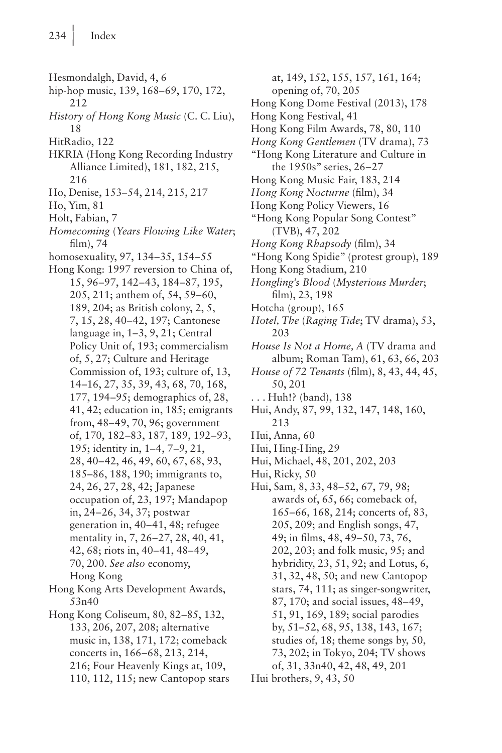Hesmondalgh, David, 4, 6

hip-hop music, 139, 168–69, 170, 172, 212

*History of Hong Kong Music* (C. C. Liu), 18

HitRadio, 122

HKRIA (Hong Kong Recording Industry Alliance Limited), 181, 182, 215, 216

Ho, Denise, 153–54, 214, 215, 217

Ho, Yim, 81

Holt, Fabian, 7

*Homecoming* (*Years Flowing Like Water*; film), 74

homosexuality, 97, 134–35, 154–55

Hong Kong: 1997 reversion to China of, 15, 96–97, 142–43, 184–87, 195, 205, 211; anthem of, 54, 59–60, 189, 204; as British colony, 2, 5, 7, 15, 28, 40–42, 197; Cantonese language in, 1–3, 9, 21; Central Policy Unit of, 193; commercialism of, 5, 27; Culture and Heritage Commission of, 193; culture of, 13, 14–16, 27, 35, 39, 43, 68, 70, 168, 177, 194–95; demographics of, 28, 41, 42; education in, 185; emigrants from, 48–49, 70, 96; government of, 170, 182–83, 187, 189, 192–93, 195; identity in, 1–4, 7–9, 21, 28, 40–42, 46, 49, 60, 67, 68, 93, 185–86, 188, 190; immigrants to, 24, 26, 27, 28, 42; Japanese occupation of, 23, 197; Mandapop in, 24–26, 34, 37; postwar generation in, 40–41, 48; refugee mentality in, 7, 26–27, 28, 40, 41, 42, 68; riots in, 40–41, 48–49, 70, 200. *See also* economy, Hong Kong

Hong Kong Arts Development Awards, 53n40

Hong Kong Coliseum, 80, 82–85, 132, 133, 206, 207, 208; alternative music in, 138, 171, 172; comeback concerts in, 166–68, 213, 214, 216; Four Heavenly Kings at, 109, 110, 112, 115; new Cantopop stars at, 149, 152, 155, 157, 161, 164; opening of, 70, 205

Hong Kong Dome Festival (2013), 178

Hong Kong Festival, 41

Hong Kong Film Awards, 78, 80, 110

*Hong Kong Gentlemen* (TV drama), 73

"Hong Kong Literature and Culture in the 1950s" series, 26–27

Hong Kong Music Fair, 183, 214

*Hong Kong Nocturne* (film), 34

Hong Kong Policy Viewers, 16

"Hong Kong Popular Song Contest" (TVB), 47, 202

*Hong Kong Rhapsody* (film), 34

"Hong Kong Spidie" (protest group), 189

Hong Kong Stadium, 210

*Hongling's Blood* (*Mysterious Murder*; film), 23, 198

Hotcha (group), 165

*Hotel, The* (*Raging Tide*; TV drama), 53, 203

*House Is Not a Home, A* (TV drama and album; Roman Tam), 61, 63, 66, 203

*House of 72 Tenants* (film), 8, 43, 44, 45, 50, 201

. . . Huh!? (band), 138

Hui, Andy, 87, 99, 132, 147, 148, 160, 213

Hui, Anna, 60

Hui, Hing-Hing, 29

Hui, Michael, 48, 201, 202, 203

Hui, Ricky, 50

Hui, Sam, 8, 33, 48–52, 67, 79, 98; awards of, 65, 66; comeback of, 165–66, 168, 214; concerts of, 83, 205, 209; and English songs, 47, 49; in films, 48, 49–50, 73, 76, 202, 203; and folk music, 95; and hybridity, 23, 51, 92; and Lotus, 6, 31, 32, 48, 50; and new Cantopop stars, 74, 111; as singer-songwriter, 87, 170; and social issues, 48–49, 51, 91, 169, 189; social parodies by, 51–52, 68, 95, 138, 143, 167; studies of, 18; theme songs by, 50, 73, 202; in Tokyo, 204; TV shows of, 31, 33n40, 42, 48, 49, 201

Hui brothers, 9, 43, 50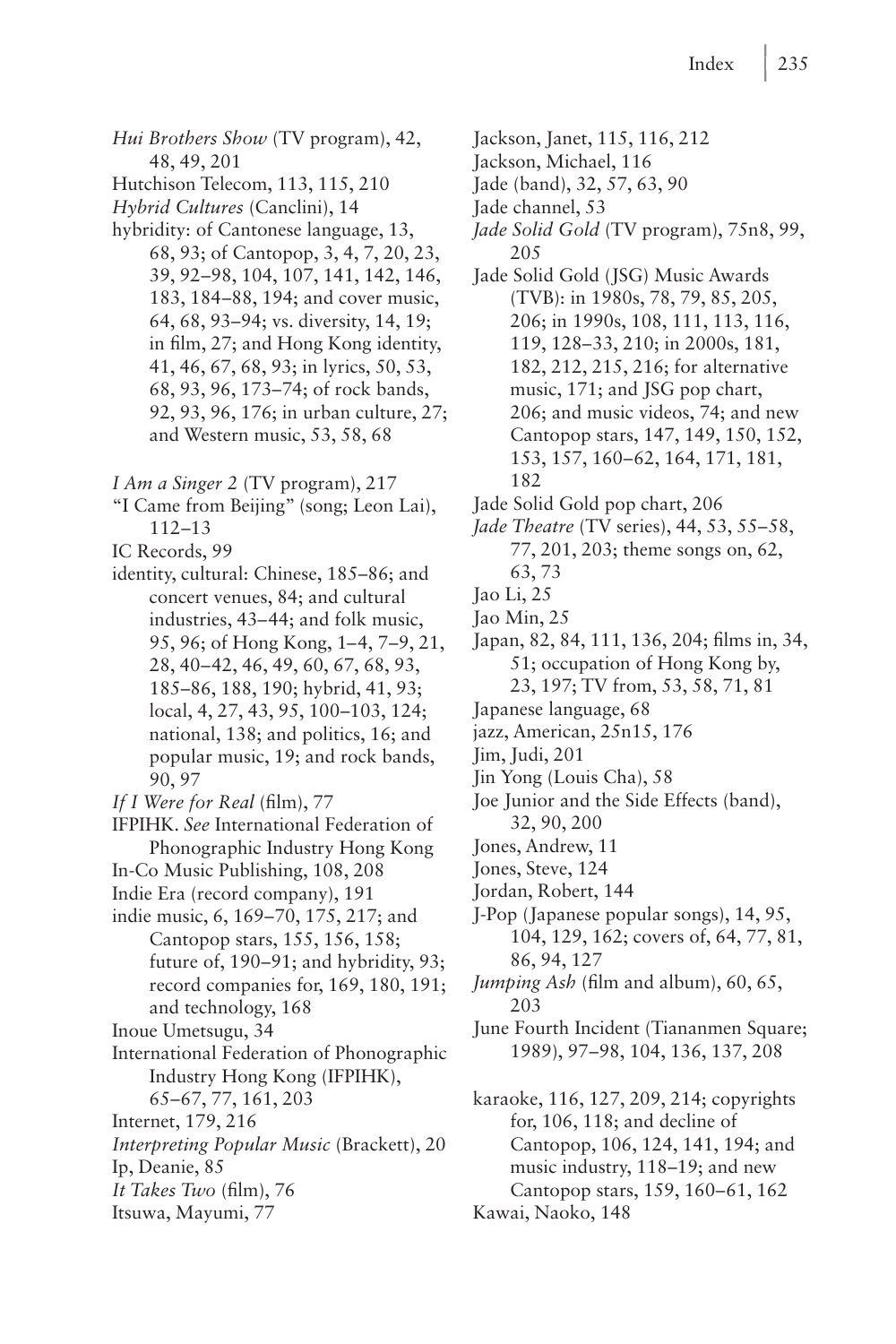*Hui Brothers Show* (TV program), 42, 48, 49, 201
Hutchison Telecom, 113, 115, 210
*Hybrid Cultures* (Canclini), 14
hybridity: of Cantonese language, 13, 68, 93; of Cantopop, 3, 4, 7, 20, 23, 39, 92–98, 104, 107, 141, 142, 146, 183, 184–88, 194; and cover music, 64, 68, 93–94; vs. diversity, 14, 19; in film, 27; and Hong Kong identity, 41, 46, 67, 68, 93; in lyrics, 50, 53, 68, 93, 96, 173–74; of rock bands, 92, 93, 96, 176; in urban culture, 27; and Western music, 53, 58, 68

*I Am a Singer 2* (TV program), 217
"I Came from Beijing" (song; Leon Lai), 112–13
IC Records, 99
identity, cultural: Chinese, 185–86; and concert venues, 84; and cultural industries, 43–44; and folk music, 95, 96; of Hong Kong, 1–4, 7–9, 21, 28, 40–42, 46, 49, 60, 67, 68, 93, 185–86, 188, 190; hybrid, 41, 93; local, 4, 27, 43, 95, 100–103, 124; national, 138; and politics, 16; and popular music, 19; and rock bands, 90, 97
*If I Were for Real* (film), 77
IFPIHK. *See* International Federation of Phonographic Industry Hong Kong
In-Co Music Publishing, 108, 208
Indie Era (record company), 191
indie music, 6, 169–70, 175, 217; and Cantopop stars, 155, 156, 158; future of, 190–91; and hybridity, 93; record companies for, 169, 180, 191; and technology, 168
Inoue Umetsugu, 34
International Federation of Phonographic Industry Hong Kong (IFPIHK), 65–67, 77, 161, 203
Internet, 179, 216
*Interpreting Popular Music* (Brackett), 20
Ip, Deanie, 85
*It Takes Two* (film), 76
Itsuwa, Mayumi, 77

Jackson, Janet, 115, 116, 212
Jackson, Michael, 116
Jade (band), 32, 57, 63, 90
Jade channel, 53
*Jade Solid Gold* (TV program), 75n8, 99, 205
Jade Solid Gold (JSG) Music Awards (TVB): in 1980s, 78, 79, 85, 205, 206; in 1990s, 108, 111, 113, 116, 119, 128–33, 210; in 2000s, 181, 182, 212, 215, 216; for alternative music, 171; and JSG pop chart, 206; and music videos, 74; and new Cantopop stars, 147, 149, 150, 152, 153, 157, 160–62, 164, 171, 181, 182
Jade Solid Gold pop chart, 206
*Jade Theatre* (TV series), 44, 53, 55–58, 77, 201, 203; theme songs on, 62, 63, 73
Jao Li, 25
Jao Min, 25
Japan, 82, 84, 111, 136, 204; films in, 34, 51; occupation of Hong Kong by, 23, 197; TV from, 53, 58, 71, 81
Japanese language, 68
jazz, American, 25n15, 176
Jim, Judi, 201
Jin Yong (Louis Cha), 58
Joe Junior and the Side Effects (band), 32, 90, 200
Jones, Andrew, 11
Jones, Steve, 124
Jordan, Robert, 144
J-Pop (Japanese popular songs), 14, 95, 104, 129, 162; covers of, 64, 77, 81, 86, 94, 127
*Jumping Ash* (film and album), 60, 65, 203
June Fourth Incident (Tiananmen Square; 1989), 97–98, 104, 136, 137, 208

karaoke, 116, 127, 209, 214; copyrights for, 106, 118; and decline of Cantopop, 106, 124, 141, 194; and music industry, 118–19; and new Cantopop stars, 159, 160–61, 162
Kawai, Naoko, 148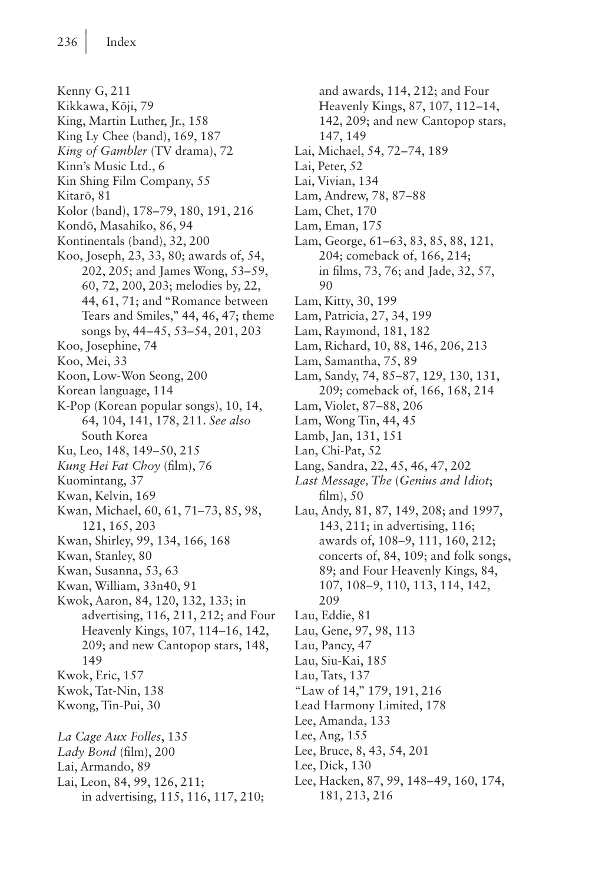Kenny G, 211
Kikkawa, Kōji, 79
King, Martin Luther, Jr., 158
King Ly Chee (band), 169, 187
*King of Gambler* (TV drama), 72
Kinn's Music Ltd., 6
Kin Shing Film Company, 55
Kitarō, 81
Kolor (band), 178–79, 180, 191, 216
Kondō, Masahiko, 86, 94
Kontinentals (band), 32, 200
Koo, Joseph, 23, 33, 80; awards of, 54, 202, 205; and James Wong, 53–59, 60, 72, 200, 203; melodies by, 22, 44, 61, 71; and "Romance between Tears and Smiles," 44, 46, 47; theme songs by, 44–45, 53–54, 201, 203
Koo, Josephine, 74
Koo, Mei, 33
Koon, Low-Won Seong, 200
Korean language, 114
K-Pop (Korean popular songs), 10, 14, 64, 104, 141, 178, 211. *See also* South Korea
Ku, Leo, 148, 149–50, 215
*Kung Hei Fat Choy* (film), 76
Kuomintang, 37
Kwan, Kelvin, 169
Kwan, Michael, 60, 61, 71–73, 85, 98, 121, 165, 203
Kwan, Shirley, 99, 134, 166, 168
Kwan, Stanley, 80
Kwan, Susanna, 53, 63
Kwan, William, 33n40, 91
Kwok, Aaron, 84, 120, 132, 133; in advertising, 116, 211, 212; and Four Heavenly Kings, 107, 114–16, 142, 209; and new Cantopop stars, 148, 149
Kwok, Eric, 157
Kwok, Tat-Nin, 138
Kwong, Tin-Pui, 30

*La Cage Aux Folles*, 135
*Lady Bond* (film), 200
Lai, Armando, 89
Lai, Leon, 84, 99, 126, 211; in advertising, 115, 116, 117, 210; and awards, 114, 212; and Four Heavenly Kings, 87, 107, 112–14, 142, 209; and new Cantopop stars, 147, 149
Lai, Michael, 54, 72–74, 189
Lai, Peter, 52
Lai, Vivian, 134
Lam, Andrew, 78, 87–88
Lam, Chet, 170
Lam, Eman, 175
Lam, George, 61–63, 83, 85, 88, 121, 204; comeback of, 166, 214; in films, 73, 76; and Jade, 32, 57, 90
Lam, Kitty, 30, 199
Lam, Patricia, 27, 34, 199
Lam, Raymond, 181, 182
Lam, Richard, 10, 88, 146, 206, 213
Lam, Samantha, 75, 89
Lam, Sandy, 74, 85–87, 129, 130, 131, 209; comeback of, 166, 168, 214
Lam, Violet, 87–88, 206
Lam, Wong Tin, 44, 45
Lamb, Jan, 131, 151
Lan, Chi-Pat, 52
Lang, Sandra, 22, 45, 46, 47, 202
*Last Message, The* (*Genius and Idiot*; film), 50
Lau, Andy, 81, 87, 149, 208; and 1997, 143, 211; in advertising, 116; awards of, 108–9, 111, 160, 212; concerts of, 84, 109; and folk songs, 89; and Four Heavenly Kings, 84, 107, 108–9, 110, 113, 114, 142, 209
Lau, Eddie, 81
Lau, Gene, 97, 98, 113
Lau, Pancy, 47
Lau, Siu-Kai, 185
Lau, Tats, 137
"Law of 14," 179, 191, 216
Lead Harmony Limited, 178
Lee, Amanda, 133
Lee, Ang, 155
Lee, Bruce, 8, 43, 54, 201
Lee, Dick, 130
Lee, Hacken, 87, 99, 148–49, 160, 174, 181, 213, 216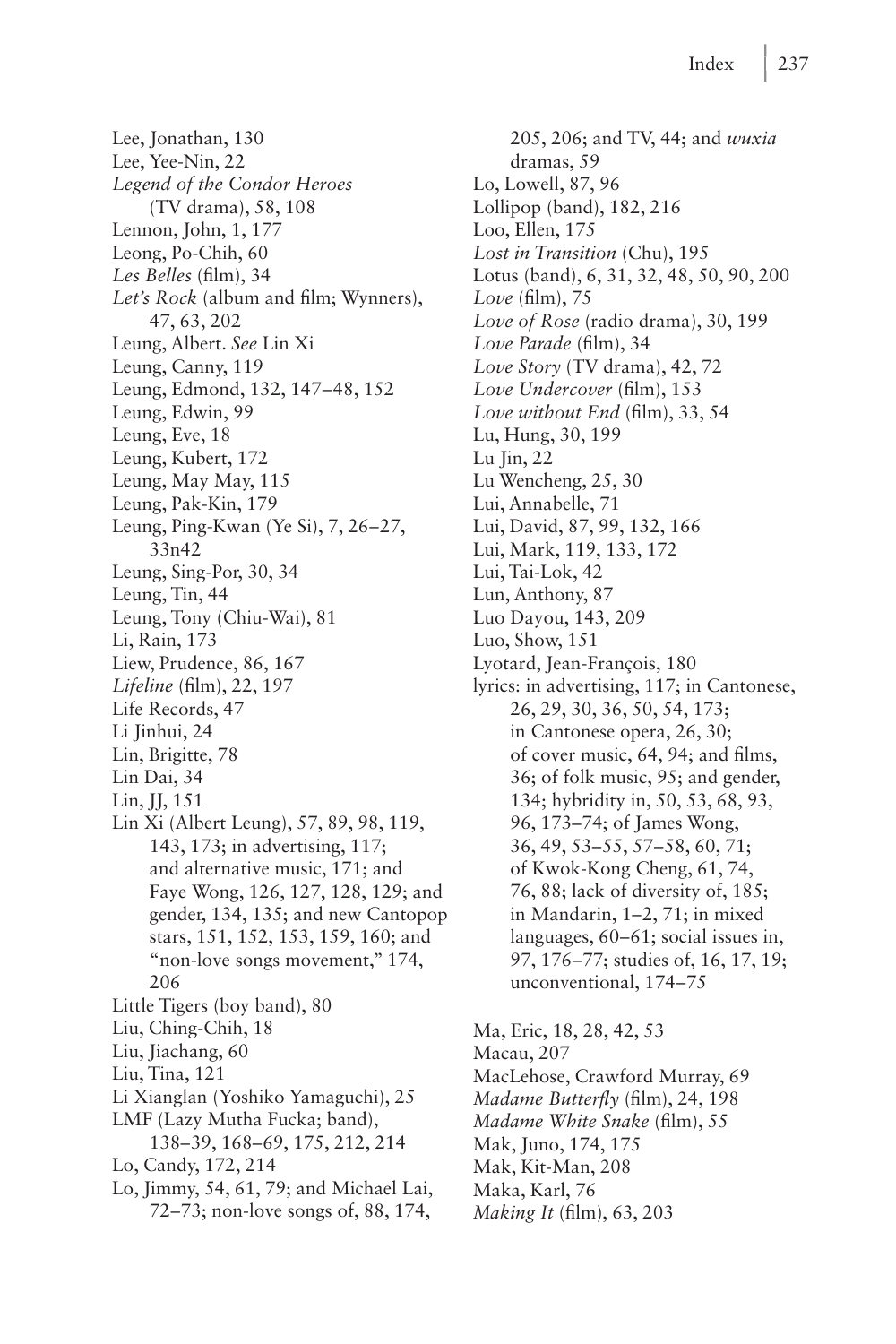Lee, Jonathan, 130
Lee, Yee-Nin, 22
*Legend of the Condor Heroes* (TV drama), 58, 108
Lennon, John, 1, 177
Leong, Po-Chih, 60
*Les Belles* (film), 34
*Let's Rock* (album and film; Wynners), 47, 63, 202
Leung, Albert. *See* Lin Xi
Leung, Canny, 119
Leung, Edmond, 132, 147–48, 152
Leung, Edwin, 99
Leung, Eve, 18
Leung, Kubert, 172
Leung, May May, 115
Leung, Pak-Kin, 179
Leung, Ping-Kwan (Ye Si), 7, 26–27, 33n42
Leung, Sing-Por, 30, 34
Leung, Tin, 44
Leung, Tony (Chiu-Wai), 81
Li, Rain, 173
Liew, Prudence, 86, 167
*Lifeline* (film), 22, 197
Life Records, 47
Li Jinhui, 24
Lin, Brigitte, 78
Lin Dai, 34
Lin, JJ, 151
Lin Xi (Albert Leung), 57, 89, 98, 119, 143, 173; in advertising, 117; and alternative music, 171; and Faye Wong, 126, 127, 128, 129; and gender, 134, 135; and new Cantopop stars, 151, 152, 153, 159, 160; and "non-love songs movement," 174, 206
Little Tigers (boy band), 80
Liu, Ching-Chih, 18
Liu, Jiachang, 60
Liu, Tina, 121
Li Xianglan (Yoshiko Yamaguchi), 25
LMF (Lazy Mutha Fucka; band), 138–39, 168–69, 175, 212, 214
Lo, Candy, 172, 214
Lo, Jimmy, 54, 61, 79; and Michael Lai, 72–73; non-love songs of, 88, 174, 205, 206; and TV, 44; and *wuxia* dramas, 59
Lo, Lowell, 87, 96
Lollipop (band), 182, 216
Loo, Ellen, 175
*Lost in Transition* (Chu), 195
Lotus (band), 6, 31, 32, 48, 50, 90, 200
*Love* (film), 75
*Love of Rose* (radio drama), 30, 199
*Love Parade* (film), 34
*Love Story* (TV drama), 42, 72
*Love Undercover* (film), 153
*Love without End* (film), 33, 54
Lu, Hung, 30, 199
Lu Jin, 22
Lu Wencheng, 25, 30
Lui, Annabelle, 71
Lui, David, 87, 99, 132, 166
Lui, Mark, 119, 133, 172
Lui, Tai-Lok, 42
Lun, Anthony, 87
Luo Dayou, 143, 209
Luo, Show, 151
Lyotard, Jean-François, 180
lyrics: in advertising, 117; in Cantonese, 26, 29, 30, 36, 50, 54, 173; in Cantonese opera, 26, 30; of cover music, 64, 94; and films, 36; of folk music, 95; and gender, 134; hybridity in, 50, 53, 68, 93, 96, 173–74; of James Wong, 36, 49, 53–55, 57–58, 60, 71; of Kwok-Kong Cheng, 61, 74, 76, 88; lack of diversity of, 185; in Mandarin, 1–2, 71; in mixed languages, 60–61; social issues in, 97, 176–77; studies of, 16, 17, 19; unconventional, 174–75

Ma, Eric, 18, 28, 42, 53
Macau, 207
MacLehose, Crawford Murray, 69
*Madame Butterfly* (film), 24, 198
*Madame White Snake* (film), 55
Mak, Juno, 174, 175
Mak, Kit-Man, 208
Maka, Karl, 76
*Making It* (film), 63, 203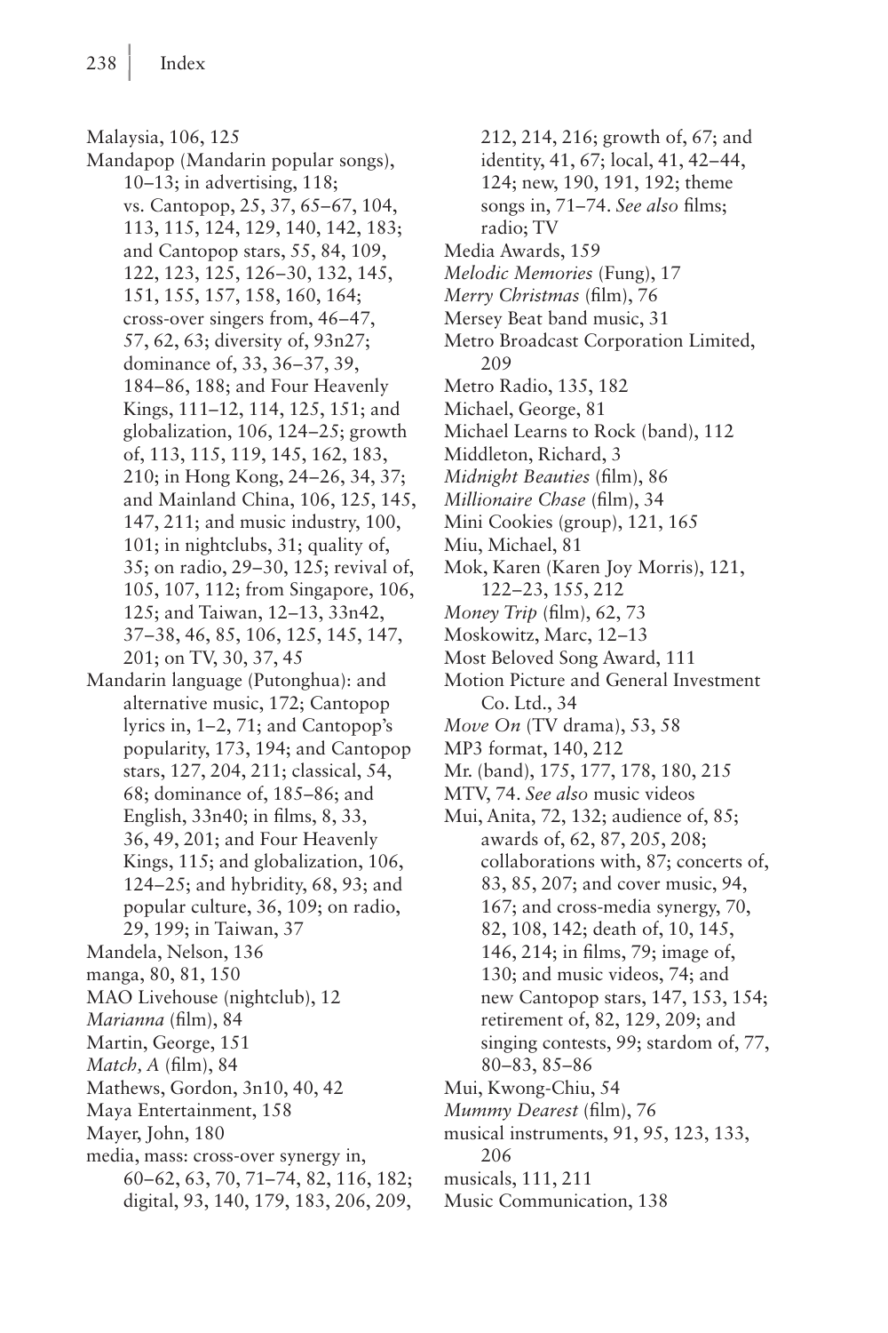Malaysia, 106, 125

Mandapop (Mandarin popular songs), 10–13; in advertising, 118; vs. Cantopop, 25, 37, 65–67, 104, 113, 115, 124, 129, 140, 142, 183; and Cantopop stars, 55, 84, 109, 122, 123, 125, 126–30, 132, 145, 151, 155, 157, 158, 160, 164; cross-over singers from, 46–47, 57, 62, 63; diversity of, 93n27; dominance of, 33, 36–37, 39, 184–86, 188; and Four Heavenly Kings, 111–12, 114, 125, 151; and globalization, 106, 124–25; growth of, 113, 115, 119, 145, 162, 183, 210; in Hong Kong, 24–26, 34, 37; and Mainland China, 106, 125, 145, 147, 211; and music industry, 100, 101; in nightclubs, 31; quality of, 35; on radio, 29–30, 125; revival of, 105, 107, 112; from Singapore, 106, 125; and Taiwan, 12–13, 33n42, 37–38, 46, 85, 106, 125, 145, 147, 201; on TV, 30, 37, 45

Mandarin language (Putonghua): and alternative music, 172; Cantopop lyrics in, 1–2, 71; and Cantopop's popularity, 173, 194; and Cantopop stars, 127, 204, 211; classical, 54, 68; dominance of, 185–86; and English, 33n40; in films, 8, 33, 36, 49, 201; and Four Heavenly Kings, 115; and globalization, 106, 124–25; and hybridity, 68, 93; and popular culture, 36, 109; on radio, 29, 199; in Taiwan, 37

Mandela, Nelson, 136

manga, 80, 81, 150

MAO Livehouse (nightclub), 12

*Marianna* (film), 84

Martin, George, 151

*Match, A* (film), 84

Mathews, Gordon, 3n10, 40, 42

Maya Entertainment, 158

Mayer, John, 180

media, mass: cross-over synergy in, 60–62, 63, 70, 71–74, 82, 116, 182; digital, 93, 140, 179, 183, 206, 209, 212, 214, 216; growth of, 67; and identity, 41, 67; local, 41, 42–44, 124; new, 190, 191, 192; theme songs in, 71–74. *See also* films; radio; TV

Media Awards, 159

*Melodic Memories* (Fung), 17

*Merry Christmas* (film), 76

Mersey Beat band music, 31

Metro Broadcast Corporation Limited, 209

Metro Radio, 135, 182

Michael, George, 81

Michael Learns to Rock (band), 112

Middleton, Richard, 3

*Midnight Beauties* (film), 86

*Millionaire Chase* (film), 34

Mini Cookies (group), 121, 165

Miu, Michael, 81

Mok, Karen (Karen Joy Morris), 121, 122–23, 155, 212

*Money Trip* (film), 62, 73

Moskowitz, Marc, 12–13

Most Beloved Song Award, 111

Motion Picture and General Investment Co. Ltd., 34

*Move On* (TV drama), 53, 58

MP3 format, 140, 212

Mr. (band), 175, 177, 178, 180, 215

MTV, 74. *See also* music videos

Mui, Anita, 72, 132; audience of, 85; awards of, 62, 87, 205, 208; collaborations with, 87; concerts of, 83, 85, 207; and cover music, 94, 167; and cross-media synergy, 70, 82, 108, 142; death of, 10, 145, 146, 214; in films, 79; image of, 130; and music videos, 74; and new Cantopop stars, 147, 153, 154; retirement of, 82, 129, 209; and singing contests, 99; stardom of, 77, 80–83, 85–86

Mui, Kwong-Chiu, 54

*Mummy Dearest* (film), 76

musical instruments, 91, 95, 123, 133, 206

musicals, 111, 211

Music Communication, 138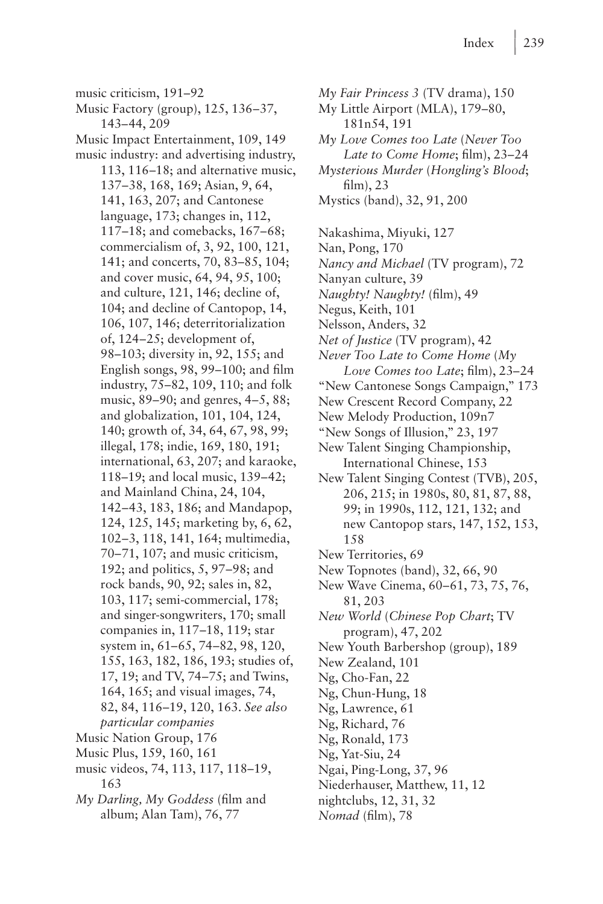music criticism, 191–92
Music Factory (group), 125, 136–37, 143–44, 209
Music Impact Entertainment, 109, 149
music industry: and advertising industry, 113, 116–18; and alternative music, 137–38, 168, 169; Asian, 9, 64, 141, 163, 207; and Cantonese language, 173; changes in, 112, 117–18; and comebacks, 167–68; commercialism of, 3, 92, 100, 121, 141; and concerts, 70, 83–85, 104; and cover music, 64, 94, 95, 100; and culture, 121, 146; decline of, 104; and decline of Cantopop, 14, 106, 107, 146; deterritorialization of, 124–25; development of, 98–103; diversity in, 92, 155; and English songs, 98, 99–100; and film industry, 75–82, 109, 110; and folk music, 89–90; and genres, 4–5, 88; and globalization, 101, 104, 124, 140; growth of, 34, 64, 67, 98, 99; illegal, 178; indie, 169, 180, 191; international, 63, 207; and karaoke, 118–19; and local music, 139–42; and Mainland China, 24, 104, 142–43, 183, 186; and Mandapop, 124, 125, 145; marketing by, 6, 62, 102–3, 118, 141, 164; multimedia, 70–71, 107; and music criticism, 192; and politics, 5, 97–98; and rock bands, 90, 92; sales in, 82, 103, 117; semi-commercial, 178; and singer-songwriters, 170; small companies in, 117–18, 119; star system in, 61–65, 74–82, 98, 120, 155, 163, 182, 186, 193; studies of, 17, 19; and TV, 74–75; and Twins, 164, 165; and visual images, 74, 82, 84, 116–19, 120, 163. *See also particular companies*
Music Nation Group, 176
Music Plus, 159, 160, 161
music videos, 74, 113, 117, 118–19, 163
*My Darling, My Goddess* (film and album; Alan Tam), 76, 77
*My Fair Princess 3* (TV drama), 150
My Little Airport (MLA), 179–80, 181n54, 191
*My Love Comes too Late* (*Never Too Late to Come Home*; film), 23–24
*Mysterious Murder* (*Hongling's Blood*; film), 23
Mystics (band), 32, 91, 200

Nakashima, Miyuki, 127
Nan, Pong, 170
*Nancy and Michael* (TV program), 72
Nanyan culture, 39
*Naughty! Naughty!* (film), 49
Negus, Keith, 101
Nelsson, Anders, 32
*Net of Justice* (TV program), 42
*Never Too Late to Come Home* (*My Love Comes too Late*; film), 23–24
"New Cantonese Songs Campaign," 173
New Crescent Record Company, 22
New Melody Production, 109n7
"New Songs of Illusion," 23, 197
New Talent Singing Championship, International Chinese, 153
New Talent Singing Contest (TVB), 205, 206, 215; in 1980s, 80, 81, 87, 88, 99; in 1990s, 112, 121, 132; and new Cantopop stars, 147, 152, 153, 158
New Territories, 69
New Topnotes (band), 32, 66, 90
New Wave Cinema, 60–61, 73, 75, 76, 81, 203
*New World* (*Chinese Pop Chart*; TV program), 47, 202
New Youth Barbershop (group), 189
New Zealand, 101
Ng, Cho-Fan, 22
Ng, Chun-Hung, 18
Ng, Lawrence, 61
Ng, Richard, 76
Ng, Ronald, 173
Ng, Yat-Siu, 24
Ngai, Ping-Long, 37, 96
Niederhauser, Matthew, 11, 12
nightclubs, 12, 31, 32
*Nomad* (film), 78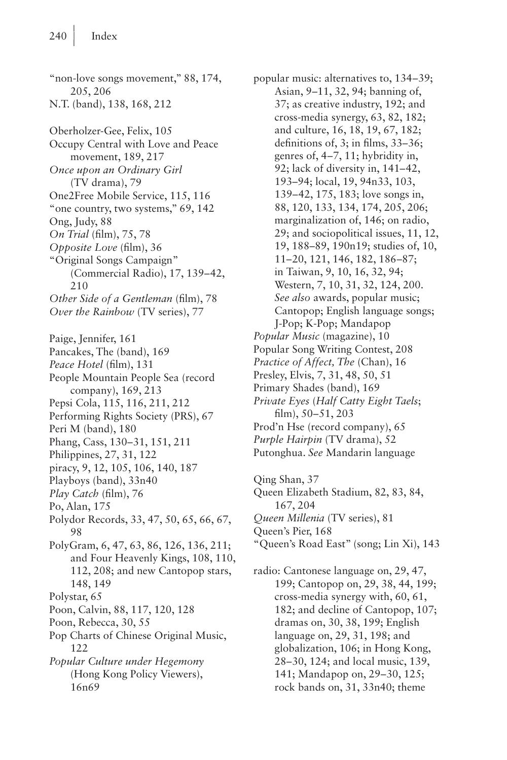"non-love songs movement," 88, 174, 205, 206
N.T. (band), 138, 168, 212

Oberholzer-Gee, Felix, 105
Occupy Central with Love and Peace movement, 189, 217
*Once upon an Ordinary Girl* (TV drama), 79
One2Free Mobile Service, 115, 116
"one country, two systems," 69, 142
Ong, Judy, 88
*On Trial* (film), 75, 78
*Opposite Love* (film), 36
"Original Songs Campaign" (Commercial Radio), 17, 139–42, 210
*Other Side of a Gentleman* (film), 78
*Over the Rainbow* (TV series), 77

Paige, Jennifer, 161
Pancakes, The (band), 169
*Peace Hotel* (film), 131
People Mountain People Sea (record company), 169, 213
Pepsi Cola, 115, 116, 211, 212
Performing Rights Society (PRS), 67
Peri M (band), 180
Phang, Cass, 130–31, 151, 211
Philippines, 27, 31, 122
piracy, 9, 12, 105, 106, 140, 187
Playboys (band), 33n40
*Play Catch* (film), 76
Po, Alan, 175
Polydor Records, 33, 47, 50, 65, 66, 67, 98
PolyGram, 6, 47, 63, 86, 126, 136, 211; and Four Heavenly Kings, 108, 110, 112, 208; and new Cantopop stars, 148, 149
Polystar, 65
Poon, Calvin, 88, 117, 120, 128
Poon, Rebecca, 30, 55
Pop Charts of Chinese Original Music, 122
*Popular Culture under Hegemony* (Hong Kong Policy Viewers), 16n69
popular music: alternatives to, 134–39; Asian, 9–11, 32, 94; banning of, 37; as creative industry, 192; and cross-media synergy, 63, 82, 182; and culture, 16, 18, 19, 67, 182; definitions of, 3; in films, 33–36; genres of, 4–7, 11; hybridity in, 92; lack of diversity in, 141–42, 193–94; local, 19, 94n33, 103, 139–42, 175, 183; love songs in, 88, 120, 133, 134, 174, 205, 206; marginalization of, 146; on radio, 29; and sociopolitical issues, 11, 12, 19, 188–89, 190n19; studies of, 10, 11–20, 121, 146, 182, 186–87; in Taiwan, 9, 10, 16, 32, 94; Western, 7, 10, 31, 32, 124, 200. *See also* awards, popular music; Cantopop; English language songs; J-Pop; K-Pop; Mandapop
*Popular Music* (magazine), 10
Popular Song Writing Contest, 208
*Practice of Affect, The* (Chan), 16
Presley, Elvis, 7, 31, 48, 50, 51
Primary Shades (band), 169
*Private Eyes* (*Half Catty Eight Taels*; film), 50–51, 203
Prod'n Hse (record company), 65
*Purple Hairpin* (TV drama), 52
Putonghua. *See* Mandarin language

Qing Shan, 37
Queen Elizabeth Stadium, 82, 83, 84, 167, 204
*Queen Millenia* (TV series), 81
Queen's Pier, 168
"Queen's Road East" (song; Lin Xi), 143

radio: Cantonese language on, 29, 47, 199; Cantopop on, 29, 38, 44, 199; cross-media synergy with, 60, 61, 182; and decline of Cantopop, 107; dramas on, 30, 38, 199; English language on, 29, 31, 198; and globalization, 106; in Hong Kong, 28–30, 124; and local music, 139, 141; Mandapop on, 29–30, 125; rock bands on, 31, 33n40; theme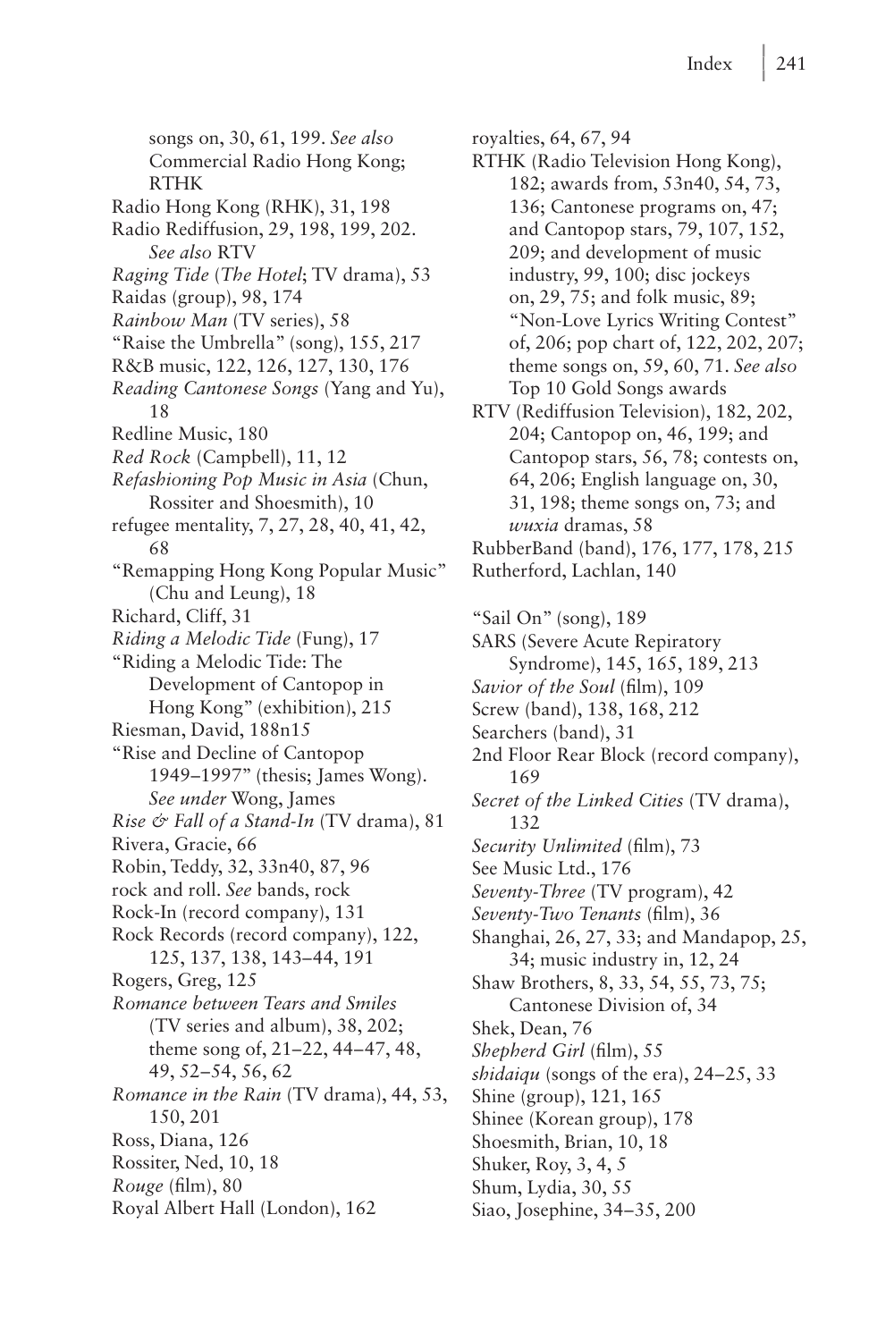songs on, 30, 61, 199. *See also* Commercial Radio Hong Kong; RTHK

Radio Hong Kong (RHK), 31, 198

Radio Rediffusion, 29, 198, 199, 202. *See also* RTV

*Raging Tide* (*The Hotel*; TV drama), 53

Raidas (group), 98, 174

*Rainbow Man* (TV series), 58

"Raise the Umbrella" (song), 155, 217

R&B music, 122, 126, 127, 130, 176

*Reading Cantonese Songs* (Yang and Yu), 18

Redline Music, 180

*Red Rock* (Campbell), 11, 12

*Refashioning Pop Music in Asia* (Chun, Rossiter and Shoesmith), 10

refugee mentality, 7, 27, 28, 40, 41, 42, 68

"Remapping Hong Kong Popular Music" (Chu and Leung), 18

Richard, Cliff, 31

*Riding a Melodic Tide* (Fung), 17

"Riding a Melodic Tide: The Development of Cantopop in Hong Kong" (exhibition), 215

Riesman, David, 188n15

"Rise and Decline of Cantopop 1949–1997" (thesis; James Wong). *See under* Wong, James

*Rise & Fall of a Stand-In* (TV drama), 81

Rivera, Gracie, 66

Robin, Teddy, 32, 33n40, 87, 96

rock and roll. *See* bands, rock

Rock-In (record company), 131

Rock Records (record company), 122, 125, 137, 138, 143–44, 191

Rogers, Greg, 125

*Romance between Tears and Smiles* (TV series and album), 38, 202; theme song of, 21–22, 44–47, 48, 49, 52–54, 56, 62

*Romance in the Rain* (TV drama), 44, 53, 150, 201

Ross, Diana, 126

Rossiter, Ned, 10, 18

*Rouge* (film), 80

Royal Albert Hall (London), 162

royalties, 64, 67, 94

RTHK (Radio Television Hong Kong), 182; awards from, 53n40, 54, 73, 136; Cantonese programs on, 47; and Cantopop stars, 79, 107, 152, 209; and development of music industry, 99, 100; disc jockeys on, 29, 75; and folk music, 89; "Non-Love Lyrics Writing Contest" of, 206; pop chart of, 122, 202, 207; theme songs on, 59, 60, 71. *See also* Top 10 Gold Songs awards

RTV (Rediffusion Television), 182, 202, 204; Cantopop on, 46, 199; and Cantopop stars, 56, 78; contests on, 64, 206; English language on, 30, 31, 198; theme songs on, 73; and *wuxia* dramas, 58

RubberBand (band), 176, 177, 178, 215

Rutherford, Lachlan, 140

"Sail On" (song), 189

SARS (Severe Acute Repiratory Syndrome), 145, 165, 189, 213

*Savior of the Soul* (film), 109

Screw (band), 138, 168, 212

Searchers (band), 31

2nd Floor Rear Block (record company), 169

*Secret of the Linked Cities* (TV drama), 132

*Security Unlimited* (film), 73

See Music Ltd., 176

*Seventy-Three* (TV program), 42

*Seventy-Two Tenants* (film), 36

Shanghai, 26, 27, 33; and Mandapop, 25, 34; music industry in, 12, 24

Shaw Brothers, 8, 33, 54, 55, 73, 75; Cantonese Division of, 34

Shek, Dean, 76

*Shepherd Girl* (film), 55

*shidaiqu* (songs of the era), 24–25, 33

Shine (group), 121, 165

Shinee (Korean group), 178

Shoesmith, Brian, 10, 18

Shuker, Roy, 3, 4, 5

Shum, Lydia, 30, 55

Siao, Josephine, 34–35, 200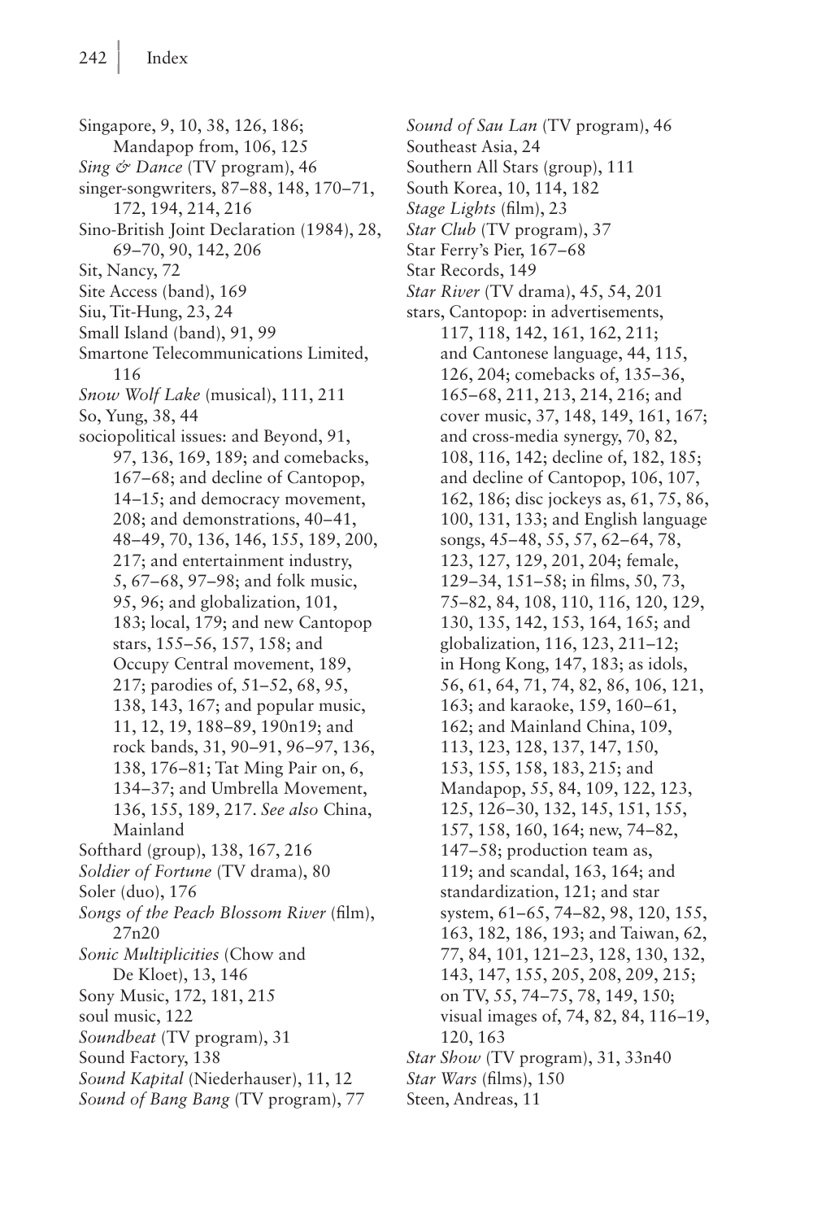Singapore, 9, 10, 38, 126, 186; Mandapop from, 106, 125

*Sing & Dance* (TV program), 46

singer-songwriters, 87–88, 148, 170–71, 172, 194, 214, 216

Sino-British Joint Declaration (1984), 28, 69–70, 90, 142, 206

Sit, Nancy, 72

Site Access (band), 169

Siu, Tit-Hung, 23, 24

Small Island (band), 91, 99

Smartone Telecommunications Limited, 116

*Snow Wolf Lake* (musical), 111, 211

So, Yung, 38, 44

sociopolitical issues: and Beyond, 91, 97, 136, 169, 189; and comebacks, 167–68; and decline of Cantopop, 14–15; and democracy movement, 208; and demonstrations, 40–41, 48–49, 70, 136, 146, 155, 189, 200, 217; and entertainment industry, 5, 67–68, 97–98; and folk music, 95, 96; and globalization, 101, 183; local, 179; and new Cantopop stars, 155–56, 157, 158; and Occupy Central movement, 189, 217; parodies of, 51–52, 68, 95, 138, 143, 167; and popular music, 11, 12, 19, 188–89, 190n19; and rock bands, 31, 90–91, 96–97, 136, 138, 176–81; Tat Ming Pair on, 6, 134–37; and Umbrella Movement, 136, 155, 189, 217. *See also* China, Mainland

Softhard (group), 138, 167, 216

*Soldier of Fortune* (TV drama), 80

Soler (duo), 176

*Songs of the Peach Blossom River* (film), 27n20

*Sonic Multiplicities* (Chow and De Kloet), 13, 146

Sony Music, 172, 181, 215

soul music, 122

*Soundbeat* (TV program), 31

Sound Factory, 138

*Sound Kapital* (Niederhauser), 11, 12

*Sound of Bang Bang* (TV program), 77

*Sound of Sau Lan* (TV program), 46

Southeast Asia, 24

Southern All Stars (group), 111

South Korea, 10, 114, 182

*Stage Lights* (film), 23

*Star Club* (TV program), 37

Star Ferry's Pier, 167–68

Star Records, 149

*Star River* (TV drama), 45, 54, 201

stars, Cantopop: in advertisements, 117, 118, 142, 161, 162, 211; and Cantonese language, 44, 115, 126, 204; comebacks of, 135–36, 165–68, 211, 213, 214, 216; and cover music, 37, 148, 149, 161, 167; and cross-media synergy, 70, 82, 108, 116, 142; decline of, 182, 185; and decline of Cantopop, 106, 107, 162, 186; disc jockeys as, 61, 75, 86, 100, 131, 133; and English language songs, 45–48, 55, 57, 62–64, 78, 123, 127, 129, 201, 204; female, 129–34, 151–58; in films, 50, 73, 75–82, 84, 108, 110, 116, 120, 129, 130, 135, 142, 153, 164, 165; and globalization, 116, 123, 211–12; in Hong Kong, 147, 183; as idols, 56, 61, 64, 71, 74, 82, 86, 106, 121, 163; and karaoke, 159, 160–61, 162; and Mainland China, 109, 113, 123, 128, 137, 147, 150, 153, 155, 158, 183, 215; and Mandapop, 55, 84, 109, 122, 123, 125, 126–30, 132, 145, 151, 155, 157, 158, 160, 164; new, 74–82, 147–58; production team as, 119; and scandal, 163, 164; and standardization, 121; and star system, 61–65, 74–82, 98, 120, 155, 163, 182, 186, 193; and Taiwan, 62, 77, 84, 101, 121–23, 128, 130, 132, 143, 147, 155, 205, 208, 209, 215; on TV, 55, 74–75, 78, 149, 150; visual images of, 74, 82, 84, 116–19, 120, 163

*Star Show* (TV program), 31, 33n40

*Star Wars* (films), 150

Steen, Andreas, 11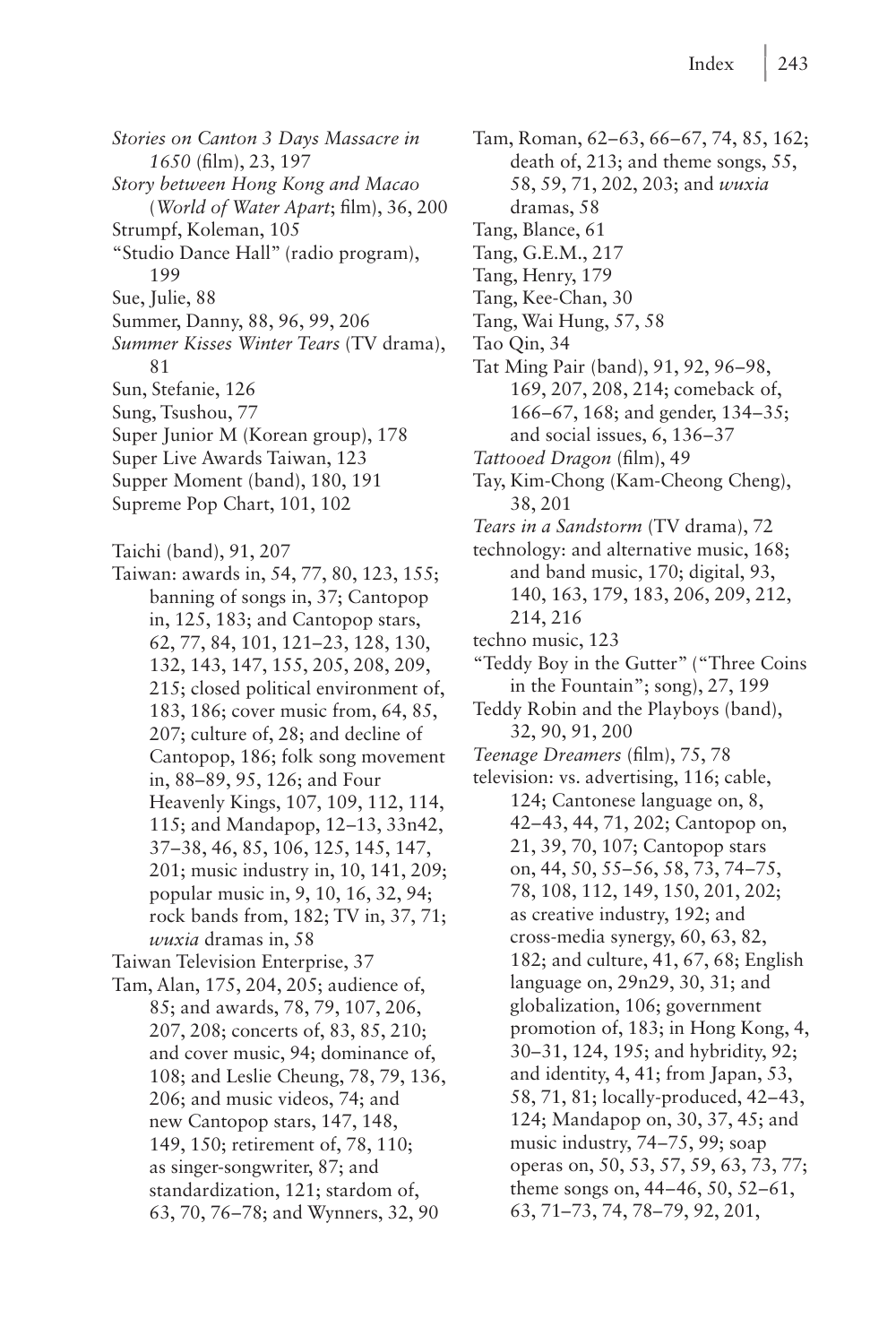*Stories on Canton 3 Days Massacre in 1650* (film), 23, 197
*Story between Hong Kong and Macao* (*World of Water Apart*; film), 36, 200
Strumpf, Koleman, 105
"Studio Dance Hall" (radio program), 199
Sue, Julie, 88
Summer, Danny, 88, 96, 99, 206
*Summer Kisses Winter Tears* (TV drama), 81
Sun, Stefanie, 126
Sung, Tsushou, 77
Super Junior M (Korean group), 178
Super Live Awards Taiwan, 123
Supper Moment (band), 180, 191
Supreme Pop Chart, 101, 102

Taichi (band), 91, 207
Taiwan: awards in, 54, 77, 80, 123, 155; banning of songs in, 37; Cantopop in, 125, 183; and Cantopop stars, 62, 77, 84, 101, 121–23, 128, 130, 132, 143, 147, 155, 205, 208, 209, 215; closed political environment of, 183, 186; cover music from, 64, 85, 207; culture of, 28; and decline of Cantopop, 186; folk song movement in, 88–89, 95, 126; and Four Heavenly Kings, 107, 109, 112, 114, 115; and Mandapop, 12–13, 33n42, 37–38, 46, 85, 106, 125, 145, 147, 201; music industry in, 10, 141, 209; popular music in, 9, 10, 16, 32, 94; rock bands from, 182; TV in, 37, 71; *wuxia* dramas in, 58
Taiwan Television Enterprise, 37
Tam, Alan, 175, 204, 205; audience of, 85; and awards, 78, 79, 107, 206, 207, 208; concerts of, 83, 85, 210; and cover music, 94; dominance of, 108; and Leslie Cheung, 78, 79, 136, 206; and music videos, 74; and new Cantopop stars, 147, 148, 149, 150; retirement of, 78, 110; as singer-songwriter, 87; and standardization, 121; stardom of, 63, 70, 76–78; and Wynners, 32, 90
Tam, Roman, 62–63, 66–67, 74, 85, 162; death of, 213; and theme songs, 55, 58, 59, 71, 202, 203; and *wuxia* dramas, 58
Tang, Blance, 61
Tang, G.E.M., 217
Tang, Henry, 179
Tang, Kee-Chan, 30
Tang, Wai Hung, 57, 58
Tao Qin, 34
Tat Ming Pair (band), 91, 92, 96–98, 169, 207, 208, 214; comeback of, 166–67, 168; and gender, 134–35; and social issues, 6, 136–37
*Tattooed Dragon* (film), 49
Tay, Kim-Chong (Kam-Cheong Cheng), 38, 201
*Tears in a Sandstorm* (TV drama), 72
technology: and alternative music, 168; and band music, 170; digital, 93, 140, 163, 179, 183, 206, 209, 212, 214, 216
techno music, 123
"Teddy Boy in the Gutter" ("Three Coins in the Fountain"; song), 27, 199
Teddy Robin and the Playboys (band), 32, 90, 91, 200
*Teenage Dreamers* (film), 75, 78
television: vs. advertising, 116; cable, 124; Cantonese language on, 8, 42–43, 44, 71, 202; Cantopop on, 21, 39, 70, 107; Cantopop stars on, 44, 50, 55–56, 58, 73, 74–75, 78, 108, 112, 149, 150, 201, 202; as creative industry, 192; and cross-media synergy, 60, 63, 82, 182; and culture, 41, 67, 68; English language on, 29n29, 30, 31; and globalization, 106; government promotion of, 183; in Hong Kong, 4, 30–31, 124, 195; and hybridity, 92; and identity, 4, 41; from Japan, 53, 58, 71, 81; locally-produced, 42–43, 124; Mandapop on, 30, 37, 45; and music industry, 74–75, 99; soap operas on, 50, 53, 57, 59, 63, 73, 77; theme songs on, 44–46, 50, 52–61, 63, 71–73, 74, 78–79, 92, 201,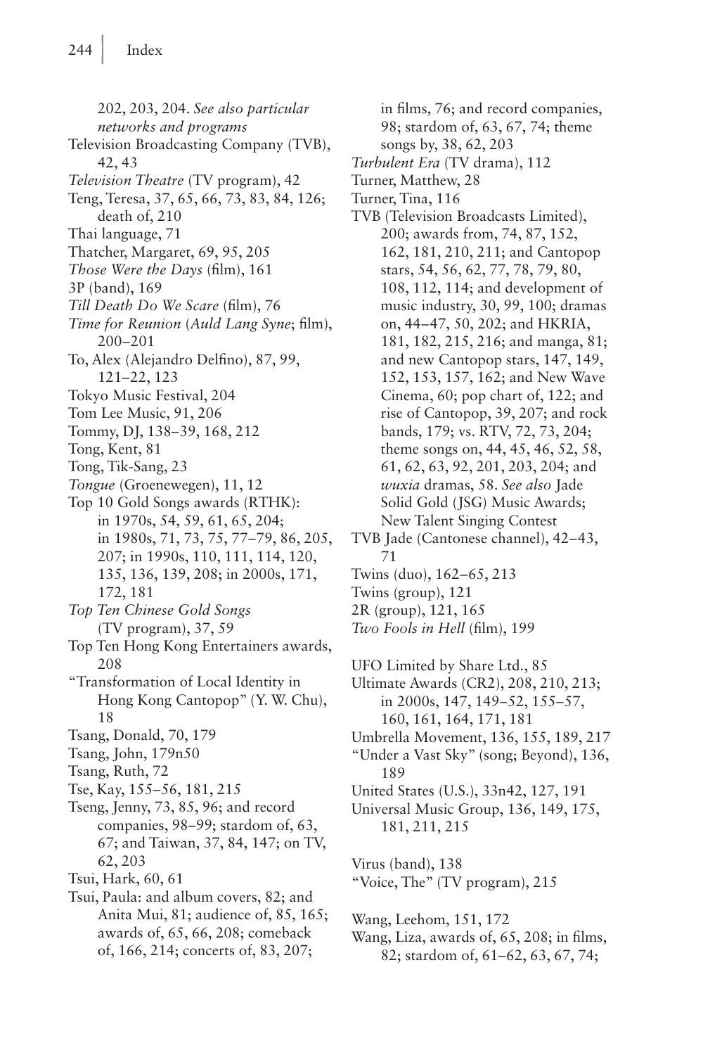202, 203, 204. *See also particular networks and programs*

Television Broadcasting Company (TVB), 42, 43

*Television Theatre* (TV program), 42

Teng, Teresa, 37, 65, 66, 73, 83, 84, 126; death of, 210

Thai language, 71

Thatcher, Margaret, 69, 95, 205

*Those Were the Days* (film), 161

3P (band), 169

*Till Death Do We Scare* (film), 76

*Time for Reunion* (*Auld Lang Syne*; film), 200–201

To, Alex (Alejandro Delfino), 87, 99, 121–22, 123

Tokyo Music Festival, 204

Tom Lee Music, 91, 206

Tommy, DJ, 138–39, 168, 212

Tong, Kent, 81

Tong, Tik-Sang, 23

*Tongue* (Groenewegen), 11, 12

Top 10 Gold Songs awards (RTHK): in 1970s, 54, 59, 61, 65, 204; in 1980s, 71, 73, 75, 77–79, 86, 205, 207; in 1990s, 110, 111, 114, 120, 135, 136, 139, 208; in 2000s, 171, 172, 181

*Top Ten Chinese Gold Songs* (TV program), 37, 59

Top Ten Hong Kong Entertainers awards, 208

"Transformation of Local Identity in Hong Kong Cantopop" (Y. W. Chu), 18

Tsang, Donald, 70, 179

Tsang, John, 179n50

Tsang, Ruth, 72

Tse, Kay, 155–56, 181, 215

Tseng, Jenny, 73, 85, 96; and record companies, 98–99; stardom of, 63, 67; and Taiwan, 37, 84, 147; on TV, 62, 203

Tsui, Hark, 60, 61

Tsui, Paula: and album covers, 82; and Anita Mui, 81; audience of, 85, 165; awards of, 65, 66, 208; comeback of, 166, 214; concerts of, 83, 207; in films, 76; and record companies, 98; stardom of, 63, 67, 74; theme songs by, 38, 62, 203

*Turbulent Era* (TV drama), 112

Turner, Matthew, 28

Turner, Tina, 116

TVB (Television Broadcasts Limited), 200; awards from, 74, 87, 152, 162, 181, 210, 211; and Cantopop stars, 54, 56, 62, 77, 78, 79, 80, 108, 112, 114; and development of music industry, 30, 99, 100; dramas on, 44–47, 50, 202; and HKRIA, 181, 182, 215, 216; and manga, 81; and new Cantopop stars, 147, 149, 152, 153, 157, 162; and New Wave Cinema, 60; pop chart of, 122; and rise of Cantopop, 39, 207; and rock bands, 179; vs. RTV, 72, 73, 204; theme songs on, 44, 45, 46, 52, 58, 61, 62, 63, 92, 201, 203, 204; and *wuxia* dramas, 58. *See also* Jade Solid Gold (JSG) Music Awards; New Talent Singing Contest

TVB Jade (Cantonese channel), 42–43, 71

Twins (duo), 162–65, 213

Twins (group), 121

2R (group), 121, 165

*Two Fools in Hell* (film), 199

UFO Limited by Share Ltd., 85

Ultimate Awards (CR2), 208, 210, 213; in 2000s, 147, 149–52, 155–57, 160, 161, 164, 171, 181

Umbrella Movement, 136, 155, 189, 217

"Under a Vast Sky" (song; Beyond), 136, 189

United States (U.S.), 33n42, 127, 191

Universal Music Group, 136, 149, 175, 181, 211, 215

Virus (band), 138

"Voice, The" (TV program), 215

Wang, Leehom, 151, 172

Wang, Liza, awards of, 65, 208; in films, 82; stardom of, 61–62, 63, 67, 74;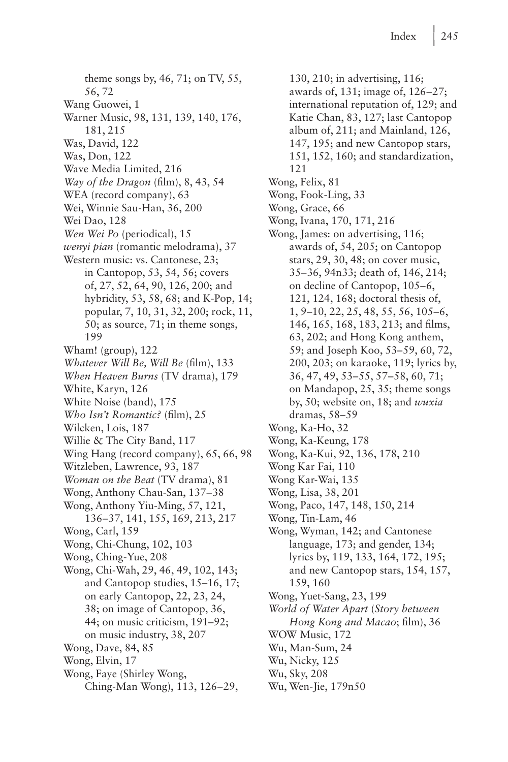theme songs by, 46, 71; on TV, 55, 56, 72
Wang Guowei, 1
Warner Music, 98, 131, 139, 140, 176, 181, 215
Was, David, 122
Was, Don, 122
Wave Media Limited, 216
*Way of the Dragon* (film), 8, 43, 54
WEA (record company), 63
Wei, Winnie Sau-Han, 36, 200
Wei Dao, 128
*Wen Wei Po* (periodical), 15
*wenyi pian* (romantic melodrama), 37
Western music: vs. Cantonese, 23; in Cantopop, 53, 54, 56; covers of, 27, 52, 64, 90, 126, 200; and hybridity, 53, 58, 68; and K-Pop, 14; popular, 7, 10, 31, 32, 200; rock, 11, 50; as source, 71; in theme songs, 199
Wham! (group), 122
*Whatever Will Be, Will Be* (film), 133
*When Heaven Burns* (TV drama), 179
White, Karyn, 126
White Noise (band), 175
*Who Isn't Romantic?* (film), 25
Wilcken, Lois, 187
Willie & The City Band, 117
Wing Hang (record company), 65, 66, 98
Witzleben, Lawrence, 93, 187
*Woman on the Beat* (TV drama), 81
Wong, Anthony Chau-San, 137–38
Wong, Anthony Yiu-Ming, 57, 121, 136–37, 141, 155, 169, 213, 217
Wong, Carl, 159
Wong, Chi-Chung, 102, 103
Wong, Ching-Yue, 208
Wong, Chi-Wah, 29, 46, 49, 102, 143; and Cantopop studies, 15–16, 17; on early Cantopop, 22, 23, 24, 38; on image of Cantopop, 36, 44; on music criticism, 191–92; on music industry, 38, 207
Wong, Dave, 84, 85
Wong, Elvin, 17
Wong, Faye (Shirley Wong, Ching-Man Wong), 113, 126–29, 130, 210; in advertising, 116; awards of, 131; image of, 126–27; international reputation of, 129; and Katie Chan, 83, 127; last Cantopop album of, 211; and Mainland, 126, 147, 195; and new Cantopop stars, 151, 152, 160; and standardization, 121
Wong, Felix, 81
Wong, Fook-Ling, 33
Wong, Grace, 66
Wong, Ivana, 170, 171, 216
Wong, James: on advertising, 116; awards of, 54, 205; on Cantopop stars, 29, 30, 48; on cover music, 35–36, 94n33; death of, 146, 214; on decline of Cantopop, 105–6, 121, 124, 168; doctoral thesis of, 1, 9–10, 22, 25, 48, 55, 56, 105–6, 146, 165, 168, 183, 213; and films, 63, 202; and Hong Kong anthem, 59; and Joseph Koo, 53–59, 60, 72, 200, 203; on karaoke, 119; lyrics by, 36, 47, 49, 53–55, 57–58, 60, 71; on Mandapop, 25, 35; theme songs by, 50; website on, 18; and *wuxia* dramas, 58–59
Wong, Ka-Ho, 32
Wong, Ka-Keung, 178
Wong, Ka-Kui, 92, 136, 178, 210
Wong Kar Fai, 110
Wong Kar-Wai, 135
Wong, Lisa, 38, 201
Wong, Paco, 147, 148, 150, 214
Wong, Tin-Lam, 46
Wong, Wyman, 142; and Cantonese language, 173; and gender, 134; lyrics by, 119, 133, 164, 172, 195; and new Cantopop stars, 154, 157, 159, 160
Wong, Yuet-Sang, 23, 199
*World of Water Apart* (*Story between Hong Kong and Macao*; film), 36
WOW Music, 172
Wu, Man-Sum, 24
Wu, Nicky, 125
Wu, Sky, 208
Wu, Wen-Jie, 179n50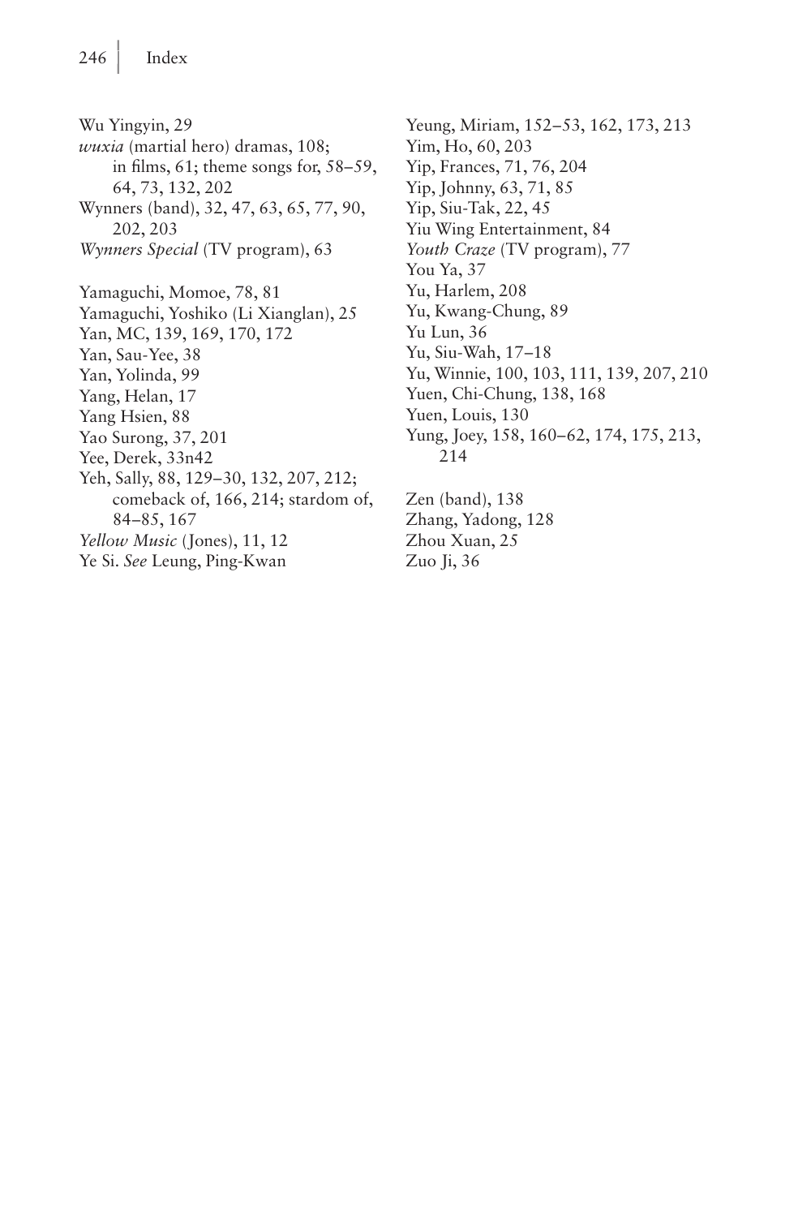Wu Yingyin, 29
*wuxia* (martial hero) dramas, 108; in films, 61; theme songs for, 58–59, 64, 73, 132, 202
Wynners (band), 32, 47, 63, 65, 77, 90, 202, 203
*Wynners Special* (TV program), 63

Yamaguchi, Momoe, 78, 81
Yamaguchi, Yoshiko (Li Xianglan), 25
Yan, MC, 139, 169, 170, 172
Yan, Sau-Yee, 38
Yan, Yolinda, 99
Yang, Helan, 17
Yang Hsien, 88
Yao Surong, 37, 201
Yee, Derek, 33n42
Yeh, Sally, 88, 129–30, 132, 207, 212; comeback of, 166, 214; stardom of, 84–85, 167
*Yellow Music* (Jones), 11, 12
Ye Si. *See* Leung, Ping-Kwan
Yeung, Miriam, 152–53, 162, 173, 213
Yim, Ho, 60, 203
Yip, Frances, 71, 76, 204
Yip, Johnny, 63, 71, 85
Yip, Siu-Tak, 22, 45
Yiu Wing Entertainment, 84
*Youth Craze* (TV program), 77
You Ya, 37
Yu, Harlem, 208
Yu, Kwang-Chung, 89
Yu Lun, 36
Yu, Siu-Wah, 17–18
Yu, Winnie, 100, 103, 111, 139, 207, 210
Yuen, Chi-Chung, 138, 168
Yuen, Louis, 130
Yung, Joey, 158, 160–62, 174, 175, 213, 214

Zen (band), 138
Zhang, Yadong, 128
Zhou Xuan, 25
Zuo Ji, 36